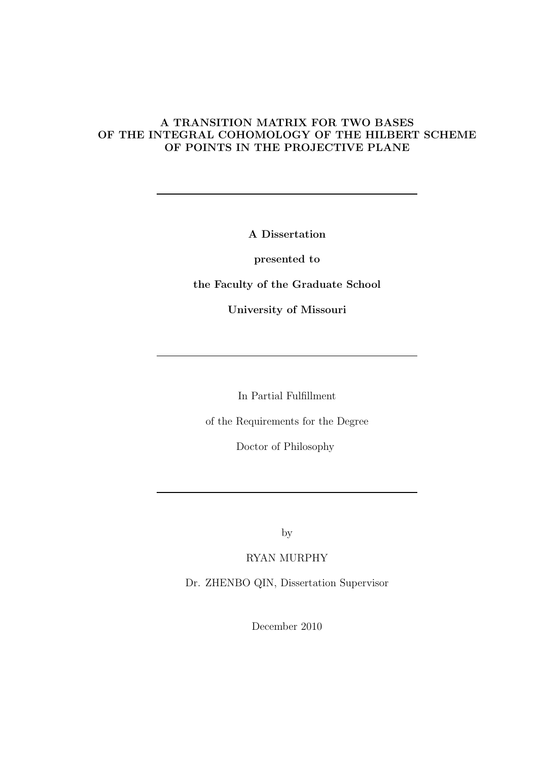# A TRANSITION MATRIX FOR TWO BASES OF THE INTEGRAL COHOMOLOGY OF THE HILBERT SCHEME OF POINTS IN THE PROJECTIVE PLANE

---

**A Dissertation**

**presented to**

**the Faculty of the Graduate School**

**University of Missouri**

---

In Partial Fulfillment

of the Requirements for the Degree

Doctor of Philosophy

---

by

RYAN MURPHY

Dr. ZHENBO QIN, Dissertation Supervisor

December 2010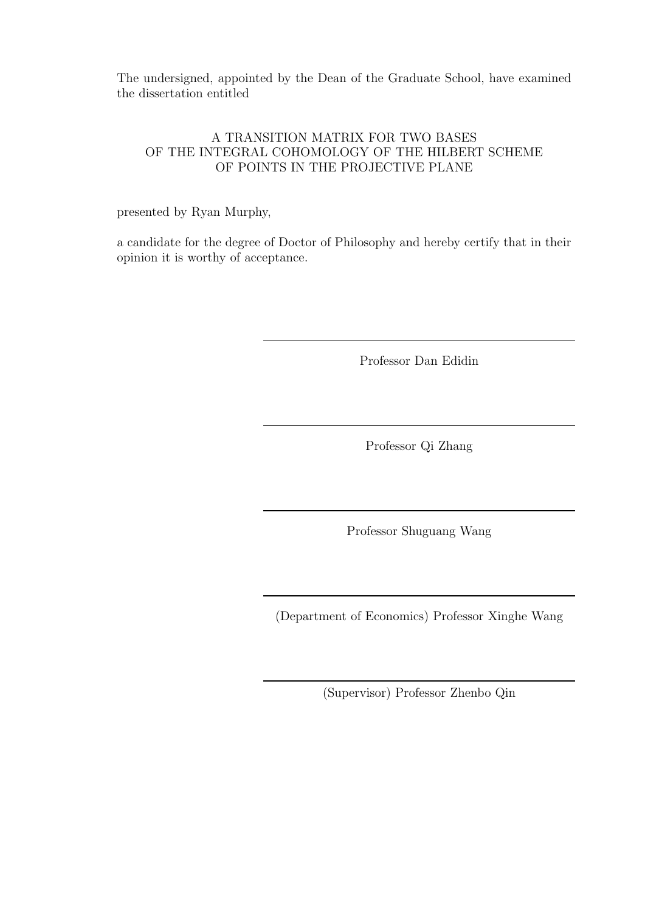The undersigned, appointed by the Dean of the Graduate School, have examined the dissertation entitled

A TRANSITION MATRIX FOR TWO BASES
OF THE INTEGRAL COHOMOLOGY OF THE HILBERT SCHEME
OF POINTS IN THE PROJECTIVE PLANE

presented by Ryan Murphy,

a candidate for the degree of Doctor of Philosophy and hereby certify that in their opinion it is worthy of acceptance.

---

Professor Dan Edidin

---

Professor Qi Zhang

---

Professor Shuguang Wang

---

(Department of Economics) Professor Xinghe Wang

---

(Supervisor) Professor Zhenbo Qin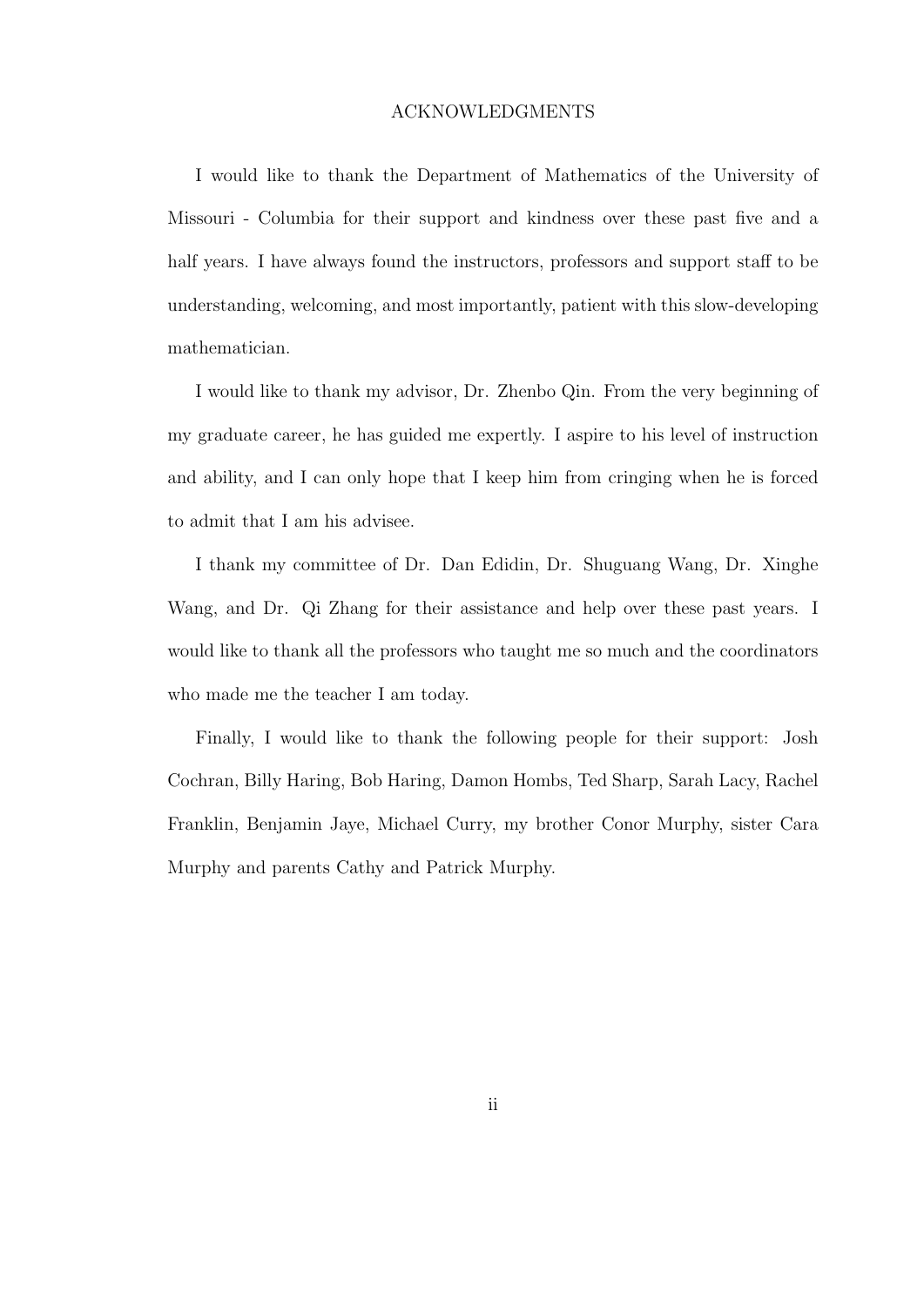# ACKNOWLEDGMENTS

I would like to thank the Department of Mathematics of the University of Missouri - Columbia for their support and kindness over these past five and a half years. I have always found the instructors, professors and support staff to be understanding, welcoming, and most importantly, patient with this slow-developing mathematician.

I would like to thank my advisor, Dr. Zhenbo Qin. From the very beginning of my graduate career, he has guided me expertly. I aspire to his level of instruction and ability, and I can only hope that I keep him from cringing when he is forced to admit that I am his advisee.

I thank my committee of Dr. Dan Edidin, Dr. Shuguang Wang, Dr. Xinghe Wang, and Dr. Qi Zhang for their assistance and help over these past years. I would like to thank all the professors who taught me so much and the coordinators who made me the teacher I am today.

Finally, I would like to thank the following people for their support: Josh Cochran, Billy Haring, Bob Haring, Damon Hombs, Ted Sharp, Sarah Lacy, Rachel Franklin, Benjamin Jaye, Michael Curry, my brother Conor Murphy, sister Cara Murphy and parents Cathy and Patrick Murphy.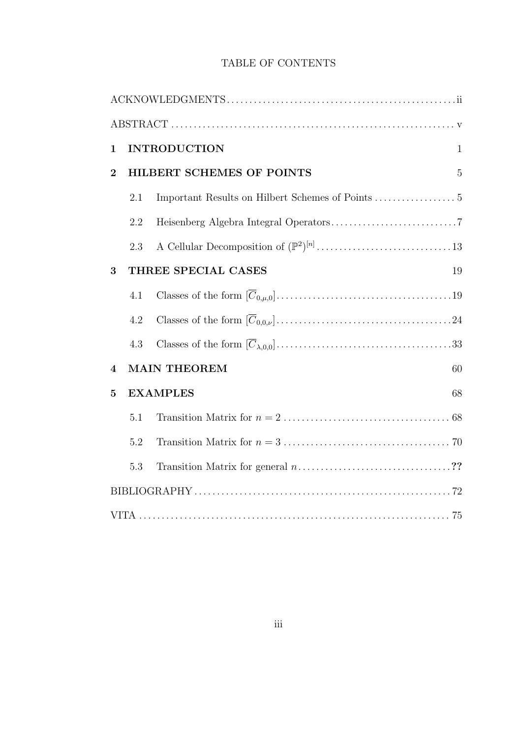# TABLE OF CONTENTS

ACKNOWLEDGMENTS . . . . . . . . . . ii

ABSTRACT . . . . . . . . . . v

**1 INTRODUCTION** 1

**2 HILBERT SCHEMES OF POINTS** 5

- 2.1 Important Results on Hilbert Schemes of Points . . . . . . . . . . 5
- 2.2 Heisenberg Algebra Integral Operators . . . . . . . . . . 7
- 2.3 A Cellular Decomposition of $(\mathbb{P}^2)^{[n]}$ . . . . . . . . . . 13

**3 THREE SPECIAL CASES** 19

- 4.1 Classes of the form $[\overline{C}_{0,\mu,0}]$ . . . . . . . . . . 19
- 4.2 Classes of the form $[\overline{C}_{0,0,\nu}]$ . . . . . . . . . . 24
- 4.3 Classes of the form $[\overline{C}_{\lambda,0,0}]$ . . . . . . . . . . 33

**4 MAIN THEOREM** 60

**5 EXAMPLES** 68

- 5.1 Transition Matrix for $n = 2$ . . . . . . . . . . 68
- 5.2 Transition Matrix for $n = 3$ . . . . . . . . . . 70
- 5.3 Transition Matrix for general $n$ . . . . . . . . . . **??**

BIBLIOGRAPHY . . . . . . . . . . 72

VITA . . . . . . . . . . 75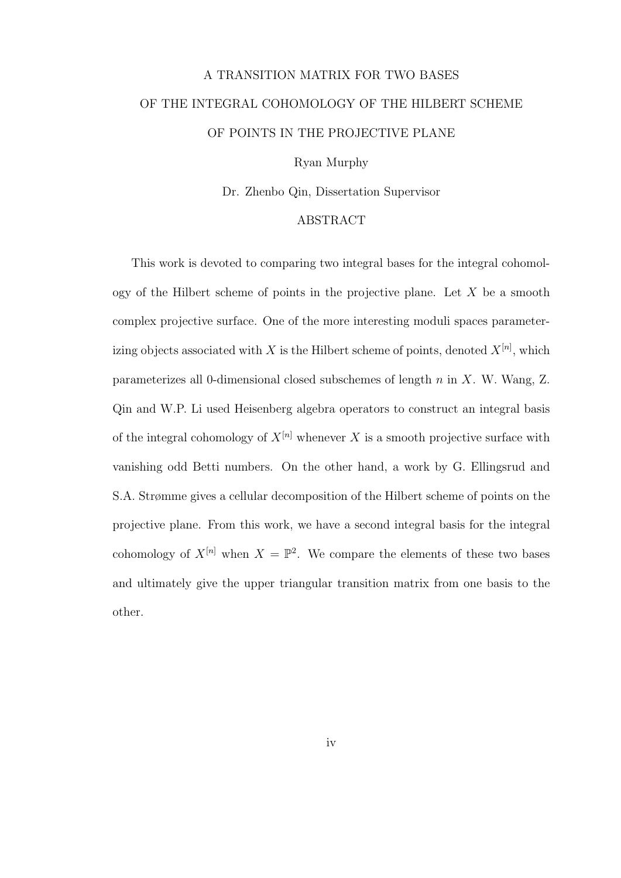A TRANSITION MATRIX FOR TWO BASES

OF THE INTEGRAL COHOMOLOGY OF THE HILBERT SCHEME

OF POINTS IN THE PROJECTIVE PLANE

Ryan Murphy

Dr. Zhenbo Qin, Dissertation Supervisor

## ABSTRACT

This work is devoted to comparing two integral bases for the integral cohomology of the Hilbert scheme of points in the projective plane. Let $X$ be a smooth complex projective surface. One of the more interesting moduli spaces parameterizing objects associated with $X$ is the Hilbert scheme of points, denoted $X^{[n]}$, which parameterizes all 0-dimensional closed subschemes of length $n$ in $X$. W. Wang, Z. Qin and W.P. Li used Heisenberg algebra operators to construct an integral basis of the integral cohomology of $X^{[n]}$ whenever $X$ is a smooth projective surface with vanishing odd Betti numbers. On the other hand, a work by G. Ellingsrud and S.A. Strømme gives a cellular decomposition of the Hilbert scheme of points on the projective plane. From this work, we have a second integral basis for the integral cohomology of $X^{[n]}$ when $X = \mathbb{P}^2$. We compare the elements of these two bases and ultimately give the upper triangular transition matrix from one basis to the other.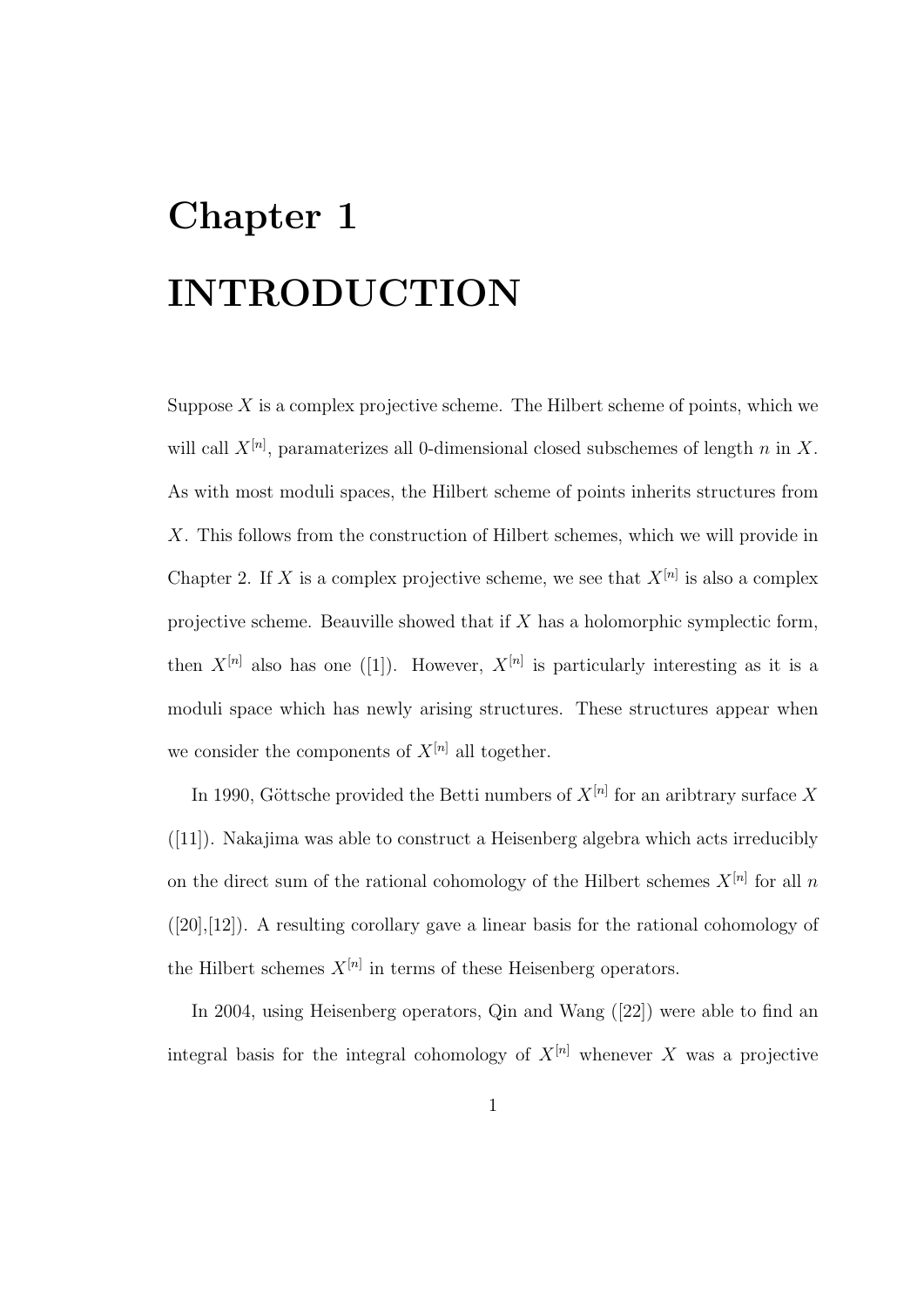# Chapter 1

# INTRODUCTION

Suppose $X$ is a complex projective scheme. The Hilbert scheme of points, which we will call $X^{[n]}$, paramaterizes all 0-dimensional closed subschemes of length $n$ in $X$. As with most moduli spaces, the Hilbert scheme of points inherits structures from $X$. This follows from the construction of Hilbert schemes, which we will provide in Chapter 2. If $X$ is a complex projective scheme, we see that $X^{[n]}$ is also a complex projective scheme. Beauville showed that if $X$ has a holomorphic symplectic form, then $X^{[n]}$ also has one ([1]). However, $X^{[n]}$ is particularly interesting as it is a moduli space which has newly arising structures. These structures appear when we consider the components of $X^{[n]}$ all together.

In 1990, Göttsche provided the Betti numbers of $X^{[n]}$ for an aribtrary surface $X$ ([11]). Nakajima was able to construct a Heisenberg algebra which acts irreducibly on the direct sum of the rational cohomology of the Hilbert schemes $X^{[n]}$ for all $n$ ([20],[12]). A resulting corollary gave a linear basis for the rational cohomology of the Hilbert schemes $X^{[n]}$ in terms of these Heisenberg operators.

In 2004, using Heisenberg operators, Qin and Wang ([22]) were able to find an integral basis for the integral cohomology of $X^{[n]}$ whenever $X$ was a projective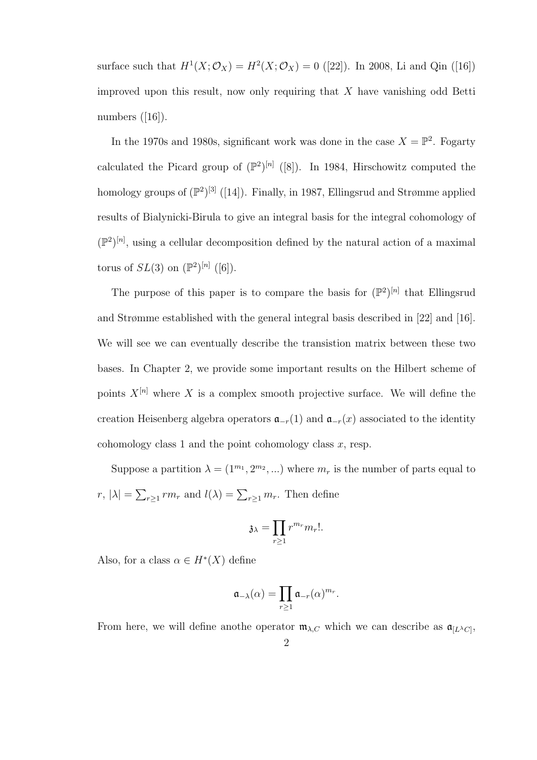surface such that $H^1(X; \mathcal{O}_X) = H^2(X; \mathcal{O}_X) = 0$ ([22]). In 2008, Li and Qin ([16]) improved upon this result, now only requiring that $X$ have vanishing odd Betti numbers ([16]).

In the 1970s and 1980s, significant work was done in the case $X = \mathbb{P}^2$. Fogarty calculated the Picard group of $(\mathbb{P}^2)^{[n]}$ ([8]). In 1984, Hirschowitz computed the homology groups of $(\mathbb{P}^2)^{[3]}$ ([14]). Finally, in 1987, Ellingsrud and Strømme applied results of Bialynicki-Birula to give an integral basis for the integral cohomology of $(\mathbb{P}^2)^{[n]}$, using a cellular decomposition defined by the natural action of a maximal torus of $SL(3)$ on $(\mathbb{P}^2)^{[n]}$ ([6]).

The purpose of this paper is to compare the basis for $(\mathbb{P}^2)^{[n]}$ that Ellingsrud and Strømme established with the general integral basis described in [22] and [16]. We will see we can eventually describe the transistion matrix between these two bases. In Chapter 2, we provide some important results on the Hilbert scheme of points $X^{[n]}$ where $X$ is a complex smooth projective surface. We will define the creation Heisenberg algebra operators $\mathfrak{a}_{-r}(1)$ and $\mathfrak{a}_{-r}(x)$ associated to the identity cohomology class 1 and the point cohomology class $x$, resp.

Suppose a partition $\lambda = (1^{m_1}, 2^{m_2}, ...)$ where $m_r$ is the number of parts equal to $r$, $|\lambda| = \sum_{r \geq 1} r m_r$ and $l(\lambda) = \sum_{r \geq 1} m_r$. Then define

$$\mathfrak{z}_\lambda = \prod_{r \geq 1} r^{m_r} m_r!.$$

Also, for a class $\alpha \in H^*(X)$ define

$$\mathfrak{a}_{-\lambda}(\alpha) = \prod_{r \geq 1} \mathfrak{a}_{-r}(\alpha)^{m_r}.$$

From here, we will define anothe operator $\mathfrak{m}_{\lambda,C}$ which we can describe as $\mathfrak{a}_{[L^\lambda C]}$,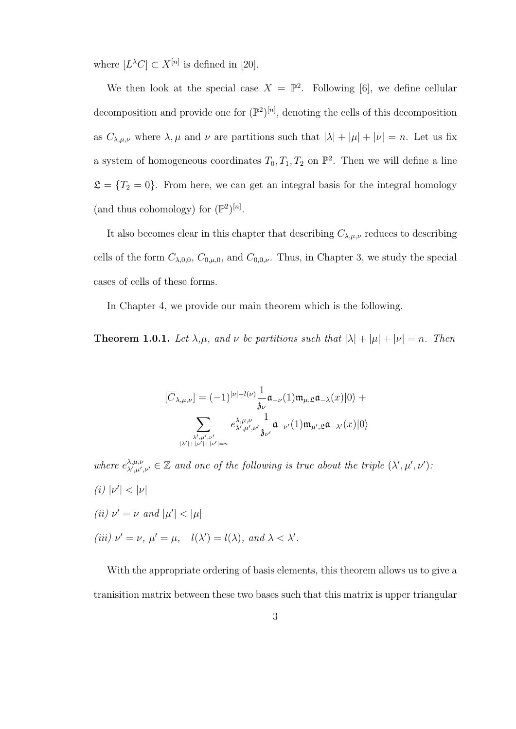where $[L^\lambda C] \subset X^{[n]}$ is defined in [20].

We then look at the special case $X = \mathbb{P}^2$. Following [6], we define cellular decomposition and provide one for $(\mathbb{P}^2)^{[n]}$, denoting the cells of this decomposition as $C_{\lambda,\mu,\nu}$ where $\lambda, \mu$ and $\nu$ are partitions such that $|\lambda| + |\mu| + |\nu| = n$. Let us fix a system of homogeneous coordinates $T_0, T_1, T_2$ on $\mathbb{P}^2$. Then we will define a line $\mathfrak{L} = \{T_2 = 0\}$. From here, we can get an integral basis for the integral homology (and thus cohomology) for $(\mathbb{P}^2)^{[n]}$.

It also becomes clear in this chapter that describing $C_{\lambda,\mu,\nu}$ reduces to describing cells of the form $C_{\lambda,0,0}$, $C_{0,\mu,0}$, and $C_{0,0,\nu}$. Thus, in Chapter 3, we study the special cases of cells of these forms.

In Chapter 4, we provide our main theorem which is the following.

**Theorem 1.0.1.** *Let $\lambda$, $\mu$, and $\nu$ be partitions such that $|\lambda| + |\mu| + |\nu| = n$. Then*

$$[\overline{C}_{\lambda,\mu,\nu}] = (-1)^{|\nu|-l(\nu)} \frac{1}{\mathfrak{z}_\nu} \mathfrak{a}_{-\nu}(1)\mathfrak{m}_{\mu,\mathfrak{L}}\mathfrak{a}_{-\lambda}(x)|0\rangle + \sum_{\substack{\lambda',\mu',\nu' \\ |\lambda'|+|\mu'|+|\nu'|=n}} e^{\lambda,\mu,\nu}_{\lambda',\mu',\nu'} \frac{1}{\mathfrak{z}_{\nu'}} \mathfrak{a}_{-\nu'}(1)\mathfrak{m}_{\mu',\mathfrak{L}}\mathfrak{a}_{-\lambda'}(x)|0\rangle$$

*where $e^{\lambda,\mu,\nu}_{\lambda',\mu',\nu'} \in \mathbb{Z}$ and one of the following is true about the triple $(\lambda', \mu', \nu')$:*

*(i) $|\nu'| < |\nu|$*

*(ii) $\nu' = \nu$ and $|\mu'| < |\mu|$*

*(iii) $\nu' = \nu$, $\mu' = \mu$, $\quad l(\lambda') = l(\lambda)$, and $\lambda < \lambda'$.*

With the appropriate ordering of basis elements, this theorem allows us to give a tranisition matrix between these two bases such that this matrix is upper triangular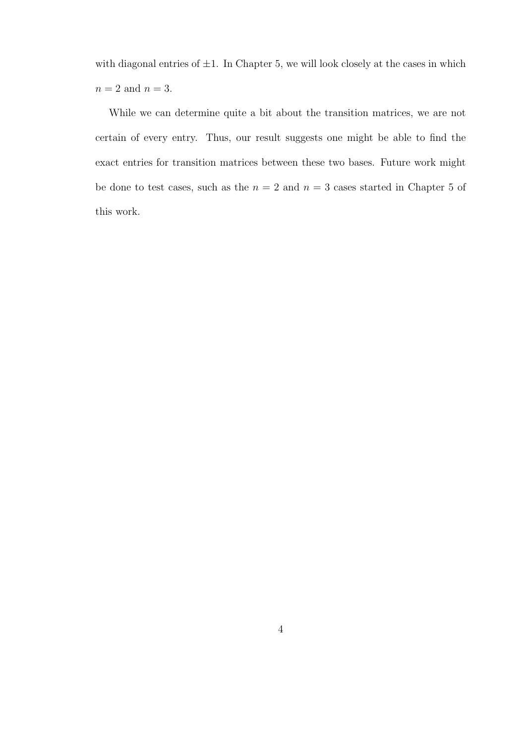with diagonal entries of $\pm 1$. In Chapter 5, we will look closely at the cases in which $n = 2$ and $n = 3$.

While we can determine quite a bit about the transition matrices, we are not certain of every entry. Thus, our result suggests one might be able to find the exact entries for transition matrices between these two bases. Future work might be done to test cases, such as the $n = 2$ and $n = 3$ cases started in Chapter 5 of this work.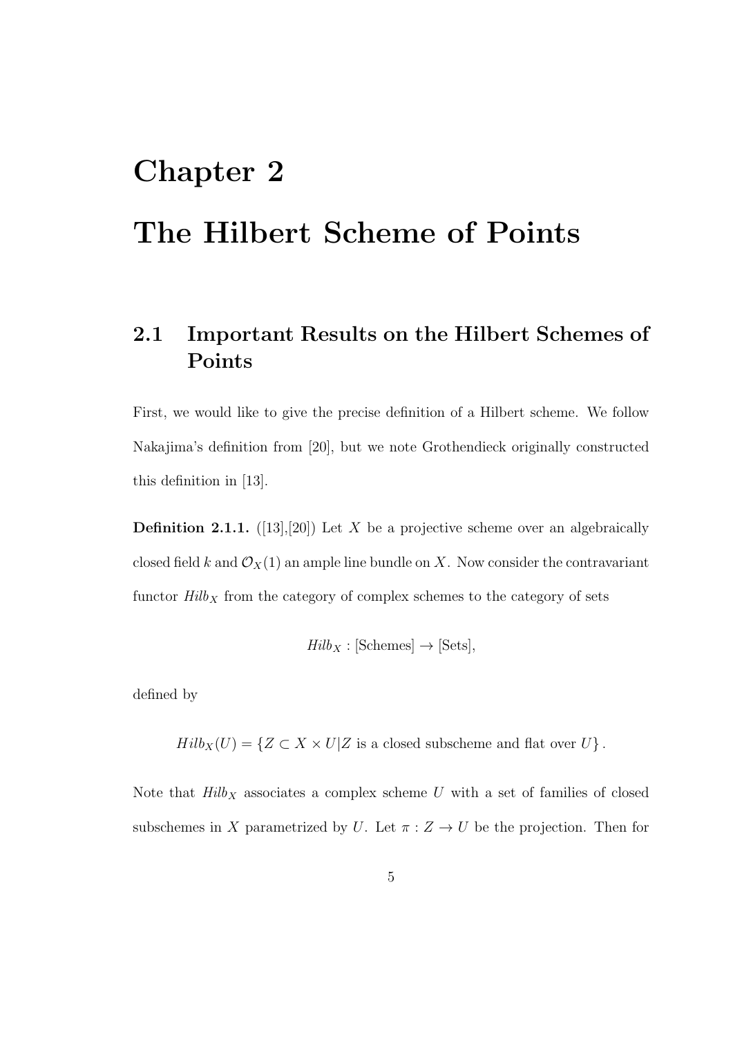# Chapter 2

# The Hilbert Scheme of Points

## 2.1 Important Results on the Hilbert Schemes of Points

First, we would like to give the precise definition of a Hilbert scheme. We follow Nakajima's definition from [20], but we note Grothendieck originally constructed this definition in [13].

**Definition 2.1.1.** ([13],[20]) Let $X$ be a projective scheme over an algebraically closed field $k$ and $\mathcal{O}_X(1)$ an ample line bundle on $X$. Now consider the contravariant functor $\mathit{Hilb}_X$ from the category of complex schemes to the category of sets

$$\mathit{Hilb}_X : [\text{Schemes}] \to [\text{Sets}],$$

defined by

$$\mathit{Hilb}_X(U) = \{Z \subset X \times U | Z \text{ is a closed subscheme and flat over } U\}.$$

Note that $\mathit{Hilb}_X$ associates a complex scheme $U$ with a set of families of closed subschemes in $X$ parametrized by $U$. Let $\pi : Z \to U$ be the projection. Then for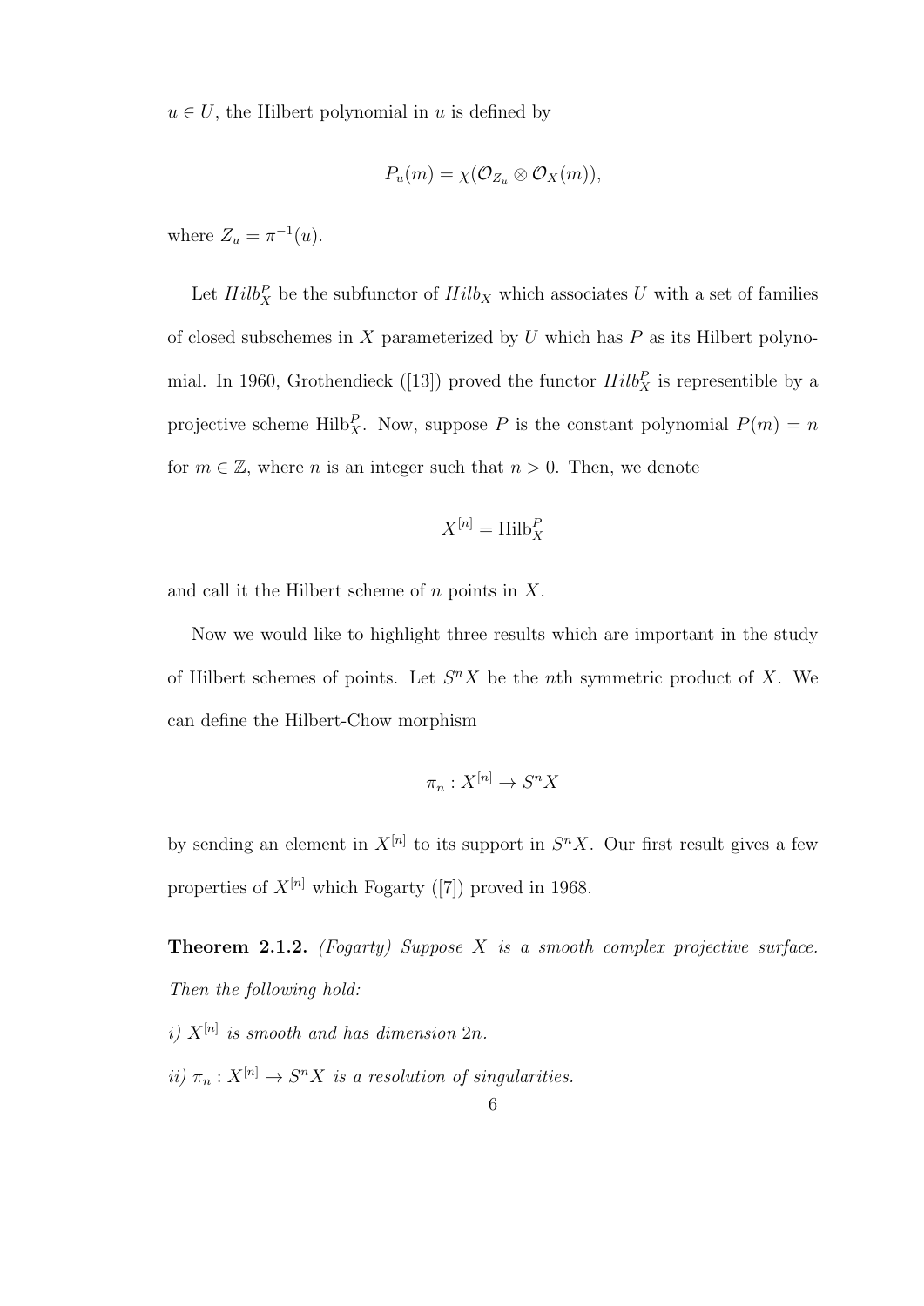$u \in U$, the Hilbert polynomial in $u$ is defined by

$$P_u(m) = \chi(\mathcal{O}_{Z_u} \otimes \mathcal{O}_X(m)),$$

where $Z_u = \pi^{-1}(u)$.

Let $Hilb_X^P$ be the subfunctor of $Hilb_X$ which associates $U$ with a set of families of closed subschemes in $X$ parameterized by $U$ which has $P$ as its Hilbert polynomial. In 1960, Grothendieck ([13]) proved the functor $Hilb_X^P$ is representible by a projective scheme $\text{Hilb}_X^P$. Now, suppose $P$ is the constant polynomial $P(m) = n$ for $m \in \mathbb{Z}$, where $n$ is an integer such that $n > 0$. Then, we denote

$$X^{[n]} = \text{Hilb}_X^P$$

and call it the Hilbert scheme of $n$ points in $X$.

Now we would like to highlight three results which are important in the study of Hilbert schemes of points. Let $S^nX$ be the $n$th symmetric product of $X$. We can define the Hilbert-Chow morphism

$$\pi_n : X^{[n]} \to S^nX$$

by sending an element in $X^{[n]}$ to its support in $S^nX$. Our first result gives a few properties of $X^{[n]}$ which Fogarty ([7]) proved in 1968.

**Theorem 2.1.2.** *(Fogarty) Suppose $X$ is a smooth complex projective surface. Then the following hold:*

*i) $X^{[n]}$ is smooth and has dimension $2n$.*

*ii) $\pi_n : X^{[n]} \to S^nX$ is a resolution of singularities.*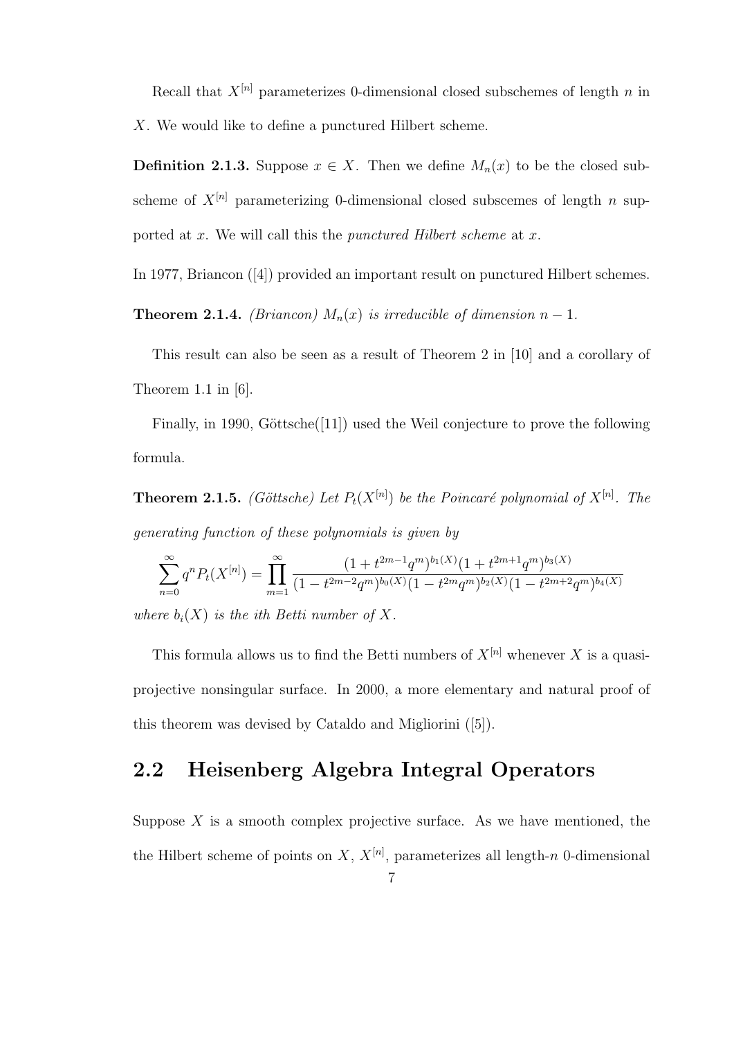Recall that $X^{[n]}$ parameterizes 0-dimensional closed subschemes of length $n$ in $X$. We would like to define a punctured Hilbert scheme.

**Definition 2.1.3.** Suppose $x \in X$. Then we define $M_n(x)$ to be the closed subscheme of $X^{[n]}$ parameterizing 0-dimensional closed subscemes of length $n$ supported at $x$. We will call this the *punctured Hilbert scheme* at $x$.

In 1977, Briancon ([4]) provided an important result on punctured Hilbert schemes.

**Theorem 2.1.4.** *(Briancon) $M_n(x)$ is irreducible of dimension $n-1$.*

This result can also be seen as a result of Theorem 2 in [10] and a corollary of Theorem 1.1 in [6].

Finally, in 1990, Göttsche([11]) used the Weil conjecture to prove the following formula.

**Theorem 2.1.5.** *(Göttsche) Let $P_t(X^{[n]})$ be the Poincaré polynomial of $X^{[n]}$. The generating function of these polynomials is given by*

$$\sum_{n=0}^{\infty} q^n P_t(X^{[n]}) = \prod_{m=1}^{\infty} \frac{(1+t^{2m-1}q^m)^{b_1(X)}(1+t^{2m+1}q^m)^{b_3(X)}}{(1-t^{2m-2}q^m)^{b_0(X)}(1-t^{2m}q^m)^{b_2(X)}(1-t^{2m+2}q^m)^{b_4(X)}}$$

*where $b_i(X)$ is the ith Betti number of $X$.*

This formula allows us to find the Betti numbers of $X^{[n]}$ whenever $X$ is a quasi-projective nonsingular surface. In 2000, a more elementary and natural proof of this theorem was devised by Cataldo and Migliorini ([5]).

## 2.2 Heisenberg Algebra Integral Operators

Suppose $X$ is a smooth complex projective surface. As we have mentioned, the the Hilbert scheme of points on $X$, $X^{[n]}$, parameterizes all length-$n$ 0-dimensional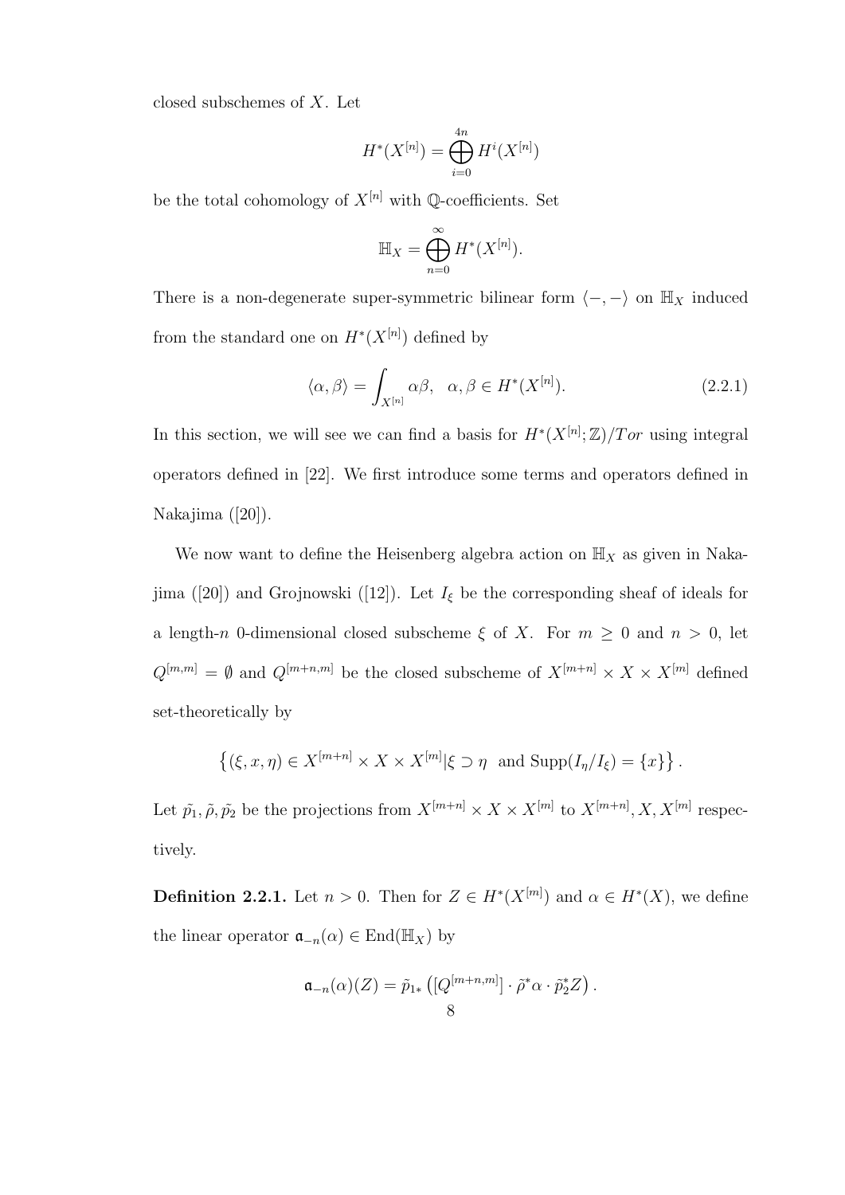closed subschemes of $X$. Let

$$H^*(X^{[n]}) = \bigoplus_{i=0}^{4n} H^i(X^{[n]})$$

be the total cohomology of $X^{[n]}$ with $\mathbb{Q}$-coefficients. Set

$$\mathbb{H}_X = \bigoplus_{n=0}^{\infty} H^*(X^{[n]}).$$

There is a non-degenerate super-symmetric bilinear form $\langle -, - \rangle$ on $\mathbb{H}_X$ induced from the standard one on $H^*(X^{[n]})$ defined by

$$\langle \alpha, \beta \rangle = \int_{X^{[n]}} \alpha\beta, \quad \alpha, \beta \in H^*(X^{[n]}). \tag{2.2.1}$$

In this section, we will see we can find a basis for $H^*(X^{[n]}; \mathbb{Z})/Tor$ using integral operators defined in [22]. We first introduce some terms and operators defined in Nakajima ([20]).

We now want to define the Heisenberg algebra action on $\mathbb{H}_X$ as given in Nakajima ([20]) and Grojnowski ([12]). Let $I_\xi$ be the corresponding sheaf of ideals for a length-$n$ 0-dimensional closed subscheme $\xi$ of $X$. For $m \geq 0$ and $n > 0$, let $Q^{[m,m]} = \emptyset$ and $Q^{[m+n,m]}$ be the closed subscheme of $X^{[m+n]} \times X \times X^{[m]}$ defined set-theoretically by

$$\left\{ (\xi, x, \eta) \in X^{[m+n]} \times X \times X^{[m]} | \xi \supset \eta \ \text{ and } \operatorname{Supp}(I_\eta / I_\xi) = \{x\} \right\}.$$

Let $\tilde{p_1}, \tilde{\rho}, \tilde{p_2}$ be the projections from $X^{[m+n]} \times X \times X^{[m]}$ to $X^{[m+n]}, X, X^{[m]}$ respectively.

**Definition 2.2.1.** Let $n > 0$. Then for $Z \in H^*(X^{[m]})$ and $\alpha \in H^*(X)$, we define the linear operator $\mathfrak{a}_{-n}(\alpha) \in \operatorname{End}(\mathbb{H}_X)$ by

$$\mathfrak{a}_{-n}(\alpha)(Z) = \tilde{p}_{1*}\left( [Q^{[m+n,m]}] \cdot \tilde{\rho}^*\alpha \cdot \tilde{p}_2^* Z \right).$$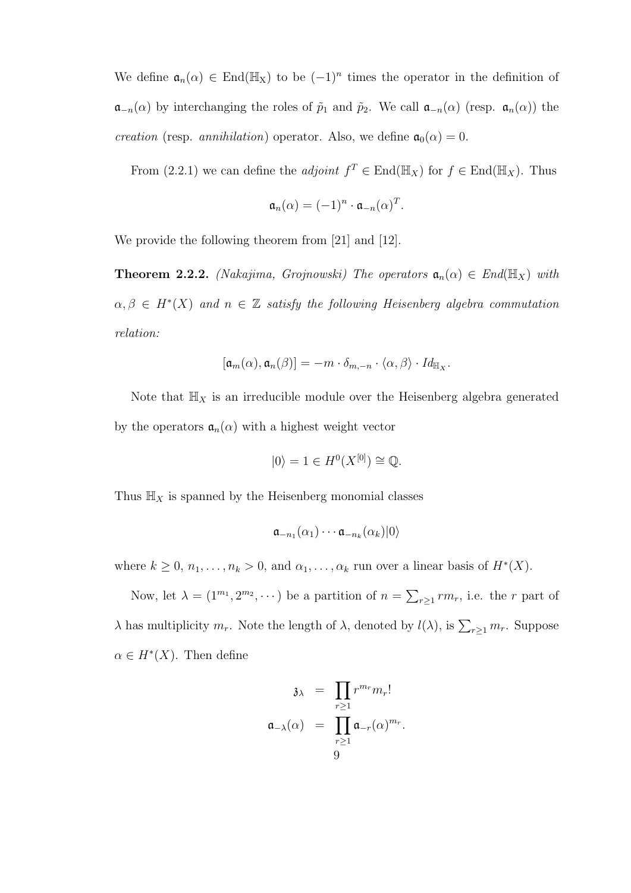We define $\mathfrak{a}_n(\alpha) \in \mathrm{End}(\mathbb{H}_X)$ to be $(-1)^n$ times the operator in the definition of $\mathfrak{a}_{-n}(\alpha)$ by interchanging the roles of $\tilde{p}_1$ and $\tilde{p}_2$. We call $\mathfrak{a}_{-n}(\alpha)$ (resp. $\mathfrak{a}_n(\alpha)$) the *creation* (resp. *annihilation*) operator. Also, we define $\mathfrak{a}_0(\alpha) = 0$.

From (2.2.1) we can define the *adjoint* $f^T \in \mathrm{End}(\mathbb{H}_X)$ for $f \in \mathrm{End}(\mathbb{H}_X)$. Thus

$$\mathfrak{a}_n(\alpha) = (-1)^n \cdot \mathfrak{a}_{-n}(\alpha)^T.$$

We provide the following theorem from [21] and [12].

**Theorem 2.2.2.** *(Nakajima, Grojnowski) The operators $\mathfrak{a}_n(\alpha) \in End(\mathbb{H}_X)$ with $\alpha, \beta \in H^*(X)$ and $n \in \mathbb{Z}$ satisfy the following Heisenberg algebra commutation relation:*

$$[\mathfrak{a}_m(\alpha), \mathfrak{a}_n(\beta)] = -m \cdot \delta_{m,-n} \cdot \langle \alpha, \beta \rangle \cdot Id_{\mathbb{H}_X}.$$

Note that $\mathbb{H}_X$ is an irreducible module over the Heisenberg algebra generated by the operators $\mathfrak{a}_n(\alpha)$ with a highest weight vector

$$|0\rangle = 1 \in H^0(X^{[0]}) \cong \mathbb{Q}.$$

Thus $\mathbb{H}_X$ is spanned by the Heisenberg monomial classes

$$\mathfrak{a}_{-n_1}(\alpha_1) \cdots \mathfrak{a}_{-n_k}(\alpha_k)|0\rangle$$

where $k \geq 0$, $n_1, \ldots, n_k > 0$, and $\alpha_1, \ldots, \alpha_k$ run over a linear basis of $H^*(X)$.

Now, let $\lambda = (1^{m_1}, 2^{m_2}, \cdots)$ be a partition of $n = \sum_{r \geq 1} r m_r$, i.e. the $r$ part of $\lambda$ has multiplicity $m_r$. Note the length of $\lambda$, denoted by $l(\lambda)$, is $\sum_{r \geq 1} m_r$. Suppose $\alpha \in H^*(X)$. Then define

$$\begin{aligned} \mathfrak{z}_\lambda &= \prod_{r \geq 1} r^{m_r} m_r! \\ \mathfrak{a}_{-\lambda}(\alpha) &= \prod_{r \geq 1} \mathfrak{a}_{-r}(\alpha)^{m_r}. \end{aligned}$$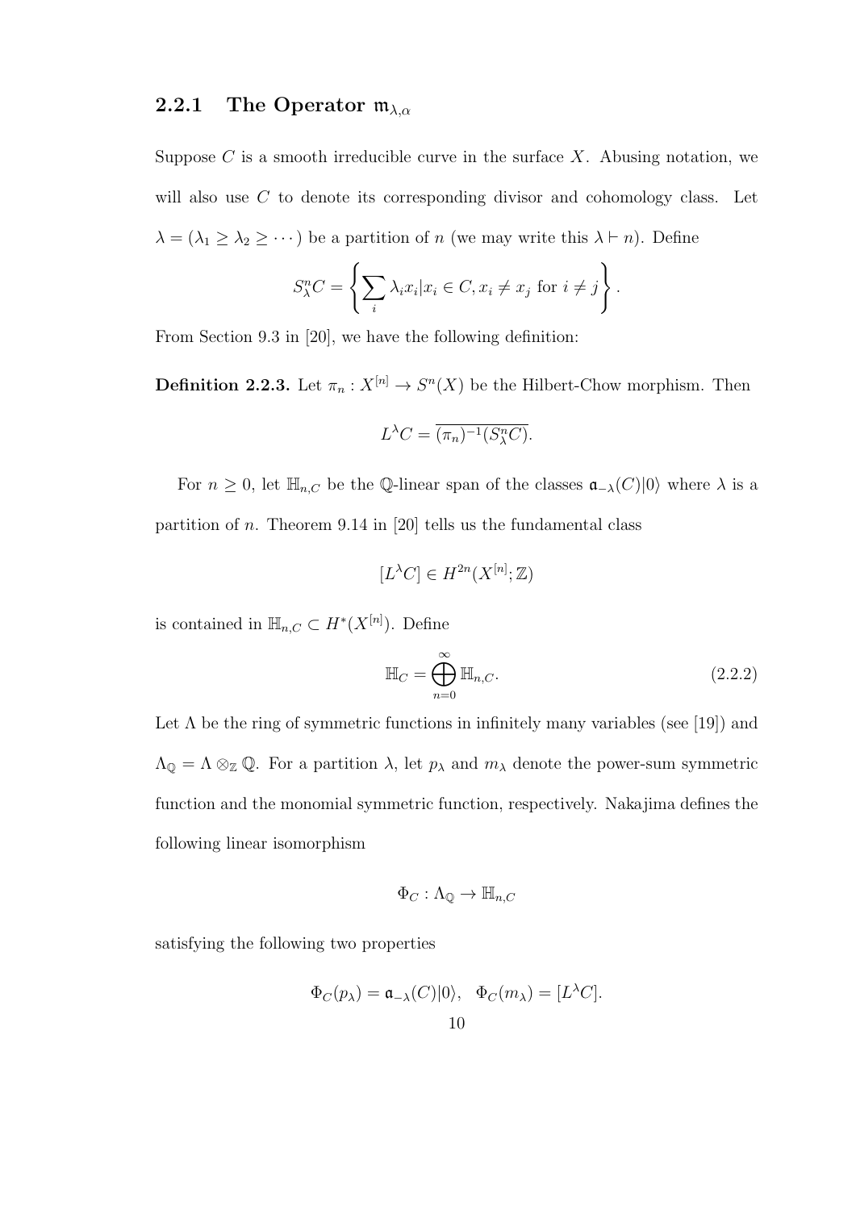### 2.2.1 The Operator $\mathfrak{m}_{\lambda,\alpha}$

Suppose $C$ is a smooth irreducible curve in the surface $X$. Abusing notation, we will also use $C$ to denote its corresponding divisor and cohomology class. Let $\lambda = (\lambda_1 \geq \lambda_2 \geq \cdots)$ be a partition of $n$ (we may write this $\lambda \vdash n$). Define

$$S^n_\lambda C = \left\{ \sum_i \lambda_i x_i | x_i \in C, x_i \neq x_j \text{ for } i \neq j \right\}.$$

From Section 9.3 in [20], we have the following definition:

**Definition 2.2.3.** Let $\pi_n : X^{[n]} \to S^n(X)$ be the Hilbert-Chow morphism. Then

$$L^\lambda C = \overline{(\pi_n)^{-1}(S^n_\lambda C)}.$$

For $n \geq 0$, let $\mathbb{H}_{n,C}$ be the $\mathbb{Q}$-linear span of the classes $\mathfrak{a}_{-\lambda}(C)|0\rangle$ where $\lambda$ is a partition of $n$. Theorem 9.14 in [20] tells us the fundamental class

$$[L^\lambda C] \in H^{2n}(X^{[n]}; \mathbb{Z})$$

is contained in $\mathbb{H}_{n,C} \subset H^*(X^{[n]})$. Define

$$\mathbb{H}_C = \bigoplus_{n=0}^{\infty} \mathbb{H}_{n,C}. \tag{2.2.2}$$

Let $\Lambda$ be the ring of symmetric functions in infinitely many variables (see [19]) and $\Lambda_\mathbb{Q} = \Lambda \otimes_\mathbb{Z} \mathbb{Q}$. For a partition $\lambda$, let $p_\lambda$ and $m_\lambda$ denote the power-sum symmetric function and the monomial symmetric function, respectively. Nakajima defines the following linear isomorphism

$$\Phi_C : \Lambda_\mathbb{Q} \to \mathbb{H}_{n,C}$$

satisfying the following two properties

$$\Phi_C(p_\lambda) = \mathfrak{a}_{-\lambda}(C)|0\rangle, \quad \Phi_C(m_\lambda) = [L^\lambda C].$$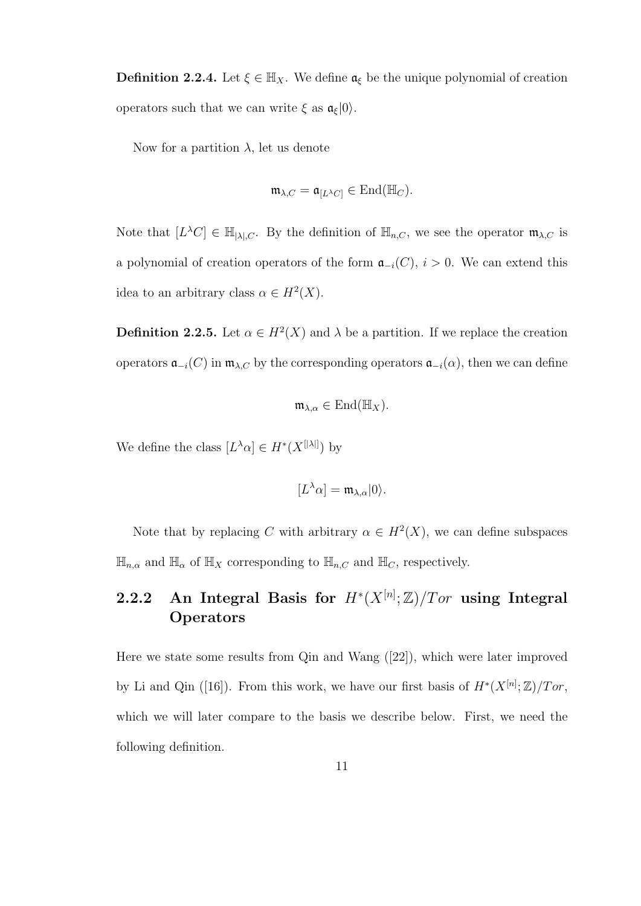**Definition 2.2.4.** Let $\xi \in \mathbb{H}_X$. We define $\mathfrak{a}_\xi$ be the unique polynomial of creation operators such that we can write $\xi$ as $\mathfrak{a}_\xi|0\rangle$.

Now for a partition $\lambda$, let us denote

$$\mathfrak{m}_{\lambda,C} = \mathfrak{a}_{[L^\lambda C]} \in \mathrm{End}(\mathbb{H}_C).$$

Note that $[L^\lambda C] \in \mathbb{H}_{|\lambda|,C}$. By the definition of $\mathbb{H}_{n,C}$, we see the operator $\mathfrak{m}_{\lambda,C}$ is a polynomial of creation operators of the form $\mathfrak{a}_{-i}(C)$, $i > 0$. We can extend this idea to an arbitrary class $\alpha \in H^2(X)$.

**Definition 2.2.5.** Let $\alpha \in H^2(X)$ and $\lambda$ be a partition. If we replace the creation operators $\mathfrak{a}_{-i}(C)$ in $\mathfrak{m}_{\lambda,C}$ by the corresponding operators $\mathfrak{a}_{-i}(\alpha)$, then we can define

$$\mathfrak{m}_{\lambda,\alpha} \in \mathrm{End}(\mathbb{H}_X).$$

We define the class $[L^\lambda \alpha] \in H^*(X^{[|\lambda|]})$ by

$$[L^\lambda \alpha] = \mathfrak{m}_{\lambda,\alpha}|0\rangle.$$

Note that by replacing $C$ with arbitrary $\alpha \in H^2(X)$, we can define subspaces $\mathbb{H}_{n,\alpha}$ and $\mathbb{H}_\alpha$ of $\mathbb{H}_X$ corresponding to $\mathbb{H}_{n,C}$ and $\mathbb{H}_C$, respectively.

### 2.2.2 An Integral Basis for $H^*(X^{[n]};\mathbb{Z})/Tor$ using Integral Operators

Here we state some results from Qin and Wang ([22]), which were later improved by Li and Qin ([16]). From this work, we have our first basis of $H^*(X^{[n]};\mathbb{Z})/Tor$, which we will later compare to the basis we describe below. First, we need the following definition.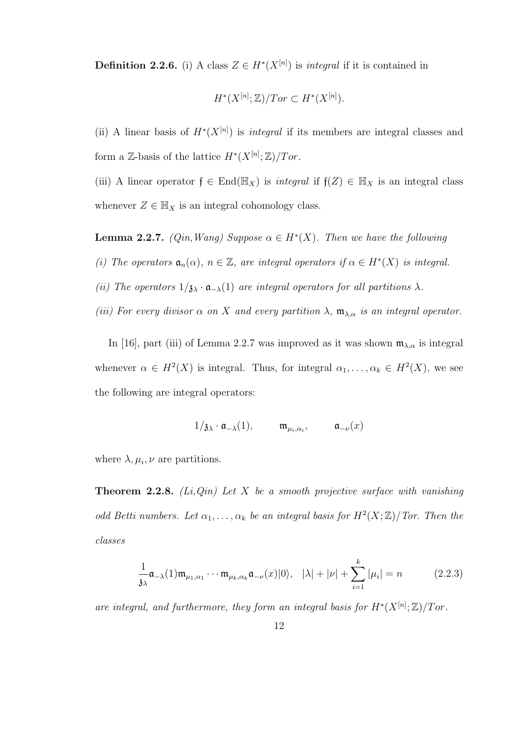**Definition 2.2.6.** (i) A class $Z \in H^*(X^{[n]})$ is *integral* if it is contained in

$$H^*(X^{[n]}; \mathbb{Z})/Tor \subset H^*(X^{[n]}).$$

(ii) A linear basis of $H^*(X^{[n]})$ is *integral* if its members are integral classes and form a $\mathbb{Z}$-basis of the lattice $H^*(X^{[n]}; \mathbb{Z})/Tor$.

(iii) A linear operator $\mathfrak{f} \in \operatorname{End}(\mathbb{H}_X)$ is *integral* if $\mathfrak{f}(Z) \in \mathbb{H}_X$ is an integral class whenever $Z \in \mathbb{H}_X$ is an integral cohomology class.

**Lemma 2.2.7.** *(Qin, Wang) Suppose $\alpha \in H^*(X)$. Then we have the following*

*(i) The operators $\mathfrak{a}_n(\alpha)$, $n \in \mathbb{Z}$, are integral operators if $\alpha \in H^*(X)$ is integral.*

*(ii) The operators $1/\mathfrak{z}_\lambda \cdot \mathfrak{a}_{-\lambda}(1)$ are integral operators for all partitions $\lambda$.*

*(iii) For every divisor $\alpha$ on $X$ and every partition $\lambda$, $\mathfrak{m}_{\lambda,\alpha}$ is an integral operator.*

In [16], part (iii) of Lemma 2.2.7 was improved as it was shown $\mathfrak{m}_{\lambda,\alpha}$ is integral whenever $\alpha \in H^2(X)$ is integral. Thus, for integral $\alpha_1, \dots, \alpha_k \in H^2(X)$, we see the following are integral operators:

$$1/\mathfrak{z}_\lambda \cdot \mathfrak{a}_{-\lambda}(1), \qquad \mathfrak{m}_{\mu_i,\alpha_i}, \qquad \mathfrak{a}_{-\nu}(x)$$

where $\lambda, \mu_i, \nu$ are partitions.

**Theorem 2.2.8.** *(Li, Qin) Let $X$ be a smooth projective surface with vanishing odd Betti numbers. Let $\alpha_1, \dots, \alpha_k$ be an integral basis for $H^2(X;\mathbb{Z})/Tor$. Then the classes*

$$\frac{1}{\mathfrak{z}_\lambda}\mathfrak{a}_{-\lambda}(1)\mathfrak{m}_{\mu_1,\alpha_1}\cdots\mathfrak{m}_{\mu_k,\alpha_k}\mathfrak{a}_{-\nu}(x)|0\rangle, \quad |\lambda| + |\nu| + \sum_{i=1}^k |\mu_i| = n \tag{2.2.3}$$

*are integral, and furthermore, they form an integral basis for $H^*(X^{[n]};\mathbb{Z})/Tor$.*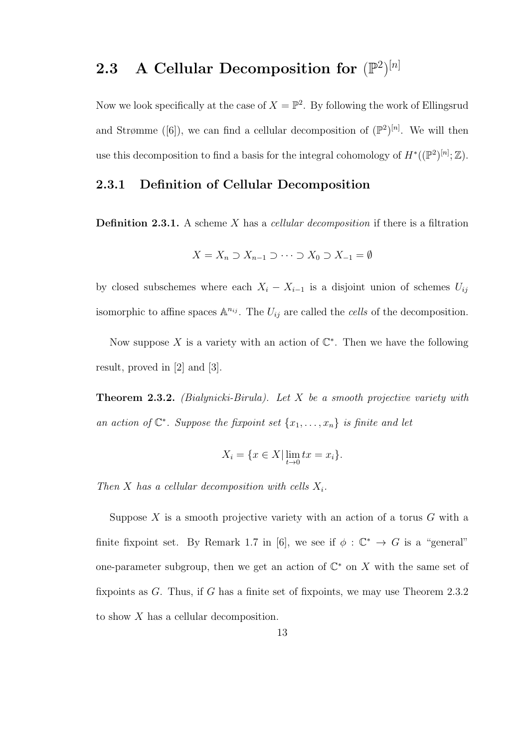## 2.3 A Cellular Decomposition for $(\mathbb{P}^2)^{[n]}$

Now we look specifically at the case of $X = \mathbb{P}^2$. By following the work of Ellingsrud and Strømme ([6]), we can find a cellular decomposition of $(\mathbb{P}^2)^{[n]}$. We will then use this decomposition to find a basis for the integral cohomology of $H^*((\mathbb{P}^2)^{[n]}; \mathbb{Z})$.

### 2.3.1 Definition of Cellular Decomposition

**Definition 2.3.1.** A scheme $X$ has a *cellular decomposition* if there is a filtration

$$X = X_n \supset X_{n-1} \supset \cdots \supset X_0 \supset X_{-1} = \emptyset$$

by closed subschemes where each $X_i - X_{i-1}$ is a disjoint union of schemes $U_{ij}$ isomorphic to affine spaces $\mathbb{A}^{n_{ij}}$. The $U_{ij}$ are called the *cells* of the decomposition.

Now suppose $X$ is a variety with an action of $\mathbb{C}^*$. Then we have the following result, proved in [2] and [3].

**Theorem 2.3.2.** *(Bialynicki-Birula). Let $X$ be a smooth projective variety with an action of $\mathbb{C}^*$. Suppose the fixpoint set $\{x_1, \ldots, x_n\}$ is finite and let*

$$X_i = \{x \in X \,|\, \lim_{t \to 0} tx = x_i\}.$$

*Then $X$ has a cellular decomposition with cells $X_i$.*

Suppose $X$ is a smooth projective variety with an action of a torus $G$ with a finite fixpoint set. By Remark 1.7 in [6], we see if $\phi : \mathbb{C}^* \to G$ is a "general" one-parameter subgroup, then we get an action of $\mathbb{C}^*$ on $X$ with the same set of fixpoints as $G$. Thus, if $G$ has a finite set of fixpoints, we may use Theorem 2.3.2 to show $X$ has a cellular decomposition.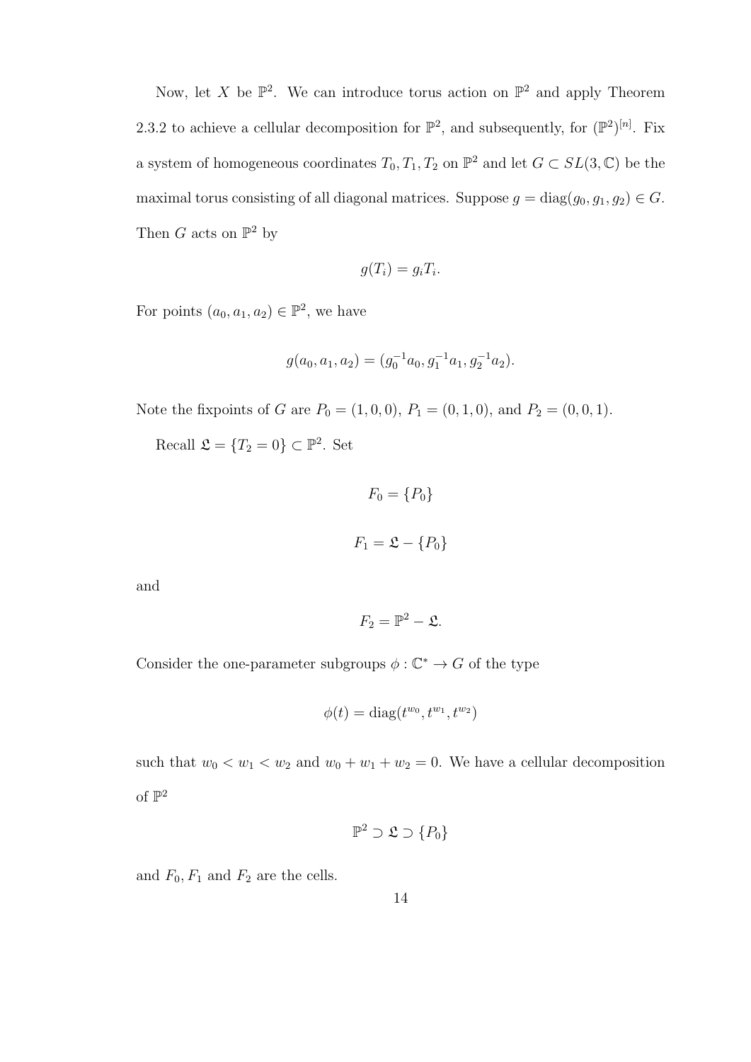Now, let $X$ be $\mathbb{P}^2$. We can introduce torus action on $\mathbb{P}^2$ and apply Theorem 2.3.2 to achieve a cellular decomposition for $\mathbb{P}^2$, and subsequently, for $(\mathbb{P}^2)^{[n]}$. Fix a system of homogeneous coordinates $T_0, T_1, T_2$ on $\mathbb{P}^2$ and let $G \subset SL(3, \mathbb{C})$ be the maximal torus consisting of all diagonal matrices. Suppose $g = \operatorname{diag}(g_0, g_1, g_2) \in G$. Then $G$ acts on $\mathbb{P}^2$ by

$$g(T_i) = g_i T_i.$$

For points $(a_0, a_1, a_2) \in \mathbb{P}^2$, we have

$$g(a_0, a_1, a_2) = (g_0^{-1} a_0, g_1^{-1} a_1, g_2^{-1} a_2).$$

Note the fixpoints of $G$ are $P_0 = (1, 0, 0)$, $P_1 = (0, 1, 0)$, and $P_2 = (0, 0, 1)$.

Recall $\mathfrak{L} = \{T_2 = 0\} \subset \mathbb{P}^2$. Set

$$F_0 = \{P_0\}$$

$$F_1 = \mathfrak{L} - \{P_0\}$$

and

$$F_2 = \mathbb{P}^2 - \mathfrak{L}.$$

Consider the one-parameter subgroups $\phi : \mathbb{C}^* \to G$ of the type

$$\phi(t) = \operatorname{diag}(t^{w_0}, t^{w_1}, t^{w_2})$$

such that $w_0 < w_1 < w_2$ and $w_0 + w_1 + w_2 = 0$. We have a cellular decomposition of $\mathbb{P}^2$

$$\mathbb{P}^2 \supset \mathfrak{L} \supset \{P_0\}$$

and $F_0, F_1$ and $F_2$ are the cells.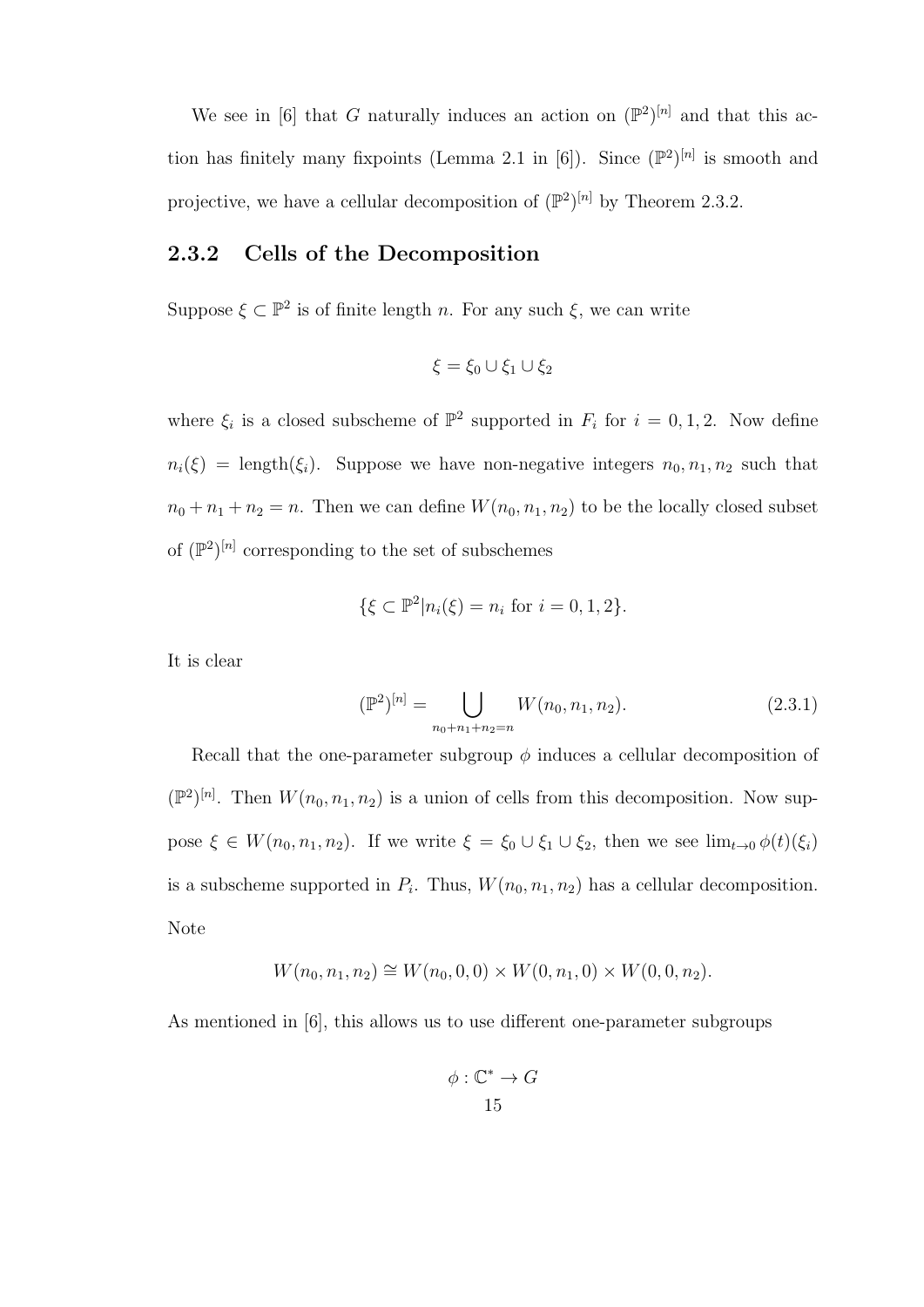We see in [6] that $G$ naturally induces an action on $(\mathbb{P}^2)^{[n]}$ and that this action has finitely many fixpoints (Lemma 2.1 in [6]). Since $(\mathbb{P}^2)^{[n]}$ is smooth and projective, we have a cellular decomposition of $(\mathbb{P}^2)^{[n]}$ by Theorem 2.3.2.

### 2.3.2 Cells of the Decomposition

Suppose $\xi \subset \mathbb{P}^2$ is of finite length $n$. For any such $\xi$, we can write

$$\xi = \xi_0 \cup \xi_1 \cup \xi_2$$

where $\xi_i$ is a closed subscheme of $\mathbb{P}^2$ supported in $F_i$ for $i = 0, 1, 2$. Now define $n_i(\xi) = \text{length}(\xi_i)$. Suppose we have non-negative integers $n_0, n_1, n_2$ such that $n_0 + n_1 + n_2 = n$. Then we can define $W(n_0, n_1, n_2)$ to be the locally closed subset of $(\mathbb{P}^2)^{[n]}$ corresponding to the set of subschemes

$$\{\xi \subset \mathbb{P}^2 | n_i(\xi) = n_i \text{ for } i = 0, 1, 2\}.$$

It is clear

$$(\mathbb{P}^2)^{[n]} = \bigcup_{n_0+n_1+n_2=n} W(n_0, n_1, n_2). \tag{2.3.1}$$

Recall that the one-parameter subgroup $\phi$ induces a cellular decomposition of $(\mathbb{P}^2)^{[n]}$. Then $W(n_0, n_1, n_2)$ is a union of cells from this decomposition. Now suppose $\xi \in W(n_0, n_1, n_2)$. If we write $\xi = \xi_0 \cup \xi_1 \cup \xi_2$, then we see $\lim_{t \to 0} \phi(t)(\xi_i)$ is a subscheme supported in $P_i$. Thus, $W(n_0, n_1, n_2)$ has a cellular decomposition. Note

$$W(n_0, n_1, n_2) \cong W(n_0, 0, 0) \times W(0, n_1, 0) \times W(0, 0, n_2).$$

As mentioned in [6], this allows us to use different one-parameter subgroups

$$\phi : \mathbb{C}^* \to G$$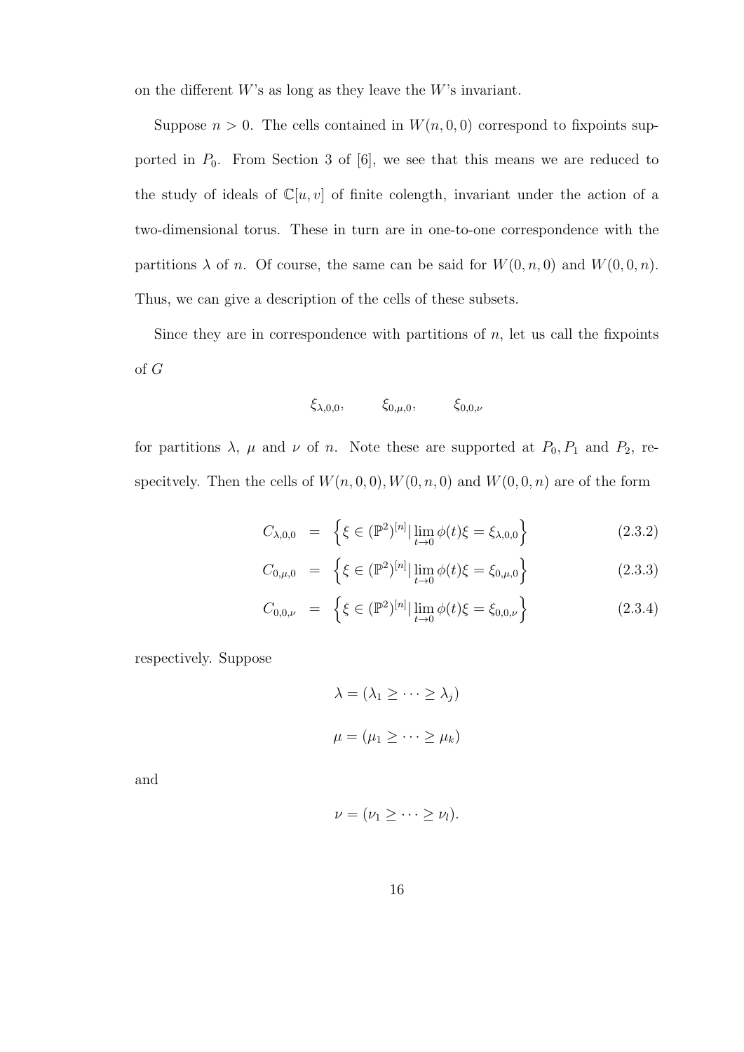on the different $W$'s as long as they leave the $W$'s invariant.

Suppose $n > 0$. The cells contained in $W(n, 0, 0)$ correspond to fixpoints supported in $P_0$. From Section 3 of [6], we see that this means we are reduced to the study of ideals of $\mathbb{C}[u, v]$ of finite colength, invariant under the action of a two-dimensional torus. These in turn are in one-to-one correspondence with the partitions $\lambda$ of $n$. Of course, the same can be said for $W(0, n, 0)$ and $W(0, 0, n)$. Thus, we can give a description of the cells of these subsets.

Since they are in correspondence with partitions of $n$, let us call the fixpoints of $G$

$$\xi_{\lambda,0,0}, \qquad \xi_{0,\mu,0}, \qquad \xi_{0,0,\nu}$$

for partitions $\lambda$, $\mu$ and $\nu$ of $n$. Note these are supported at $P_0, P_1$ and $P_2$, respecitvely. Then the cells of $W(n, 0, 0), W(0, n, 0)$ and $W(0, 0, n)$ are of the form

$$C_{\lambda,0,0} = \left\{ \xi \in (\mathbb{P}^2)^{[n]} | \lim_{t \to 0} \phi(t)\xi = \xi_{\lambda,0,0} \right\} \tag{2.3.2}$$

$$C_{0,\mu,0} = \left\{ \xi \in (\mathbb{P}^2)^{[n]} | \lim_{t \to 0} \phi(t)\xi = \xi_{0,\mu,0} \right\} \tag{2.3.3}$$

$$C_{0,0,\nu} = \left\{ \xi \in (\mathbb{P}^2)^{[n]} | \lim_{t \to 0} \phi(t)\xi = \xi_{0,0,\nu} \right\} \tag{2.3.4}$$

respectively. Suppose

$$\lambda = (\lambda_1 \geq \cdots \geq \lambda_j)$$

$$\mu = (\mu_1 \geq \cdots \geq \mu_k)$$

and

$$\nu = (\nu_1 \geq \cdots \geq \nu_l).$$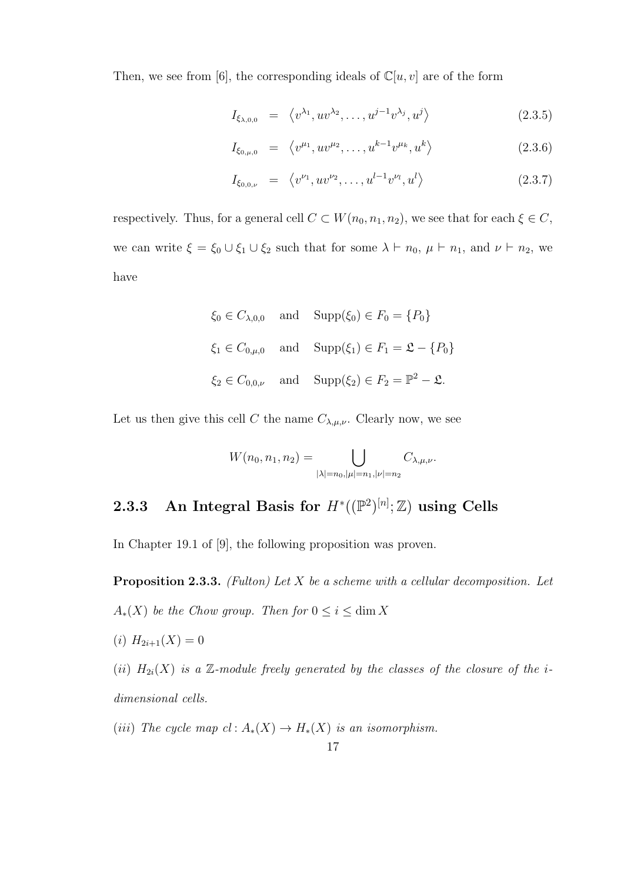Then, we see from [6], the corresponding ideals of $\mathbb{C}[u, v]$ are of the form

$$I_{\xi_{\lambda,0,0}} = \langle v^{\lambda_1}, uv^{\lambda_2}, \ldots, u^{j-1}v^{\lambda_j}, u^j \rangle \tag{2.3.5}$$

$$I_{\xi_{0,\mu,0}} = \langle v^{\mu_1}, uv^{\mu_2}, \ldots, u^{k-1}v^{\mu_k}, u^k \rangle \tag{2.3.6}$$

$$I_{\xi_{0,0,\nu}} = \langle v^{\nu_1}, uv^{\nu_2}, \ldots, u^{l-1}v^{\nu_l}, u^l \rangle \tag{2.3.7}$$

respectively. Thus, for a general cell $C \subset W(n_0, n_1, n_2)$, we see that for each $\xi \in C$, we can write $\xi = \xi_0 \cup \xi_1 \cup \xi_2$ such that for some $\lambda \vdash n_0$, $\mu \vdash n_1$, and $\nu \vdash n_2$, we have

$$\xi_0 \in C_{\lambda,0,0} \quad \text{and} \quad \text{Supp}(\xi_0) \in F_0 = \{P_0\}$$

$$\xi_1 \in C_{0,\mu,0} \quad \text{and} \quad \text{Supp}(\xi_1) \in F_1 = \mathfrak{L} - \{P_0\}$$

$$\xi_2 \in C_{0,0,\nu} \quad \text{and} \quad \text{Supp}(\xi_2) \in F_2 = \mathbb{P}^2 - \mathfrak{L}.$$

Let us then give this cell $C$ the name $C_{\lambda,\mu,\nu}$. Clearly now, we see

$$W(n_0, n_1, n_2) = \bigcup_{|\lambda|=n_0, |\mu|=n_1, |\nu|=n_2} C_{\lambda,\mu,\nu}.$$

### 2.3.3 An Integral Basis for $H^*((\mathbb{P}^2)^{[n]}; \mathbb{Z})$ using Cells

In Chapter 19.1 of [9], the following proposition was proven.

**Proposition 2.3.3.** *(Fulton) Let $X$ be a scheme with a cellular decomposition. Let $A_*(X)$ be the Chow group. Then for $0 \leq i \leq \dim X$*

*(i) $H_{2i+1}(X) = 0$*

*(ii) $H_{2i}(X)$ is a $\mathbb{Z}$-module freely generated by the classes of the closure of the $i$-dimensional cells.*

*(iii) The cycle map $cl \colon A_*(X) \to H_*(X)$ is an isomorphism.*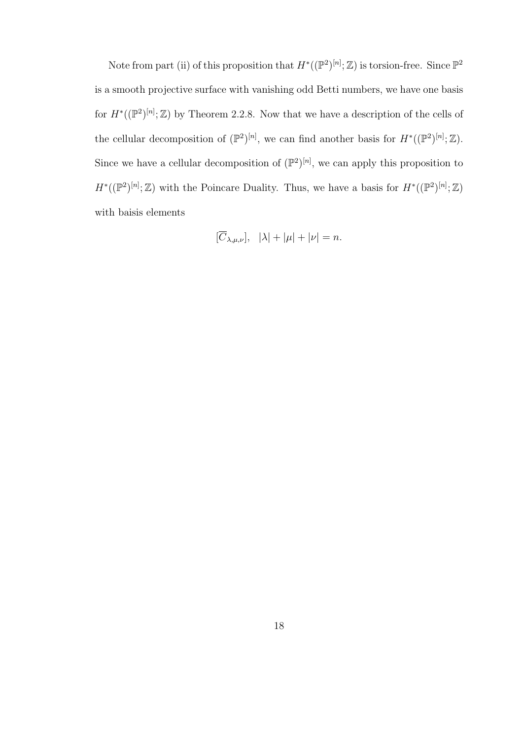Note from part (ii) of this proposition that $H^*((\mathbb{P}^2)^{[n]};\mathbb{Z})$ is torsion-free. Since $\mathbb{P}^2$ is a smooth projective surface with vanishing odd Betti numbers, we have one basis for $H^*((\mathbb{P}^2)^{[n]};\mathbb{Z})$ by Theorem 2.2.8. Now that we have a description of the cells of the cellular decomposition of $(\mathbb{P}^2)^{[n]}$, we can find another basis for $H^*((\mathbb{P}^2)^{[n]};\mathbb{Z})$. Since we have a cellular decomposition of $(\mathbb{P}^2)^{[n]}$, we can apply this proposition to $H^*((\mathbb{P}^2)^{[n]};\mathbb{Z})$ with the Poincare Duality. Thus, we have a basis for $H^*((\mathbb{P}^2)^{[n]};\mathbb{Z})$ with baisis elements

$$[\overline{C}_{\lambda,\mu,\nu}], \quad |\lambda| + |\mu| + |\nu| = n.$$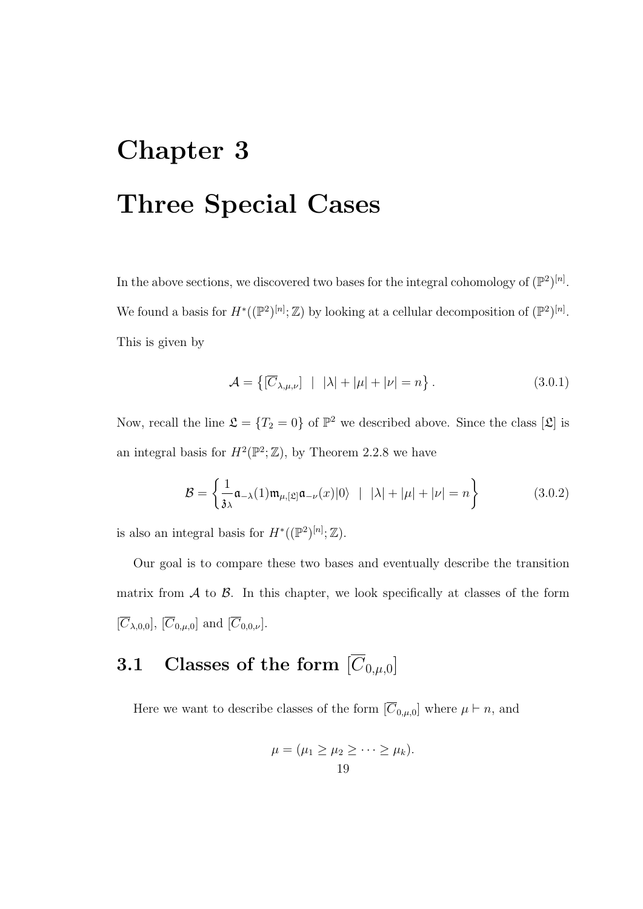# Chapter 3

# Three Special Cases

In the above sections, we discovered two bases for the integral cohomology of $(\mathbb{P}^2)^{[n]}$. We found a basis for $H^*((\mathbb{P}^2)^{[n]}; \mathbb{Z})$ by looking at a cellular decomposition of $(\mathbb{P}^2)^{[n]}$. This is given by

$$\mathcal{A} = \left\{ [\overline{C}_{\lambda,\mu,\nu}] \;\mid\; |\lambda| + |\mu| + |\nu| = n \right\}. \tag{3.0.1}$$

Now, recall the line $\mathfrak{L} = \{T_2 = 0\}$ of $\mathbb{P}^2$ we described above. Since the class $[\mathfrak{L}]$ is an integral basis for $H^2(\mathbb{P}^2; \mathbb{Z})$, by Theorem 2.2.8 we have

$$\mathcal{B} = \left\{ \frac{1}{\mathfrak{z}_\lambda} \mathfrak{a}_{-\lambda}(1) \mathfrak{m}_{\mu,[\mathfrak{L}]} \mathfrak{a}_{-\nu}(x)|0\rangle \;\mid\; |\lambda| + |\mu| + |\nu| = n \right\} \tag{3.0.2}$$

is also an integral basis for $H^*((\mathbb{P}^2)^{[n]}; \mathbb{Z})$.

Our goal is to compare these two bases and eventually describe the transition matrix from $\mathcal{A}$ to $\mathcal{B}$. In this chapter, we look specifically at classes of the form $[\overline{C}_{\lambda,0,0}]$, $[\overline{C}_{0,\mu,0}]$ and $[\overline{C}_{0,0,\nu}]$.

## 3.1 Classes of the form $[\overline{C}_{0,\mu,0}]$

Here we want to describe classes of the form $[\overline{C}_{0,\mu,0}]$ where $\mu \vdash n$, and

$$\mu = (\mu_1 \geq \mu_2 \geq \cdots \geq \mu_k).$$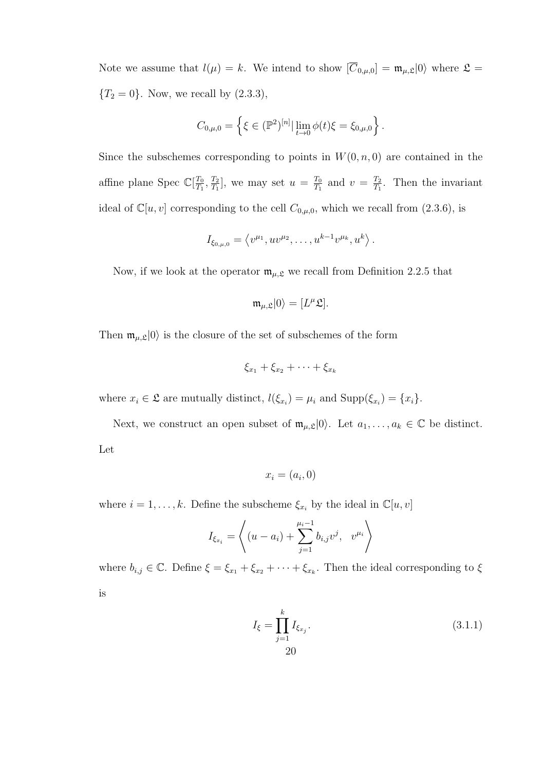Note we assume that $l(\mu) = k$. We intend to show $[\overline{C}_{0,\mu,0}] = \mathfrak{m}_{\mu,\mathfrak{L}}|0\rangle$ where $\mathfrak{L} = \{T_2 = 0\}$. Now, we recall by (2.3.3),

$$C_{0,\mu,0} = \left\{ \xi \in (\mathbb{P}^2)^{[n]} | \lim_{t \to 0} \phi(t)\xi = \xi_{0,\mu,0} \right\}.$$

Since the subschemes corresponding to points in $W(0,n,0)$ are contained in the affine plane Spec $\mathbb{C}[\frac{T_0}{T_1}, \frac{T_2}{T_1}]$, we may set $u = \frac{T_0}{T_1}$ and $v = \frac{T_2}{T_1}$. Then the invariant ideal of $\mathbb{C}[u,v]$ corresponding to the cell $C_{0,\mu,0}$, which we recall from (2.3.6), is

$$I_{\xi_{0,\mu,0}} = \left\langle v^{\mu_1}, uv^{\mu_2}, \ldots, u^{k-1}v^{\mu_k}, u^k \right\rangle.$$

Now, if we look at the operator $\mathfrak{m}_{\mu,\mathfrak{L}}$ we recall from Definition 2.2.5 that

$$\mathfrak{m}_{\mu,\mathfrak{L}}|0\rangle = [L^\mu \mathfrak{L}].$$

Then $\mathfrak{m}_{\mu,\mathfrak{L}}|0\rangle$ is the closure of the set of subschemes of the form

$$\xi_{x_1} + \xi_{x_2} + \cdots + \xi_{x_k}$$

where $x_i \in \mathfrak{L}$ are mutually distinct, $l(\xi_{x_i}) = \mu_i$ and $\mathrm{Supp}(\xi_{x_i}) = \{x_i\}$.

Next, we construct an open subset of $\mathfrak{m}_{\mu,\mathfrak{L}}|0\rangle$. Let $a_1, \ldots, a_k \in \mathbb{C}$ be distinct. Let

$$x_i = (a_i, 0)$$

where $i = 1, \ldots, k$. Define the subscheme $\xi_{x_i}$ by the ideal in $\mathbb{C}[u,v]$

$$I_{\xi_{x_i}} = \left\langle (u - a_i) + \sum_{j=1}^{\mu_i - 1} b_{i,j} v^j, \quad v^{\mu_i} \right\rangle$$

where $b_{i,j} \in \mathbb{C}$. Define $\xi = \xi_{x_1} + \xi_{x_2} + \cdots + \xi_{x_k}$. Then the ideal corresponding to $\xi$ is

$$I_\xi = \prod_{j=1}^{k} I_{\xi_{x_j}}. \tag{3.1.1}$$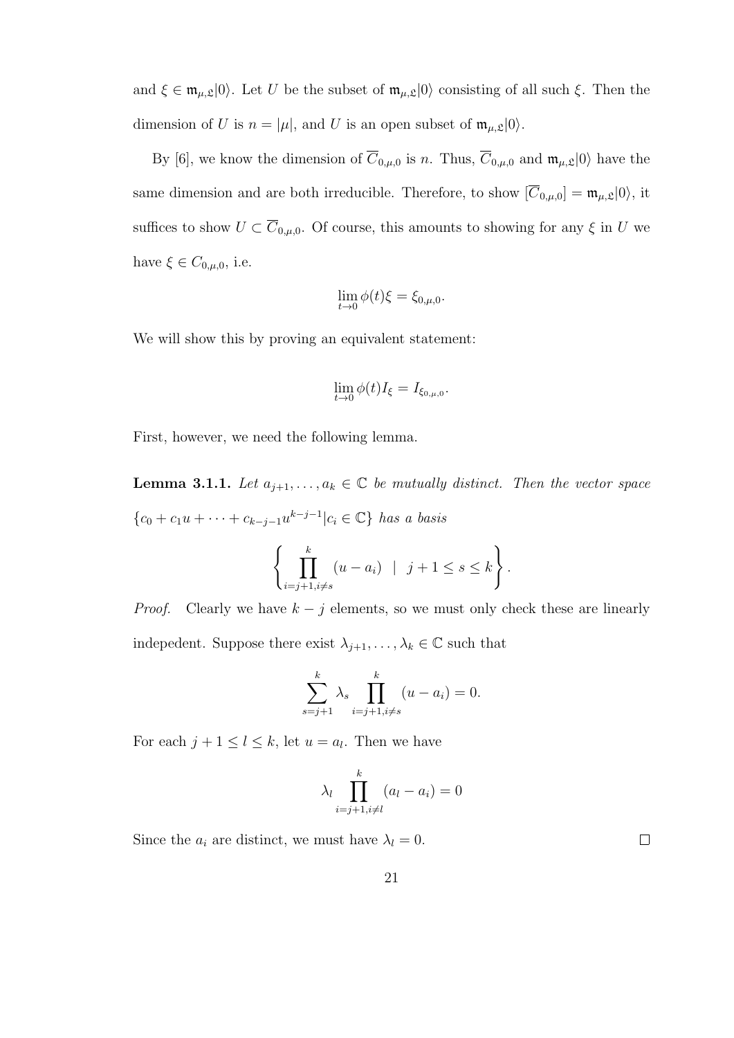and $\xi \in \mathfrak{m}_{\mu,\mathfrak{L}}|0\rangle$. Let $U$ be the subset of $\mathfrak{m}_{\mu,\mathfrak{L}}|0\rangle$ consisting of all such $\xi$. Then the dimension of $U$ is $n = |\mu|$, and $U$ is an open subset of $\mathfrak{m}_{\mu,\mathfrak{L}}|0\rangle$.

By [6], we know the dimension of $\overline{C}_{0,\mu,0}$ is $n$. Thus, $\overline{C}_{0,\mu,0}$ and $\mathfrak{m}_{\mu,\mathfrak{L}}|0\rangle$ have the same dimension and are both irreducible. Therefore, to show $[\overline{C}_{0,\mu,0}] = \mathfrak{m}_{\mu,\mathfrak{L}}|0\rangle$, it suffices to show $U \subset \overline{C}_{0,\mu,0}$. Of course, this amounts to showing for any $\xi$ in $U$ we have $\xi \in C_{0,\mu,0}$, i.e.

$$\lim_{t \to 0} \phi(t)\xi = \xi_{0,\mu,0}.$$

We will show this by proving an equivalent statement:

$$\lim_{t \to 0} \phi(t) I_\xi = I_{\xi_{0,\mu,0}}.$$

First, however, we need the following lemma.

**Lemma 3.1.1.** *Let $a_{j+1}, \ldots, a_k \in \mathbb{C}$ be mutually distinct. Then the vector space $\{c_0 + c_1 u + \cdots + c_{k-j-1} u^{k-j-1} | c_i \in \mathbb{C}\}$ has a basis*

$$\left\{ \prod_{i=j+1, i \neq s}^{k} (u - a_i) \;\; | \;\; j+1 \leq s \leq k \right\}.$$

*Proof.* Clearly we have $k - j$ elements, so we must only check these are linearly indepedent. Suppose there exist $\lambda_{j+1}, \ldots, \lambda_k \in \mathbb{C}$ such that

$$\sum_{s=j+1}^{k} \lambda_s \prod_{i=j+1, i \neq s}^{k} (u - a_i) = 0.$$

For each $j + 1 \leq l \leq k$, let $u = a_l$. Then we have

$$\lambda_l \prod_{i=j+1, i \neq l}^{k} (a_l - a_i) = 0$$

Since the $a_i$ are distinct, we must have $\lambda_l = 0$. $\square$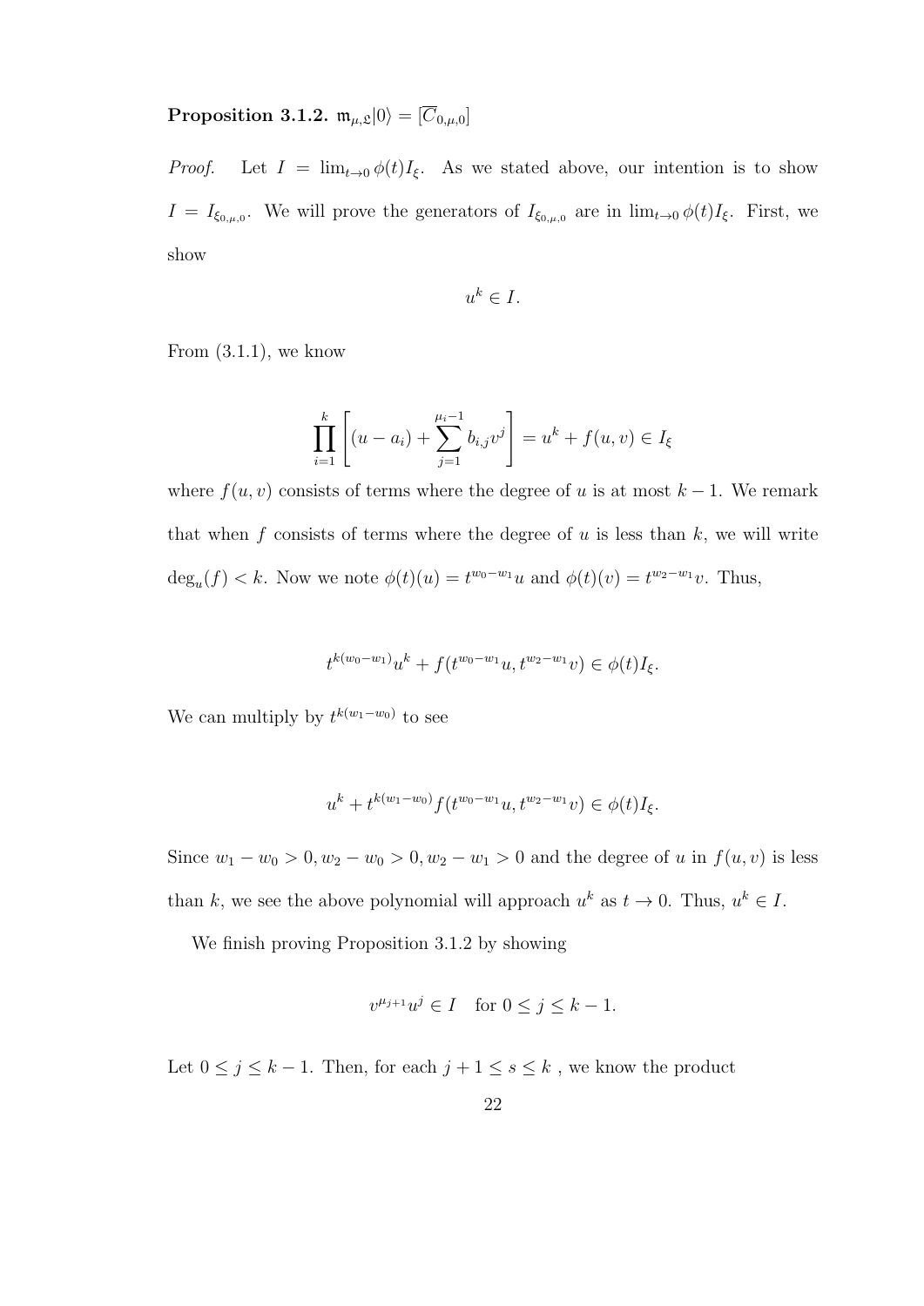**Proposition 3.1.2.** $\mathfrak{m}_{\mu,\mathfrak{L}}|0\rangle = [\overline{C}_{0,\mu,0}]$

*Proof.* Let $I = \lim_{t\to 0}\phi(t)I_\xi$. As we stated above, our intention is to show $I = I_{\xi_{0,\mu,0}}$. We will prove the generators of $I_{\xi_{0,\mu,0}}$ are in $\lim_{t\to 0}\phi(t)I_\xi$. First, we show

$$u^k \in I.$$

From (3.1.1), we know

$$\prod_{i=1}^{k}\left[(u-a_i)+\sum_{j=1}^{\mu_i-1} b_{i,j}v^j\right] = u^k + f(u,v) \in I_\xi$$

where $f(u,v)$ consists of terms where the degree of $u$ is at most $k-1$. We remark that when $f$ consists of terms where the degree of $u$ is less than $k$, we will write $\deg_u(f) < k$. Now we note $\phi(t)(u) = t^{w_0-w_1}u$ and $\phi(t)(v) = t^{w_2-w_1}v$. Thus,

$$t^{k(w_0-w_1)}u^k + f(t^{w_0-w_1}u, t^{w_2-w_1}v) \in \phi(t)I_\xi.$$

We can multiply by $t^{k(w_1-w_0)}$ to see

$$u^k + t^{k(w_1-w_0)}f(t^{w_0-w_1}u, t^{w_2-w_1}v) \in \phi(t)I_\xi.$$

Since $w_1-w_0>0, w_2-w_0>0, w_2-w_1>0$ and the degree of $u$ in $f(u,v)$ is less than $k$, we see the above polynomial will approach $u^k$ as $t\to 0$. Thus, $u^k \in I$.

We finish proving Proposition 3.1.2 by showing

$$v^{\mu_{j+1}}u^j \in I \quad \text{for } 0 \le j \le k-1.$$

Let $0 \le j \le k-1$. Then, for each $j+1 \le s \le k$ , we know the product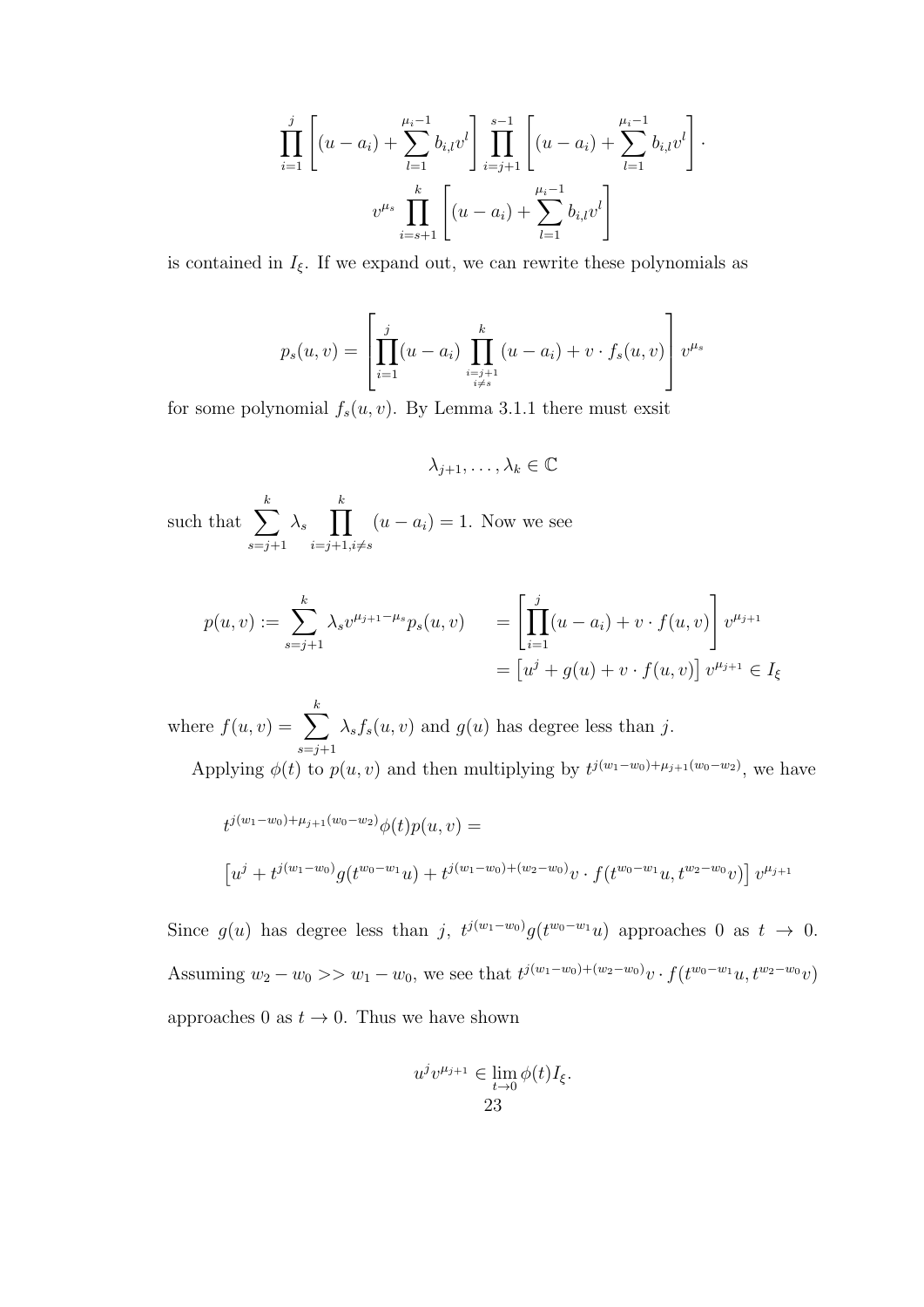$$\prod_{i=1}^{j}\left[(u-a_i)+\sum_{l=1}^{\mu_i-1}b_{i,l}v^l\right]\prod_{i=j+1}^{s-1}\left[(u-a_i)+\sum_{l=1}^{\mu_i-1}b_{i,l}v^l\right]\cdot$$
$$v^{\mu_s}\prod_{i=s+1}^{k}\left[(u-a_i)+\sum_{l=1}^{\mu_i-1}b_{i,l}v^l\right]$$

is contained in $I_\xi$. If we expand out, we can rewrite these polynomials as

$$p_s(u,v)=\left[\prod_{i=1}^{j}(u-a_i)\prod_{\substack{i=j+1\\ i\neq s}}^{k}(u-a_i)+v\cdot f_s(u,v)\right]v^{\mu_s}$$

for some polynomial $f_s(u,v)$. By Lemma 3.1.1 there must exsit

$$\lambda_{j+1},\ldots,\lambda_k\in\mathbb{C}$$

such that $\sum_{s=j+1}^{k}\lambda_s\prod_{i=j+1,i\neq s}^{k}(u-a_i)=1$. Now we see

$$\begin{aligned}p(u,v):=\sum_{s=j+1}^{k}\lambda_s v^{\mu_{j+1}-\mu_s}p_s(u,v)\quad&=\left[\prod_{i=1}^{j}(u-a_i)+v\cdot f(u,v)\right]v^{\mu_{j+1}}\\&=\left[u^j+g(u)+v\cdot f(u,v)\right]v^{\mu_{j+1}}\in I_\xi\end{aligned}$$

where $f(u,v)=\sum_{s=j+1}^{k}\lambda_s f_s(u,v)$ and $g(u)$ has degree less than $j$.

Applying $\phi(t)$ to $p(u,v)$ and then multiplying by $t^{j(w_1-w_0)+\mu_{j+1}(w_0-w_2)}$, we have

$$t^{j(w_1-w_0)+\mu_{j+1}(w_0-w_2)}\phi(t)p(u,v)=$$

$$\left[u^j+t^{j(w_1-w_0)}g(t^{w_0-w_1}u)+t^{j(w_1-w_0)+(w_2-w_0)}v\cdot f(t^{w_0-w_1}u,t^{w_2-w_0}v)\right]v^{\mu_{j+1}}$$

Since $g(u)$ has degree less than $j$, $t^{j(w_1-w_0)}g(t^{w_0-w_1}u)$ approaches 0 as $t\to 0$. Assuming $w_2-w_0>>w_1-w_0$, we see that $t^{j(w_1-w_0)+(w_2-w_0)}v\cdot f(t^{w_0-w_1}u,t^{w_2-w_0}v)$ approaches 0 as $t\to 0$. Thus we have shown

$$u^jv^{\mu_{j+1}}\in\lim_{t\to 0}\phi(t)I_\xi.$$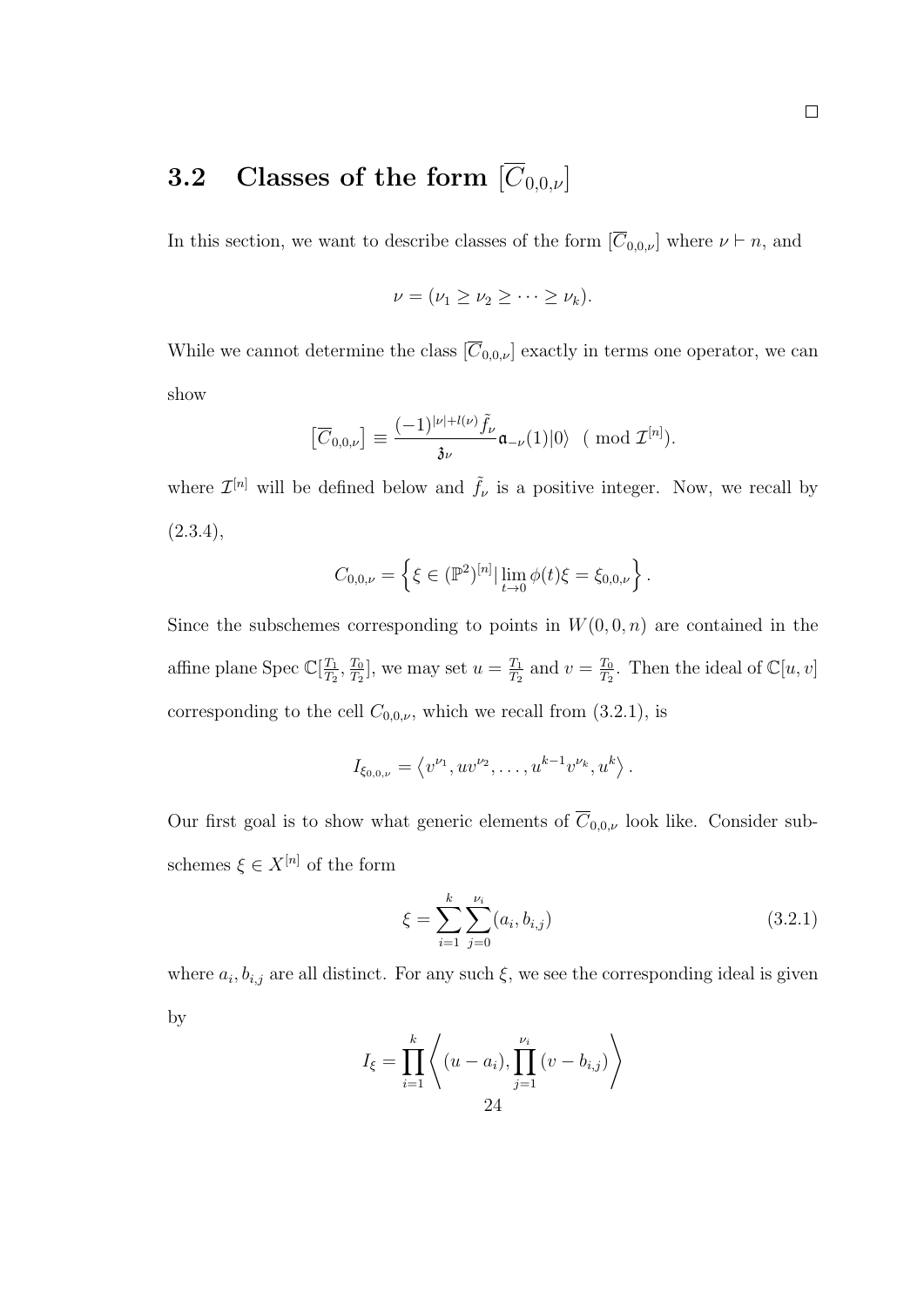□

## 3.2 Classes of the form $[\overline{C}_{0,0,\nu}]$

In this section, we want to describe classes of the form $[\overline{C}_{0,0,\nu}]$ where $\nu \vdash n$, and

$$\nu = (\nu_1 \geq \nu_2 \geq \cdots \geq \nu_k).$$

While we cannot determine the class $[\overline{C}_{0,0,\nu}]$ exactly in terms one operator, we can show

$$\left[\overline{C}_{0,0,\nu}\right] \equiv \frac{(-1)^{|\nu|+l(\nu)}\tilde{f}_\nu}{\mathfrak{z}_\nu}\mathfrak{a}_{-\nu}(1)|0\rangle \quad (\text{ mod } \mathcal{I}^{[n]}).$$

where $\mathcal{I}^{[n]}$ will be defined below and $\tilde{f}_\nu$ is a positive integer. Now, we recall by (2.3.4),

$$C_{0,0,\nu} = \left\{\xi \in (\mathbb{P}^2)^{[n]} | \lim_{t\to 0}\phi(t)\xi = \xi_{0,0,\nu}\right\}.$$

Since the subschemes corresponding to points in $W(0,0,n)$ are contained in the affine plane Spec $\mathbb{C}[\frac{T_1}{T_2}, \frac{T_0}{T_2}]$, we may set $u = \frac{T_1}{T_2}$ and $v = \frac{T_0}{T_2}$. Then the ideal of $\mathbb{C}[u,v]$ corresponding to the cell $C_{0,0,\nu}$, which we recall from (3.2.1), is

$$I_{\xi_{0,0,\nu}} = \left\langle v^{\nu_1}, uv^{\nu_2}, \ldots, u^{k-1}v^{\nu_k}, u^k\right\rangle.$$

Our first goal is to show what generic elements of $\overline{C}_{0,0,\nu}$ look like. Consider subschemes $\xi \in X^{[n]}$ of the form

$$\xi = \sum_{i=1}^{k}\sum_{j=0}^{\nu_i}(a_i, b_{i,j}) \tag{3.2.1}$$

where $a_i, b_{i,j}$ are all distinct. For any such $\xi$, we see the corresponding ideal is given by

$$I_\xi = \prod_{i=1}^{k}\left\langle (u-a_i), \prod_{j=1}^{\nu_i}(v-b_{i,j})\right\rangle$$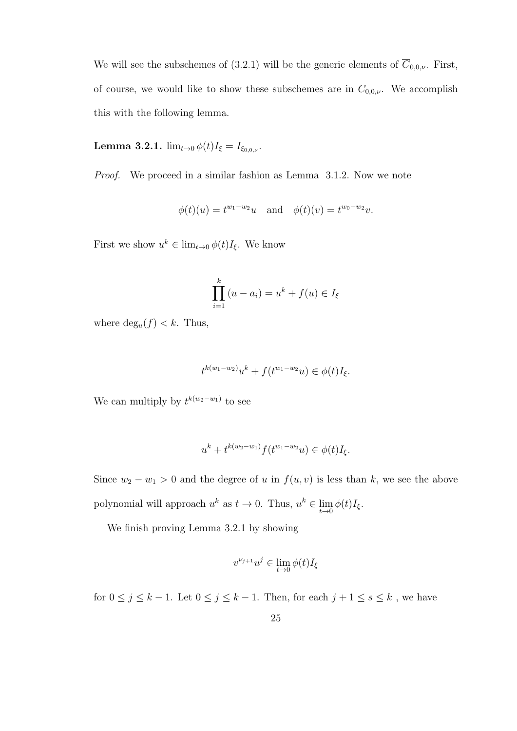We will see the subschemes of (3.2.1) will be the generic elements of $\overline{C}_{0,0,\nu}$. First, of course, we would like to show these subschemes are in $C_{0,0,\nu}$. We accomplish this with the following lemma.

**Lemma 3.2.1.** $\lim_{t\to 0} \phi(t) I_\xi = I_{\xi_{0,0,\nu}}$.

*Proof.* We proceed in a similar fashion as Lemma 3.1.2. Now we note

$$\phi(t)(u) = t^{w_1 - w_2} u \quad \text{and} \quad \phi(t)(v) = t^{w_0 - w_2} v.$$

First we show $u^k \in \lim_{t\to 0} \phi(t) I_\xi$. We know

$$\prod_{i=1}^{k} (u - a_i) = u^k + f(u) \in I_\xi$$

where $\deg_u(f) < k$. Thus,

$$t^{k(w_1 - w_2)} u^k + f(t^{w_1 - w_2} u) \in \phi(t) I_\xi.$$

We can multiply by $t^{k(w_2 - w_1)}$ to see

$$u^k + t^{k(w_2 - w_1)} f(t^{w_1 - w_2} u) \in \phi(t) I_\xi.$$

Since $w_2 - w_1 > 0$ and the degree of $u$ in $f(u, v)$ is less than $k$, we see the above polynomial will approach $u^k$ as $t \to 0$. Thus, $u^k \in \lim_{t\to 0} \phi(t) I_\xi$.

We finish proving Lemma 3.2.1 by showing

$$v^{\nu_{j+1}} u^j \in \lim_{t\to 0} \phi(t) I_\xi$$

for $0 \leq j \leq k - 1$. Let $0 \leq j \leq k - 1$. Then, for each $j + 1 \leq s \leq k$ , we have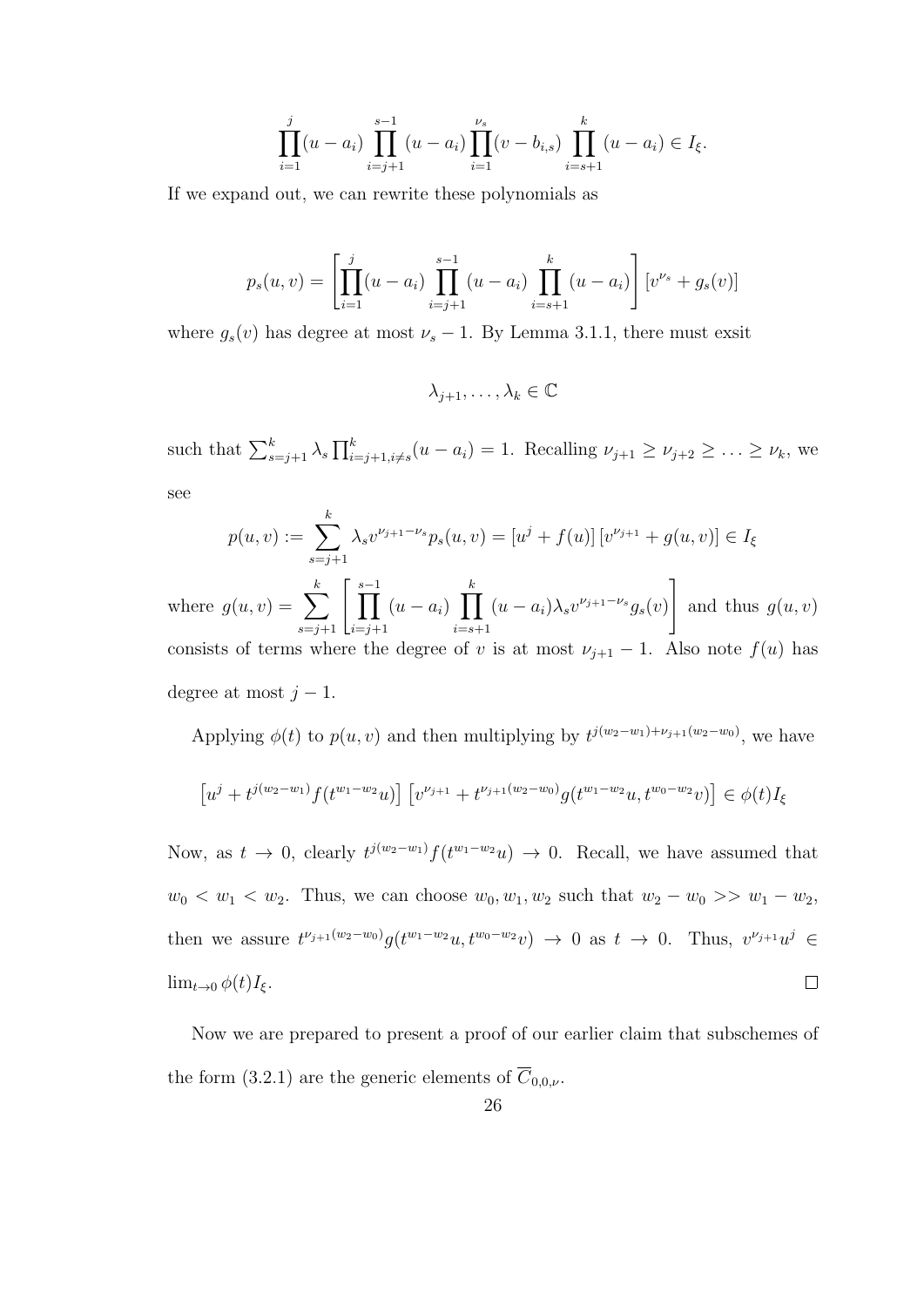$$\prod_{i=1}^{j}(u-a_i)\prod_{i=j+1}^{s-1}(u-a_i)\prod_{i=1}^{\nu_s}(v-b_{i,s})\prod_{i=s+1}^{k}(u-a_i)\in I_\xi.$$

If we expand out, we can rewrite these polynomials as

$$p_s(u,v)=\left[\prod_{i=1}^{j}(u-a_i)\prod_{i=j+1}^{s-1}(u-a_i)\prod_{i=s+1}^{k}(u-a_i)\right][v^{\nu_s}+g_s(v)]$$

where $g_s(v)$ has degree at most $\nu_s-1$. By Lemma 3.1.1, there must exsit

$$\lambda_{j+1},\ldots,\lambda_k\in\mathbb{C}$$

such that $\sum_{s=j+1}^{k}\lambda_s\prod_{i=j+1,i\neq s}^{k}(u-a_i)=1$. Recalling $\nu_{j+1}\geq\nu_{j+2}\geq\ldots\geq\nu_k$, we see

$$p(u,v):=\sum_{s=j+1}^{k}\lambda_s v^{\nu_{j+1}-\nu_s}p_s(u,v)=[u^j+f(u)]\left[v^{\nu_{j+1}}+g(u,v)\right]\in I_\xi$$

where $g(u,v)=\displaystyle\sum_{s=j+1}^{k}\left[\prod_{i=j+1}^{s-1}(u-a_i)\prod_{i=s+1}^{k}(u-a_i)\lambda_s v^{\nu_{j+1}-\nu_s}g_s(v)\right]$ and thus $g(u,v)$ consists of terms where the degree of $v$ is at most $\nu_{j+1}-1$. Also note $f(u)$ has degree at most $j-1$.

Applying $\phi(t)$ to $p(u,v)$ and then multiplying by $t^{j(w_2-w_1)+\nu_{j+1}(w_2-w_0)}$, we have

$$\left[u^j+t^{j(w_2-w_1)}f(t^{w_1-w_2}u)\right]\left[v^{\nu_{j+1}}+t^{\nu_{j+1}(w_2-w_0)}g(t^{w_1-w_2}u,t^{w_0-w_2}v)\right]\in\phi(t)I_\xi$$

Now, as $t\to 0$, clearly $t^{j(w_2-w_1)}f(t^{w_1-w_2}u)\to 0$. Recall, we have assumed that $w_0<w_1<w_2$. Thus, we can choose $w_0,w_1,w_2$ such that $w_2-w_0>>w_1-w_2$, then we assure $t^{\nu_{j+1}(w_2-w_0)}g(t^{w_1-w_2}u,t^{w_0-w_2}v)\to 0$ as $t\to 0$. Thus, $v^{\nu_{j+1}}u^j\in\lim_{t\to 0}\phi(t)I_\xi$. $\square$

Now we are prepared to present a proof of our earlier claim that subschemes of the form (3.2.1) are the generic elements of $\overline{C}_{0,0,\nu}$.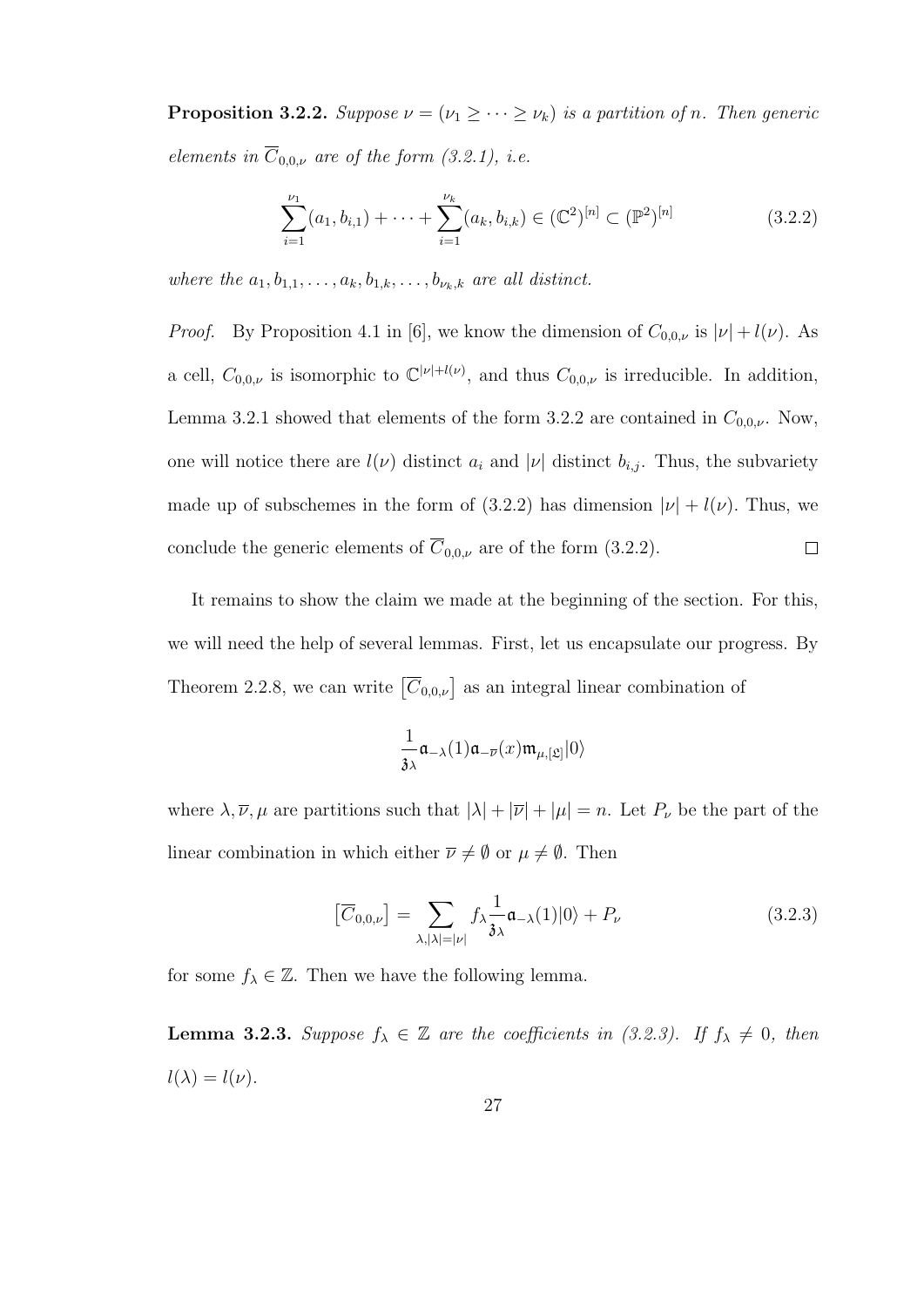**Proposition 3.2.2.** *Suppose $\nu = (\nu_1 \geq \cdots \geq \nu_k)$ is a partition of $n$. Then generic elements in $\overline{C}_{0,0,\nu}$ are of the form (3.2.1), i.e.*

$$\sum_{i=1}^{\nu_1}(a_1, b_{i,1}) + \cdots + \sum_{i=1}^{\nu_k}(a_k, b_{i,k}) \in (\mathbb{C}^2)^{[n]} \subset (\mathbb{P}^2)^{[n]} \tag{3.2.2}$$

*where the $a_1, b_{1,1}, \ldots, a_k, b_{1,k}, \ldots, b_{\nu_k,k}$ are all distinct.*

*Proof.* By Proposition 4.1 in [6], we know the dimension of $C_{0,0,\nu}$ is $|\nu| + l(\nu)$. As a cell, $C_{0,0,\nu}$ is isomorphic to $\mathbb{C}^{|\nu|+l(\nu)}$, and thus $C_{0,0,\nu}$ is irreducible. In addition, Lemma 3.2.1 showed that elements of the form 3.2.2 are contained in $C_{0,0,\nu}$. Now, one will notice there are $l(\nu)$ distinct $a_i$ and $|\nu|$ distinct $b_{i,j}$. Thus, the subvariety made up of subschemes in the form of (3.2.2) has dimension $|\nu| + l(\nu)$. Thus, we conclude the generic elements of $\overline{C}_{0,0,\nu}$ are of the form (3.2.2). $\square$

It remains to show the claim we made at the beginning of the section. For this, we will need the help of several lemmas. First, let us encapsulate our progress. By Theorem 2.2.8, we can write $\left[\overline{C}_{0,0,\nu}\right]$ as an integral linear combination of

$$\frac{1}{\mathfrak{z}_\lambda}\mathfrak{a}_{-\lambda}(1)\mathfrak{a}_{-\overline{\nu}}(x)\mathfrak{m}_{\mu,[\mathfrak{L}]}|0\rangle$$

where $\lambda, \overline{\nu}, \mu$ are partitions such that $|\lambda| + |\overline{\nu}| + |\mu| = n$. Let $P_\nu$ be the part of the linear combination in which either $\overline{\nu} \neq \emptyset$ or $\mu \neq \emptyset$. Then

$$\left[\overline{C}_{0,0,\nu}\right] = \sum_{\lambda, |\lambda|=|\nu|} f_\lambda \frac{1}{\mathfrak{z}_\lambda}\mathfrak{a}_{-\lambda}(1)|0\rangle + P_\nu \tag{3.2.3}$$

for some $f_\lambda \in \mathbb{Z}$. Then we have the following lemma.

**Lemma 3.2.3.** *Suppose $f_\lambda \in \mathbb{Z}$ are the coefficients in (3.2.3). If $f_\lambda \neq 0$, then $l(\lambda) = l(\nu)$.*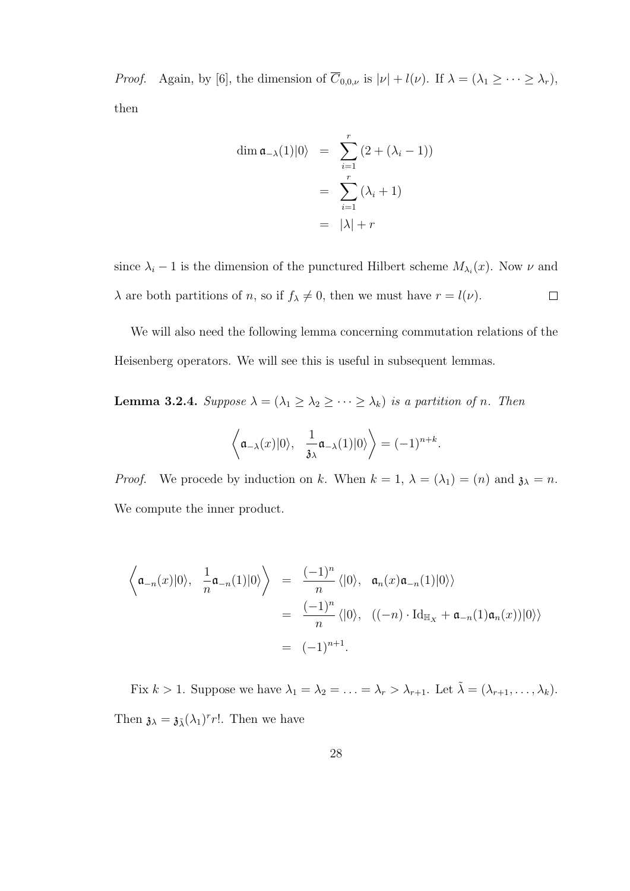*Proof.* Again, by [6], the dimension of $\overline{C}_{0,0,\nu}$ is $|\nu| + l(\nu)$. If $\lambda = (\lambda_1 \geq \cdots \geq \lambda_r)$, then

$$
\begin{aligned}
\dim \mathfrak{a}_{-\lambda}(1)|0\rangle &= \sum_{i=1}^{r} (2 + (\lambda_i - 1)) \\
&= \sum_{i=1}^{r} (\lambda_i + 1) \\
&= |\lambda| + r
\end{aligned}
$$

since $\lambda_i - 1$ is the dimension of the punctured Hilbert scheme $M_{\lambda_i}(x)$. Now $\nu$ and $\lambda$ are both partitions of $n$, so if $f_\lambda \neq 0$, then we must have $r = l(\nu)$. $\square$

We will also need the following lemma concerning commutation relations of the Heisenberg operators. We will see this is useful in subsequent lemmas.

**Lemma 3.2.4.** *Suppose $\lambda = (\lambda_1 \geq \lambda_2 \geq \cdots \geq \lambda_k)$ is a partition of $n$. Then*

$$
\left\langle \mathfrak{a}_{-\lambda}(x)|0\rangle, \quad \frac{1}{\mathfrak{z}_\lambda}\mathfrak{a}_{-\lambda}(1)|0\rangle \right\rangle = (-1)^{n+k}.
$$

*Proof.* We procede by induction on $k$. When $k = 1$, $\lambda = (\lambda_1) = (n)$ and $\mathfrak{z}_\lambda = n$. We compute the inner product.

$$
\begin{aligned}
\left\langle \mathfrak{a}_{-n}(x)|0\rangle, \quad \frac{1}{n}\mathfrak{a}_{-n}(1)|0\rangle \right\rangle &= \frac{(-1)^n}{n} \langle |0\rangle, \quad \mathfrak{a}_n(x)\mathfrak{a}_{-n}(1)|0\rangle\rangle \\
&= \frac{(-1)^n}{n} \langle |0\rangle, \quad ((-n) \cdot \mathrm{Id}_{\mathbb{H}_X} + \mathfrak{a}_{-n}(1)\mathfrak{a}_n(x))|0\rangle\rangle \\
&= (-1)^{n+1}.
\end{aligned}
$$

Fix $k > 1$. Suppose we have $\lambda_1 = \lambda_2 = \ldots = \lambda_r > \lambda_{r+1}$. Let $\tilde{\lambda} = (\lambda_{r+1}, \ldots, \lambda_k)$. Then $\mathfrak{z}_\lambda = \mathfrak{z}_{\tilde{\lambda}}(\lambda_1)^r r!$. Then we have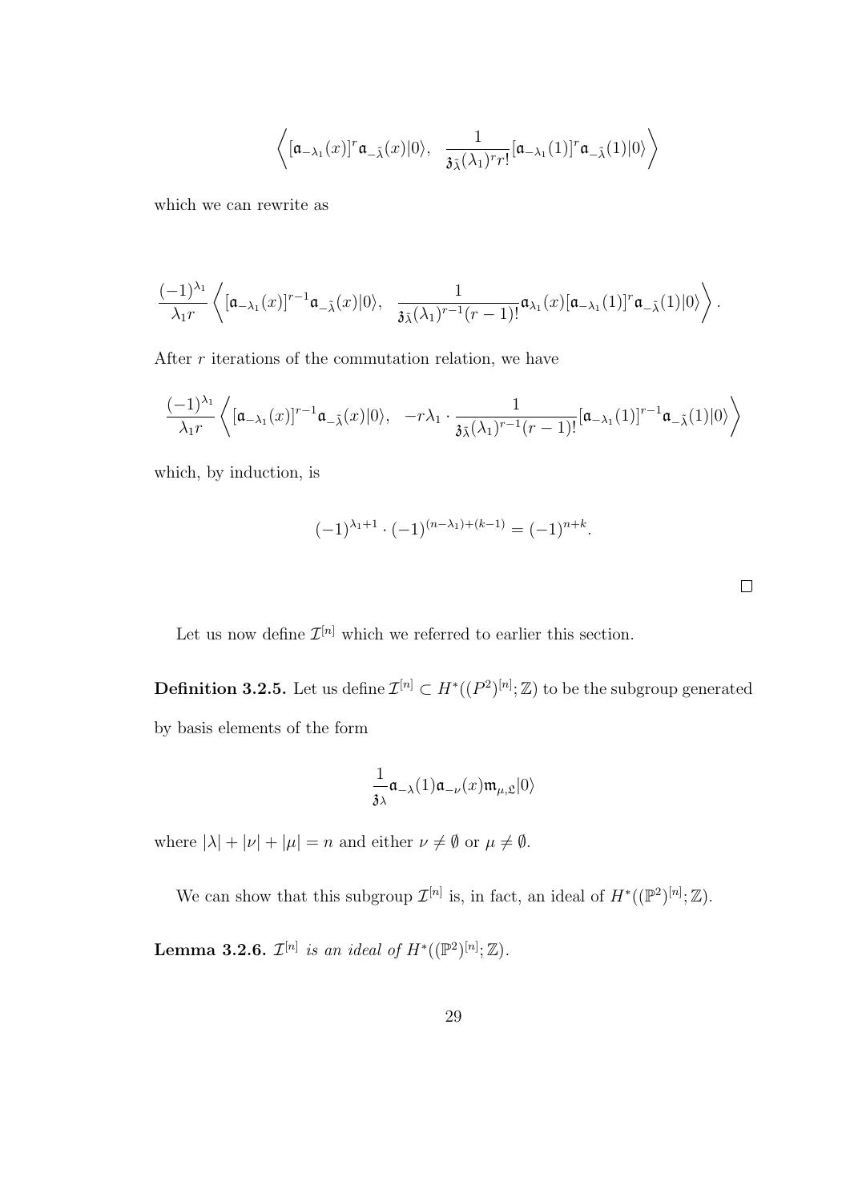$$\left\langle [\mathfrak{a}_{-\lambda_1}(x)]^r \mathfrak{a}_{-\tilde{\lambda}}(x)|0\rangle, \quad \frac{1}{\mathfrak{z}_{\tilde{\lambda}}(\lambda_1)^r r!}[\mathfrak{a}_{-\lambda_1}(1)]^r \mathfrak{a}_{-\tilde{\lambda}}(1)|0\rangle \right\rangle$$

which we can rewrite as

$$\frac{(-1)^{\lambda_1}}{\lambda_1 r}\left\langle [\mathfrak{a}_{-\lambda_1}(x)]^{r-1} \mathfrak{a}_{-\tilde{\lambda}}(x)|0\rangle, \quad \frac{1}{\mathfrak{z}_{\tilde{\lambda}}(\lambda_1)^{r-1}(r-1)!}\mathfrak{a}_{\lambda_1}(x)[\mathfrak{a}_{-\lambda_1}(1)]^r \mathfrak{a}_{-\tilde{\lambda}}(1)|0\rangle \right\rangle.$$

After $r$ iterations of the commutation relation, we have

$$\frac{(-1)^{\lambda_1}}{\lambda_1 r}\left\langle [\mathfrak{a}_{-\lambda_1}(x)]^{r-1} \mathfrak{a}_{-\tilde{\lambda}}(x)|0\rangle, \quad -r\lambda_1 \cdot \frac{1}{\mathfrak{z}_{\tilde{\lambda}}(\lambda_1)^{r-1}(r-1)!}[\mathfrak{a}_{-\lambda_1}(1)]^{r-1} \mathfrak{a}_{-\tilde{\lambda}}(1)|0\rangle \right\rangle$$

which, by induction, is

$$(-1)^{\lambda_1+1} \cdot (-1)^{(n-\lambda_1)+(k-1)} = (-1)^{n+k}.$$

□

Let us now define $\mathcal{I}^{[n]}$ which we referred to earlier this section.

**Definition 3.2.5.** Let us define $\mathcal{I}^{[n]} \subset H^*((P^2)^{[n]};\mathbb{Z})$ to be the subgroup generated by basis elements of the form

$$\frac{1}{\mathfrak{z}_\lambda}\mathfrak{a}_{-\lambda}(1)\mathfrak{a}_{-\nu}(x)\mathfrak{m}_{\mu,\mathfrak{L}}|0\rangle$$

where $|\lambda| + |\nu| + |\mu| = n$ and either $\nu \neq \emptyset$ or $\mu \neq \emptyset$.

We can show that this subgroup $\mathcal{I}^{[n]}$ is, in fact, an ideal of $H^*((\mathbb{P}^2)^{[n]};\mathbb{Z})$.

**Lemma 3.2.6.** *$\mathcal{I}^{[n]}$ is an ideal of $H^*((\mathbb{P}^2)^{[n]};\mathbb{Z})$.*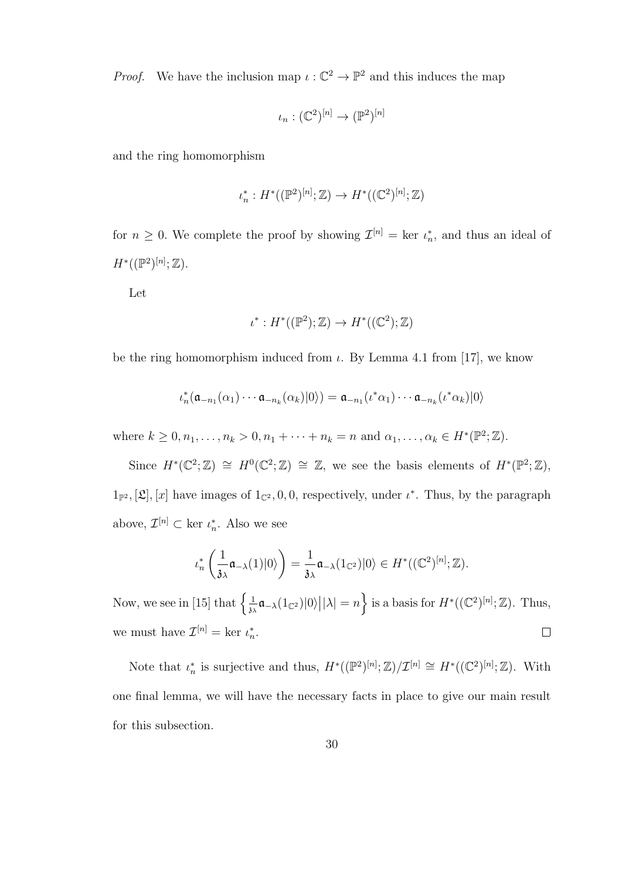*Proof.* We have the inclusion map $\iota : \mathbb{C}^2 \to \mathbb{P}^2$ and this induces the map

$$\iota_n : (\mathbb{C}^2)^{[n]} \to (\mathbb{P}^2)^{[n]}$$

and the ring homomorphism

$$\iota_n^* : H^*((\mathbb{P}^2)^{[n]}; \mathbb{Z}) \to H^*((\mathbb{C}^2)^{[n]}; \mathbb{Z})$$

for $n \geq 0$. We complete the proof by showing $\mathcal{I}^{[n]} = \ker \iota_n^*$, and thus an ideal of $H^*((\mathbb{P}^2)^{[n]}; \mathbb{Z})$.

Let

$$\iota^* : H^*((\mathbb{P}^2); \mathbb{Z}) \to H^*((\mathbb{C}^2); \mathbb{Z})$$

be the ring homomorphism induced from $\iota$. By Lemma 4.1 from [17], we know

$$\iota_n^*(\mathfrak{a}_{-n_1}(\alpha_1) \cdots \mathfrak{a}_{-n_k}(\alpha_k)|0\rangle) = \mathfrak{a}_{-n_1}(\iota^*\alpha_1) \cdots \mathfrak{a}_{-n_k}(\iota^*\alpha_k)|0\rangle$$

where $k \geq 0, n_1, \ldots, n_k > 0, n_1 + \cdots + n_k = n$ and $\alpha_1, \ldots, \alpha_k \in H^*(\mathbb{P}^2; \mathbb{Z})$.

Since $H^*(\mathbb{C}^2; \mathbb{Z}) \cong H^0(\mathbb{C}^2; \mathbb{Z}) \cong \mathbb{Z}$, we see the basis elements of $H^*(\mathbb{P}^2; \mathbb{Z})$, $1_{\mathbb{P}^2}, [\mathfrak{L}], [x]$ have images of $1_{\mathbb{C}^2}, 0, 0$, respectively, under $\iota^*$. Thus, by the paragraph above, $\mathcal{I}^{[n]} \subset \ker \iota_n^*$. Also we see

$$\iota_n^* \left( \frac{1}{\mathfrak{z}_\lambda} \mathfrak{a}_{-\lambda}(1)|0\rangle \right) = \frac{1}{\mathfrak{z}_\lambda} \mathfrak{a}_{-\lambda}(1_{\mathbb{C}^2})|0\rangle \in H^*((\mathbb{C}^2)^{[n]}; \mathbb{Z}).$$

Now, we see in [15] that $\left\{ \frac{1}{\mathfrak{z}_\lambda} \mathfrak{a}_{-\lambda}(1_{\mathbb{C}^2})|0\rangle \middle| |\lambda| = n \right\}$ is a basis for $H^*((\mathbb{C}^2)^{[n]}; \mathbb{Z})$. Thus, we must have $\mathcal{I}^{[n]} = \ker \iota_n^*$. $\square$

Note that $\iota_n^*$ is surjective and thus, $H^*((\mathbb{P}^2)^{[n]}; \mathbb{Z})/\mathcal{I}^{[n]} \cong H^*((\mathbb{C}^2)^{[n]}; \mathbb{Z})$. With one final lemma, we will have the necessary facts in place to give our main result for this subsection.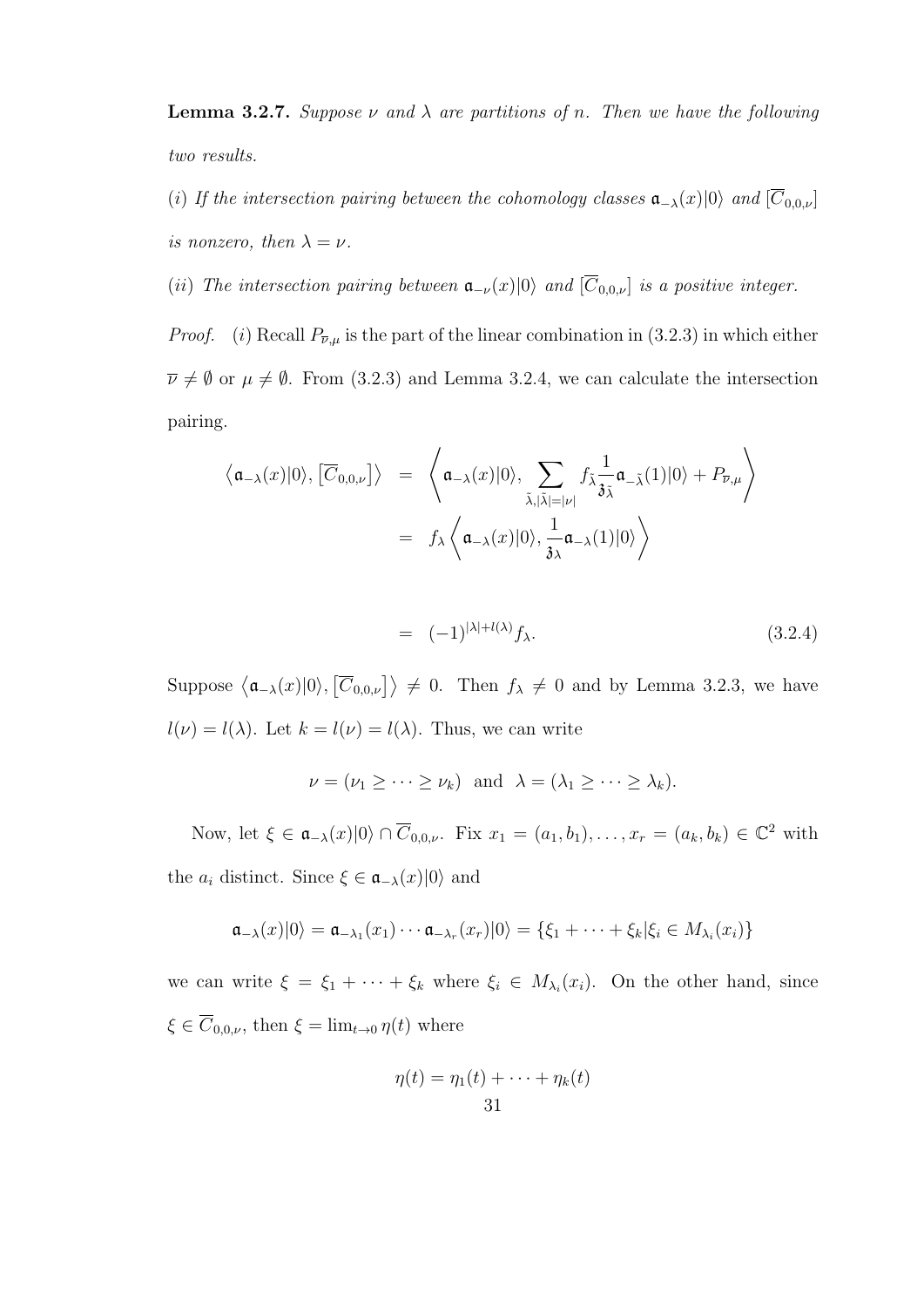**Lemma 3.2.7.** *Suppose $\nu$ and $\lambda$ are partitions of $n$. Then we have the following two results.*

*(i) If the intersection pairing between the cohomology classes $\mathfrak{a}_{-\lambda}(x)|0\rangle$ and $[\overline{C}_{0,0,\nu}]$ is nonzero, then $\lambda = \nu$.*

*(ii) The intersection pairing between $\mathfrak{a}_{-\nu}(x)|0\rangle$ and $[\overline{C}_{0,0,\nu}]$ is a positive integer.*

*Proof.* (*i*) Recall $P_{\overline{\nu},\mu}$ is the part of the linear combination in (3.2.3) in which either $\overline{\nu} \neq \emptyset$ or $\mu \neq \emptyset$. From (3.2.3) and Lemma 3.2.4, we can calculate the intersection pairing.

$$
\begin{aligned}
\left\langle \mathfrak{a}_{-\lambda}(x)|0\rangle, \left[\overline{C}_{0,0,\nu}\right] \right\rangle &= \left\langle \mathfrak{a}_{-\lambda}(x)|0\rangle, \sum_{\tilde{\lambda}, |\tilde{\lambda}|=|\nu|} f_{\tilde{\lambda}} \frac{1}{\mathfrak{z}_{\tilde{\lambda}}} \mathfrak{a}_{-\tilde{\lambda}}(1)|0\rangle + P_{\overline{\nu},\mu} \right\rangle \\
&= f_{\lambda} \left\langle \mathfrak{a}_{-\lambda}(x)|0\rangle, \frac{1}{\mathfrak{z}_{\lambda}} \mathfrak{a}_{-\lambda}(1)|0\rangle \right\rangle \\
&= (-1)^{|\lambda|+l(\lambda)} f_{\lambda}.
\end{aligned}
\tag{3.2.4}
$$

Suppose $\left\langle \mathfrak{a}_{-\lambda}(x)|0\rangle, \left[\overline{C}_{0,0,\nu}\right] \right\rangle \neq 0$. Then $f_{\lambda} \neq 0$ and by Lemma 3.2.3, we have $l(\nu) = l(\lambda)$. Let $k = l(\nu) = l(\lambda)$. Thus, we can write

$$
\nu = (\nu_1 \geq \cdots \geq \nu_k) \quad \text{and} \quad \lambda = (\lambda_1 \geq \cdots \geq \lambda_k).
$$

Now, let $\xi \in \mathfrak{a}_{-\lambda}(x)|0\rangle \cap \overline{C}_{0,0,\nu}$. Fix $x_1 = (a_1, b_1), \ldots, x_r = (a_k, b_k) \in \mathbb{C}^2$ with the $a_i$ distinct. Since $\xi \in \mathfrak{a}_{-\lambda}(x)|0\rangle$ and

$$
\mathfrak{a}_{-\lambda}(x)|0\rangle = \mathfrak{a}_{-\lambda_1}(x_1) \cdots \mathfrak{a}_{-\lambda_r}(x_r)|0\rangle = \{\xi_1 + \cdots + \xi_k | \xi_i \in M_{\lambda_i}(x_i)\}
$$

we can write $\xi = \xi_1 + \cdots + \xi_k$ where $\xi_i \in M_{\lambda_i}(x_i)$. On the other hand, since $\xi \in \overline{C}_{0,0,\nu}$, then $\xi = \lim_{t \to 0} \eta(t)$ where

$$
\eta(t) = \eta_1(t) + \cdots + \eta_k(t)
$$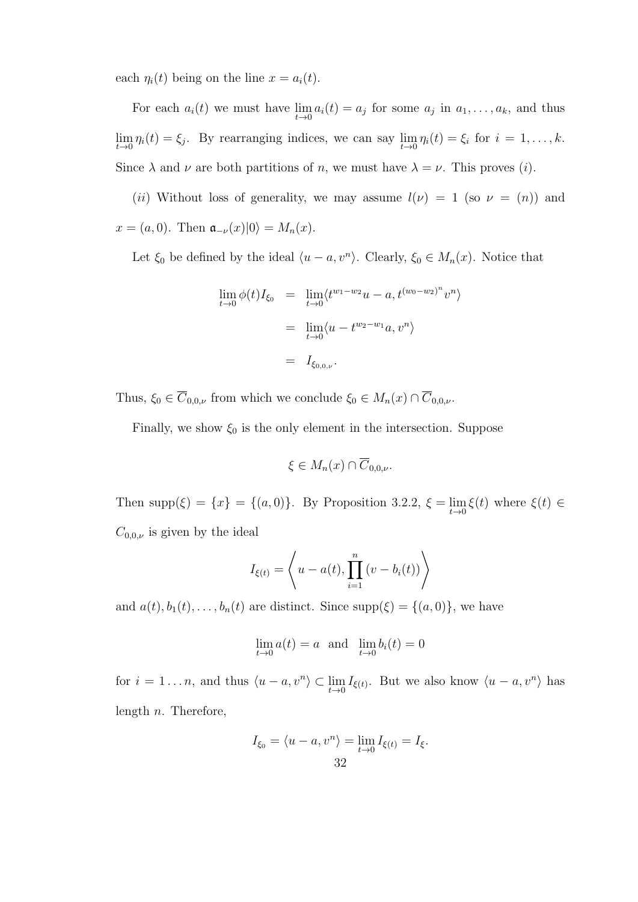each $\eta_i(t)$ being on the line $x = a_i(t)$.

For each $a_i(t)$ we must have $\lim_{t\to 0} a_i(t) = a_j$ for some $a_j$ in $a_1, \ldots, a_k$, and thus $\lim_{t\to 0} \eta_i(t) = \xi_j$. By rearranging indices, we can say $\lim_{t\to 0} \eta_i(t) = \xi_i$ for $i = 1, \ldots, k$. Since $\lambda$ and $\nu$ are both partitions of $n$, we must have $\lambda = \nu$. This proves $(i)$.

$(ii)$ Without loss of generality, we may assume $l(\nu) = 1$ (so $\nu = (n)$) and $x = (a, 0)$. Then $\mathfrak{a}_{-\nu}(x)|0\rangle = M_n(x)$.

Let $\xi_0$ be defined by the ideal $\langle u - a, v^n \rangle$. Clearly, $\xi_0 \in M_n(x)$. Notice that

$$
\begin{aligned}
\lim_{t\to 0} \phi(t) I_{\xi_0} &= \lim_{t\to 0} \langle t^{w_1 - w_2} u - a, t^{(w_0 - w_2)^n} v^n \rangle \\
&= \lim_{t\to 0} \langle u - t^{w_2 - w_1} a, v^n \rangle \\
&= I_{\xi_{0,0,\nu}}.
\end{aligned}
$$

Thus, $\xi_0 \in \overline{C}_{0,0,\nu}$ from which we conclude $\xi_0 \in M_n(x) \cap \overline{C}_{0,0,\nu}$.

Finally, we show $\xi_0$ is the only element in the intersection. Suppose

$$
\xi \in M_n(x) \cap \overline{C}_{0,0,\nu}.
$$

Then $\text{supp}(\xi) = \{x\} = \{(a, 0)\}$. By Proposition 3.2.2, $\xi = \lim_{t\to 0} \xi(t)$ where $\xi(t) \in C_{0,0,\nu}$ is given by the ideal

$$
I_{\xi(t)} = \left\langle u - a(t), \prod_{i=1}^{n} (v - b_i(t)) \right\rangle
$$

and $a(t), b_1(t), \ldots, b_n(t)$ are distinct. Since $\text{supp}(\xi) = \{(a, 0)\}$, we have

$$
\lim_{t\to 0} a(t) = a \quad \text{and} \quad \lim_{t\to 0} b_i(t) = 0
$$

for $i = 1 \ldots n$, and thus $\langle u - a, v^n \rangle \subset \lim_{t\to 0} I_{\xi(t)}$. But we also know $\langle u - a, v^n \rangle$ has length $n$. Therefore,

$$
I_{\xi_0} = \langle u - a, v^n \rangle = \lim_{t\to 0} I_{\xi(t)} = I_{\xi}.
$$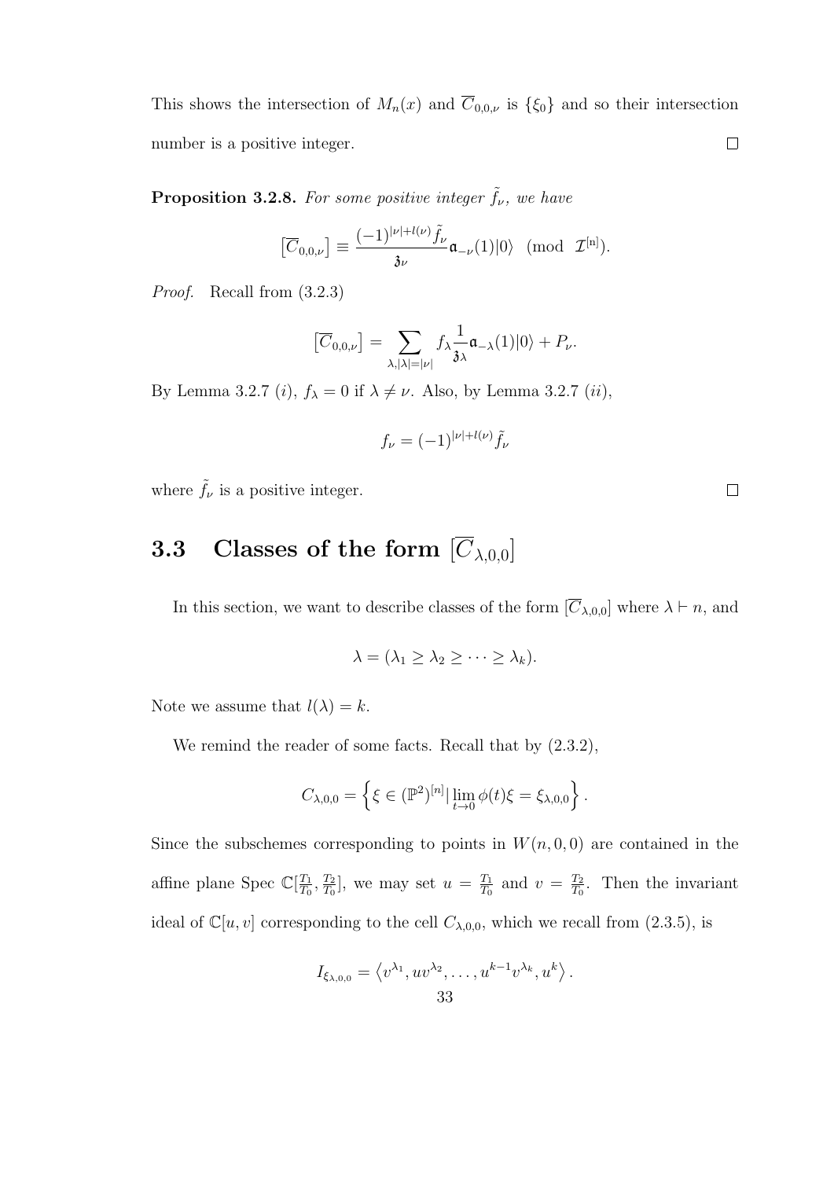This shows the intersection of $M_n(x)$ and $\overline{C}_{0,0,\nu}$ is $\{\xi_0\}$ and so their intersection number is a positive integer. $\square$

**Proposition 3.2.8.** *For some positive integer $\tilde{f}_\nu$, we have*

$$\left[\overline{C}_{0,0,\nu}\right] \equiv \frac{(-1)^{|\nu|+l(\nu)}\tilde{f}_\nu}{\mathfrak{z}_\nu}\mathfrak{a}_{-\nu}(1)|0\rangle \pmod{\mathcal{I}^{[n]}}.$$

*Proof.* Recall from (3.2.3)

$$\left[\overline{C}_{0,0,\nu}\right] = \sum_{\lambda,|\lambda|=|\nu|} f_\lambda \frac{1}{\mathfrak{z}_\lambda}\mathfrak{a}_{-\lambda}(1)|0\rangle + P_\nu.$$

By Lemma 3.2.7 $(i)$, $f_\lambda = 0$ if $\lambda \neq \nu$. Also, by Lemma 3.2.7 $(ii)$,

$$f_\nu = (-1)^{|\nu|+l(\nu)}\tilde{f}_\nu$$

where $\tilde{f}_\nu$ is a positive integer. $\square$

## 3.3 Classes of the form $[\overline{C}_{\lambda,0,0}]$

In this section, we want to describe classes of the form $[\overline{C}_{\lambda,0,0}]$ where $\lambda \vdash n$, and

$$\lambda = (\lambda_1 \geq \lambda_2 \geq \cdots \geq \lambda_k).$$

Note we assume that $l(\lambda) = k$.

We remind the reader of some facts. Recall that by (2.3.2),

$$C_{\lambda,0,0} = \left\{\xi \in (\mathbb{P}^2)^{[n]} | \lim_{t\to 0}\phi(t)\xi = \xi_{\lambda,0,0}\right\}.$$

Since the subschemes corresponding to points in $W(n, 0, 0)$ are contained in the affine plane Spec $\mathbb{C}[\frac{T_1}{T_0}, \frac{T_2}{T_0}]$, we may set $u = \frac{T_1}{T_0}$ and $v = \frac{T_2}{T_0}$. Then the invariant ideal of $\mathbb{C}[u, v]$ corresponding to the cell $C_{\lambda,0,0}$, which we recall from (2.3.5), is

$$I_{\xi_{\lambda,0,0}} = \left\langle v^{\lambda_1}, uv^{\lambda_2}, \ldots, u^{k-1}v^{\lambda_k}, u^k\right\rangle.$$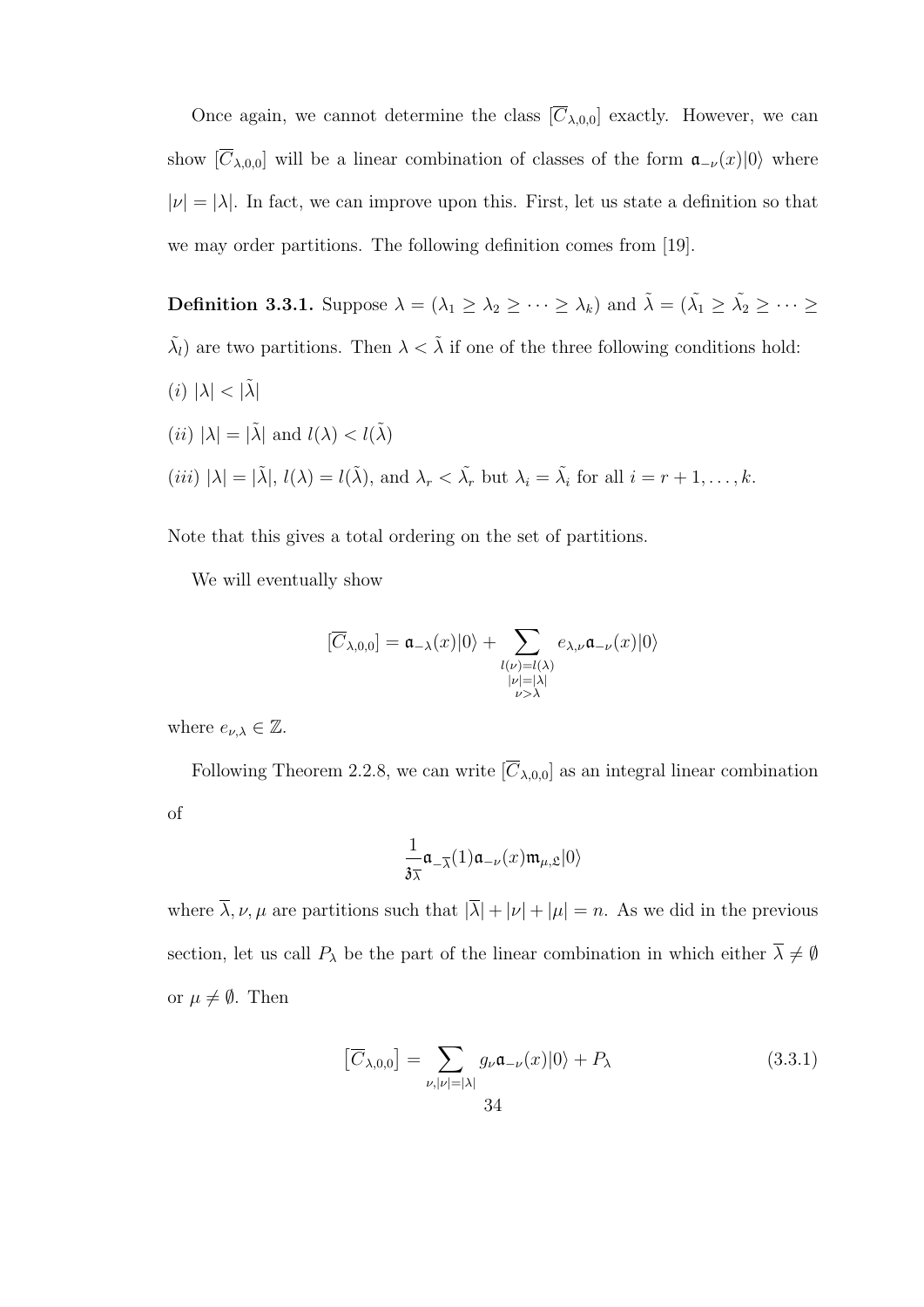Once again, we cannot determine the class $[\overline{C}_{\lambda,0,0}]$ exactly. However, we can show $[\overline{C}_{\lambda,0,0}]$ will be a linear combination of classes of the form $\mathfrak{a}_{-\nu}(x)|0\rangle$ where $|\nu| = |\lambda|$. In fact, we can improve upon this. First, let us state a definition so that we may order partitions. The following definition comes from [19].

**Definition 3.3.1.** Suppose $\lambda = (\lambda_1 \geq \lambda_2 \geq \cdots \geq \lambda_k)$ and $\tilde{\lambda} = (\tilde{\lambda_1} \geq \tilde{\lambda_2} \geq \cdots \geq \tilde{\lambda_l})$ are two partitions. Then $\lambda < \tilde{\lambda}$ if one of the three following conditions hold:

$(i)$ $|\lambda| < |\tilde{\lambda}|$

$(ii)$ $|\lambda| = |\tilde{\lambda}|$ and $l(\lambda) < l(\tilde{\lambda})$

$(iii)$ $|\lambda| = |\tilde{\lambda}|$, $l(\lambda) = l(\tilde{\lambda})$, and $\lambda_r < \tilde{\lambda_r}$ but $\lambda_i = \tilde{\lambda_i}$ for all $i = r+1, \ldots, k$.

Note that this gives a total ordering on the set of partitions.

We will eventually show

$$[\overline{C}_{\lambda,0,0}] = \mathfrak{a}_{-\lambda}(x)|0\rangle + \sum_{\substack{l(\nu)=l(\lambda) \\ |\nu|=|\lambda| \\ \nu>\lambda}} e_{\lambda,\nu}\mathfrak{a}_{-\nu}(x)|0\rangle$$

where $e_{\nu,\lambda} \in \mathbb{Z}$.

Following Theorem 2.2.8, we can write $[\overline{C}_{\lambda,0,0}]$ as an integral linear combination of

$$\frac{1}{\mathfrak{z}_{\overline{\lambda}}}\mathfrak{a}_{-\overline{\lambda}}(1)\mathfrak{a}_{-\nu}(x)\mathfrak{m}_{\mu,\mathfrak{L}}|0\rangle$$

where $\overline{\lambda}, \nu, \mu$ are partitions such that $|\overline{\lambda}| + |\nu| + |\mu| = n$. As we did in the previous section, let us call $P_\lambda$ be the part of the linear combination in which either $\overline{\lambda} \neq \emptyset$ or $\mu \neq \emptyset$. Then

$$\left[\overline{C}_{\lambda,0,0}\right] = \sum_{\nu,|\nu|=|\lambda|} g_\nu \mathfrak{a}_{-\nu}(x)|0\rangle + P_\lambda \tag{3.3.1}$$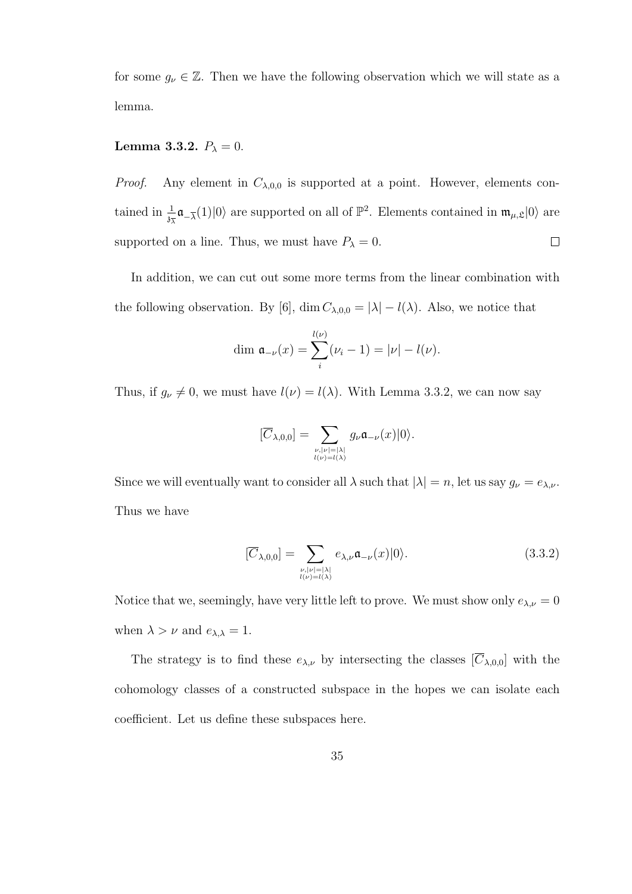for some $g_\nu \in \mathbb{Z}$. Then we have the following observation which we will state as a lemma.

**Lemma 3.3.2.** $P_\lambda = 0$.

*Proof.* Any element in $C_{\lambda,0,0}$ is supported at a point. However, elements contained in $\frac{1}{\mathfrak{z}_{\overline{\lambda}}}\mathfrak{a}_{-\overline{\lambda}}(1)|0\rangle$ are supported on all of $\mathbb{P}^2$. Elements contained in $\mathfrak{m}_{\mu,\mathfrak{L}}|0\rangle$ are supported on a line. Thus, we must have $P_\lambda = 0$. $\square$

In addition, we can cut out some more terms from the linear combination with the following observation. By [6], $\dim C_{\lambda,0,0} = |\lambda| - l(\lambda)$. Also, we notice that

$$\dim\, \mathfrak{a}_{-\nu}(x) = \sum_{i}^{l(\nu)} (\nu_i - 1) = |\nu| - l(\nu).$$

Thus, if $g_\nu \neq 0$, we must have $l(\nu) = l(\lambda)$. With Lemma 3.3.2, we can now say

$$[\overline{C}_{\lambda,0,0}] = \sum_{\substack{\nu, |\nu| = |\lambda| \\ l(\nu) = l(\lambda)}} g_\nu \mathfrak{a}_{-\nu}(x)|0\rangle.$$

Since we will eventually want to consider all $\lambda$ such that $|\lambda| = n$, let us say $g_\nu = e_{\lambda,\nu}$. Thus we have

$$[\overline{C}_{\lambda,0,0}] = \sum_{\substack{\nu, |\nu| = |\lambda| \\ l(\nu) = l(\lambda)}} e_{\lambda,\nu} \mathfrak{a}_{-\nu}(x)|0\rangle. \tag{3.3.2}$$

Notice that we, seemingly, have very little left to prove. We must show only $e_{\lambda,\nu} = 0$ when $\lambda > \nu$ and $e_{\lambda,\lambda} = 1$.

The strategy is to find these $e_{\lambda,\nu}$ by intersecting the classes $[\overline{C}_{\lambda,0,0}]$ with the cohomology classes of a constructed subspace in the hopes we can isolate each coefficient. Let us define these subspaces here.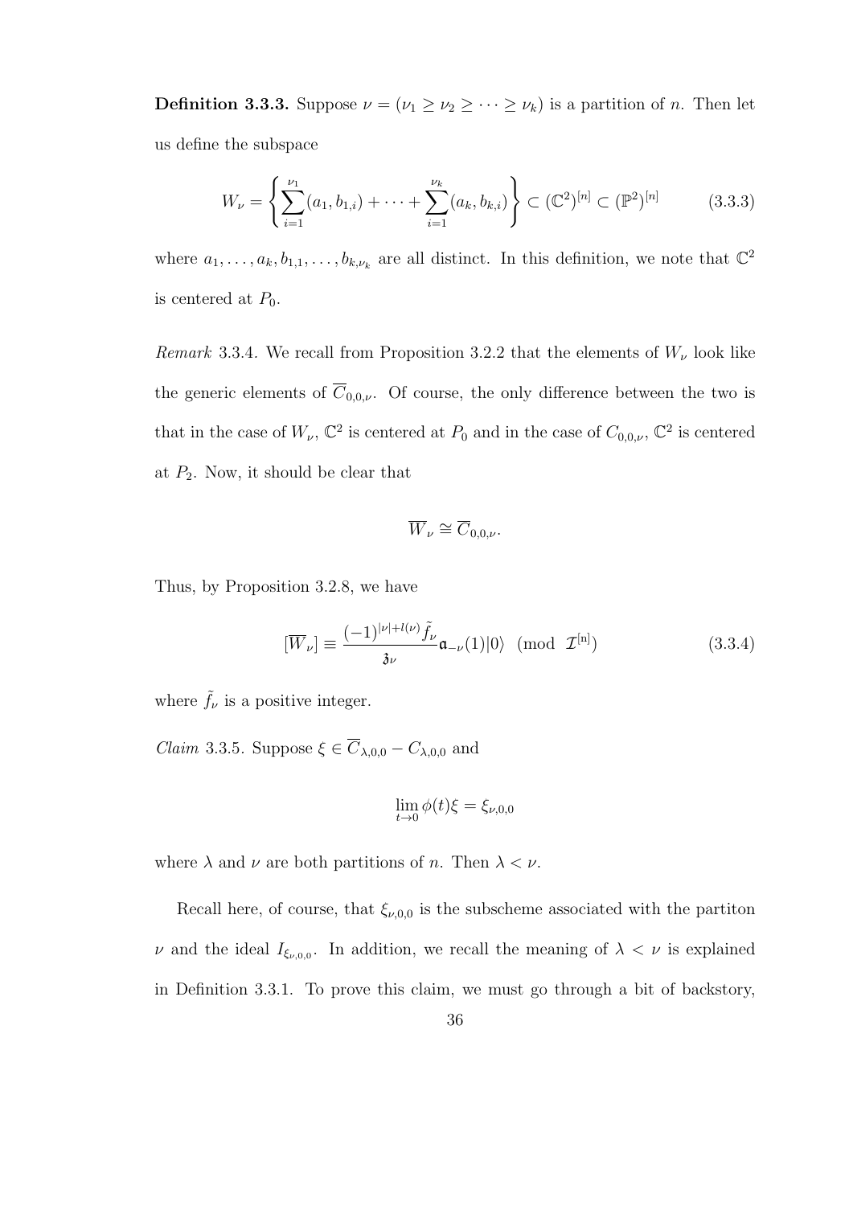**Definition 3.3.3.** Suppose $\nu = (\nu_1 \geq \nu_2 \geq \cdots \geq \nu_k)$ is a partition of $n$. Then let us define the subspace

$$W_\nu = \left\{ \sum_{i=1}^{\nu_1} (a_1, b_{1,i}) + \cdots + \sum_{i=1}^{\nu_k} (a_k, b_{k,i}) \right\} \subset (\mathbb{C}^2)^{[n]} \subset (\mathbb{P}^2)^{[n]} \tag{3.3.3}$$

where $a_1, \ldots, a_k, b_{1,1}, \ldots, b_{k,\nu_k}$ are all distinct. In this definition, we note that $\mathbb{C}^2$ is centered at $P_0$.

*Remark* 3.3.4. We recall from Proposition 3.2.2 that the elements of $W_\nu$ look like the generic elements of $\overline{C}_{0,0,\nu}$. Of course, the only difference between the two is that in the case of $W_\nu$, $\mathbb{C}^2$ is centered at $P_0$ and in the case of $C_{0,0,\nu}$, $\mathbb{C}^2$ is centered at $P_2$. Now, it should be clear that

$$\overline{W}_\nu \cong \overline{C}_{0,0,\nu}.$$

Thus, by Proposition 3.2.8, we have

$$[\overline{W}_\nu] \equiv \frac{(-1)^{|\nu|+l(\nu)} \tilde{f}_\nu}{\mathfrak{z}_\nu} \mathfrak{a}_{-\nu}(1)|0\rangle \pmod{\mathcal{I}^{[n]}} \tag{3.3.4}$$

where $\tilde{f}_\nu$ is a positive integer.

*Claim* 3.3.5. Suppose $\xi \in \overline{C}_{\lambda,0,0} - C_{\lambda,0,0}$ and

$$\lim_{t \to 0} \phi(t)\xi = \xi_{\nu,0,0}$$

where $\lambda$ and $\nu$ are both partitions of $n$. Then $\lambda < \nu$.

Recall here, of course, that $\xi_{\nu,0,0}$ is the subscheme associated with the partiton $\nu$ and the ideal $I_{\xi_{\nu,0,0}}$. In addition, we recall the meaning of $\lambda < \nu$ is explained in Definition 3.3.1. To prove this claim, we must go through a bit of backstory,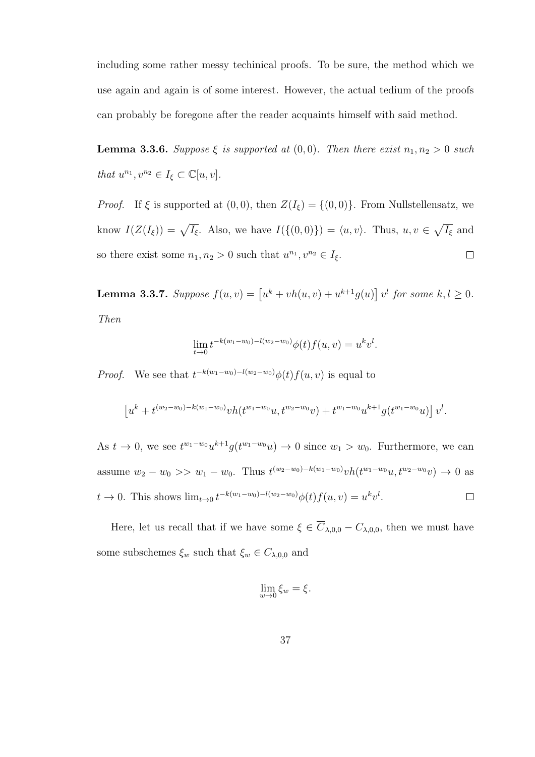including some rather messy techinical proofs. To be sure, the method which we use again and again is of some interest. However, the actual tedium of the proofs can probably be foregone after the reader acquaints himself with said method.

**Lemma 3.3.6.** *Suppose $\xi$ is supported at $(0,0)$. Then there exist $n_1, n_2 > 0$ such that $u^{n_1}, v^{n_2} \in I_\xi \subset \mathbb{C}[u,v]$.*

*Proof.* If $\xi$ is supported at $(0,0)$, then $Z(I_\xi) = \{(0,0)\}$. From Nullstellensatz, we know $I(Z(I_\xi)) = \sqrt{I_\xi}$. Also, we have $I(\{(0,0)\}) = \langle u, v\rangle$. Thus, $u, v \in \sqrt{I_\xi}$ and so there exist some $n_1, n_2 > 0$ such that $u^{n_1}, v^{n_2} \in I_\xi$. $\square$

**Lemma 3.3.7.** *Suppose $f(u,v) = \left[u^k + vh(u,v) + u^{k+1}g(u)\right] v^l$ for some $k, l \geq 0$. Then*

$$\lim_{t\to 0} t^{-k(w_1-w_0)-l(w_2-w_0)}\phi(t)f(u,v) = u^k v^l.$$

*Proof.* We see that $t^{-k(w_1-w_0)-l(w_2-w_0)}\phi(t)f(u,v)$ is equal to

$$\left[u^k + t^{(w_2-w_0)-k(w_1-w_0)}vh(t^{w_1-w_0}u, t^{w_2-w_0}v) + t^{w_1-w_0}u^{k+1}g(t^{w_1-w_0}u)\right] v^l.$$

As $t \to 0$, we see $t^{w_1-w_0}u^{k+1}g(t^{w_1-w_0}u) \to 0$ since $w_1 > w_0$. Furthermore, we can assume $w_2 - w_0 >> w_1 - w_0$. Thus $t^{(w_2-w_0)-k(w_1-w_0)}vh(t^{w_1-w_0}u, t^{w_2-w_0}v) \to 0$ as $t \to 0$. This shows $\lim_{t\to 0} t^{-k(w_1-w_0)-l(w_2-w_0)}\phi(t)f(u,v) = u^k v^l$. $\square$

Here, let us recall that if we have some $\xi \in \overline{C}_{\lambda,0,0} - C_{\lambda,0,0}$, then we must have some subschemes $\xi_w$ such that $\xi_w \in C_{\lambda,0,0}$ and

$$\lim_{w\to 0} \xi_w = \xi.$$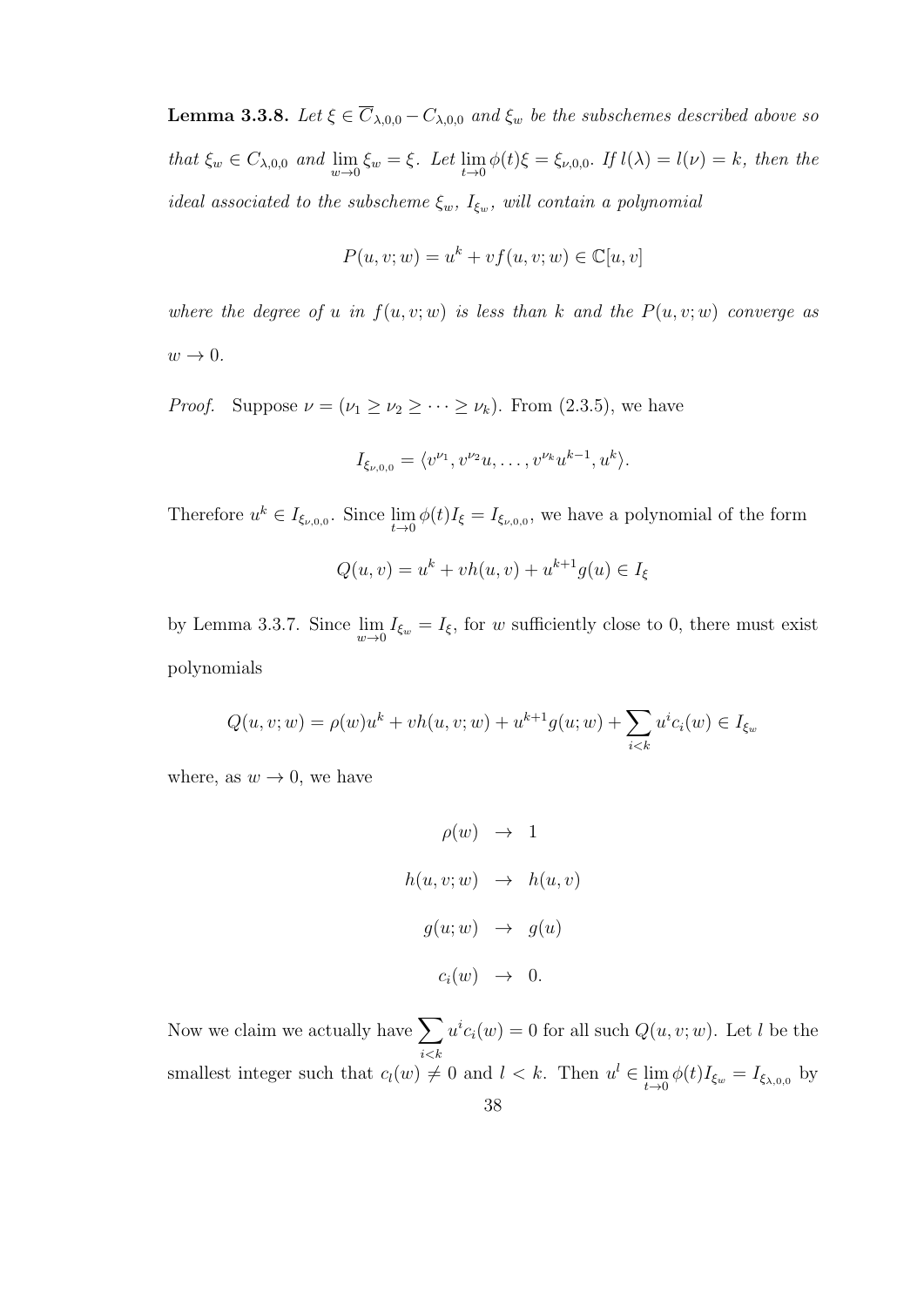**Lemma 3.3.8.** *Let $\xi \in \overline{C}_{\lambda,0,0} - C_{\lambda,0,0}$ and $\xi_w$ be the subschemes described above so that $\xi_w \in C_{\lambda,0,0}$ and $\lim_{w\to 0} \xi_w = \xi$. Let $\lim_{t\to 0} \phi(t)\xi = \xi_{\nu,0,0}$. If $l(\lambda) = l(\nu) = k$, then the ideal associated to the subscheme $\xi_w$, $I_{\xi_w}$, will contain a polynomial*

$$P(u, v; w) = u^k + vf(u, v; w) \in \mathbb{C}[u, v]$$

*where the degree of $u$ in $f(u, v; w)$ is less than $k$ and the $P(u, v; w)$ converge as $w \to 0$.*

*Proof.* Suppose $\nu = (\nu_1 \geq \nu_2 \geq \cdots \geq \nu_k)$. From (2.3.5), we have

$$I_{\xi_{\nu,0,0}} = \langle v^{\nu_1}, v^{\nu_2}u, \ldots, v^{\nu_k}u^{k-1}, u^k\rangle.$$

Therefore $u^k \in I_{\xi_{\nu,0,0}}$. Since $\lim_{t\to 0} \phi(t)I_\xi = I_{\xi_{\nu,0,0}}$, we have a polynomial of the form

$$Q(u, v) = u^k + vh(u, v) + u^{k+1}g(u) \in I_\xi$$

by Lemma 3.3.7. Since $\lim_{w\to 0} I_{\xi_w} = I_\xi$, for $w$ sufficiently close to 0, there must exist polynomials

$$Q(u, v; w) = \rho(w)u^k + vh(u, v; w) + u^{k+1}g(u; w) + \sum_{i<k} u^i c_i(w) \in I_{\xi_w}$$

where, as $w \to 0$, we have

$$\begin{aligned}
\rho(w) &\to 1 \\
h(u, v; w) &\to h(u, v) \\
g(u; w) &\to g(u) \\
c_i(w) &\to 0.
\end{aligned}$$

Now we claim we actually have $\sum_{i<k} u^i c_i(w) = 0$ for all such $Q(u, v; w)$. Let $l$ be the smallest integer such that $c_l(w) \neq 0$ and $l < k$. Then $u^l \in \lim_{t\to 0} \phi(t)I_{\xi_w} = I_{\xi_{\lambda,0,0}}$ by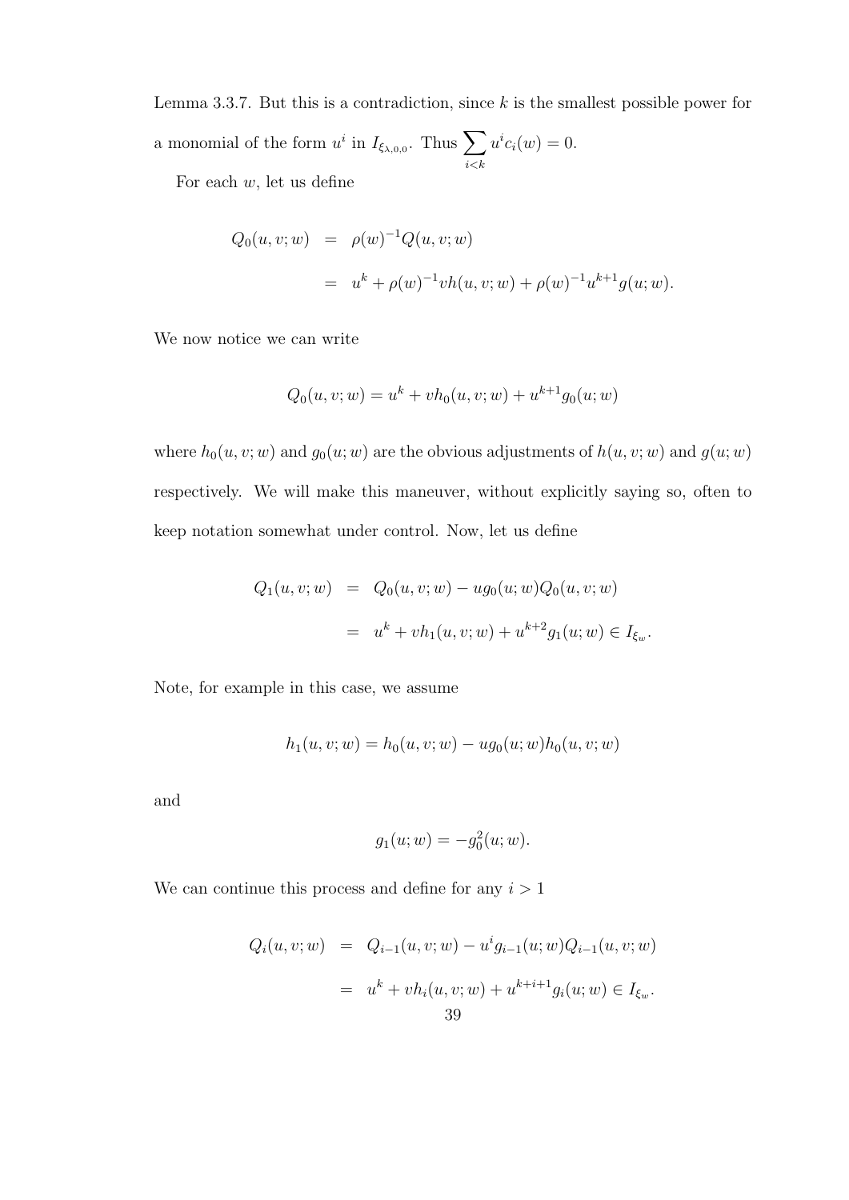Lemma 3.3.7. But this is a contradiction, since $k$ is the smallest possible power for a monomial of the form $u^i$ in $I_{\xi_{\lambda,0,0}}$. Thus $\sum_{i<k} u^i c_i(w) = 0$.

For each $w$, let us define

$$\begin{aligned} Q_0(u,v;w) &= \rho(w)^{-1}Q(u,v;w) \\ &= u^k + \rho(w)^{-1}vh(u,v;w) + \rho(w)^{-1}u^{k+1}g(u;w). \end{aligned}$$

We now notice we can write

$$Q_0(u,v;w) = u^k + vh_0(u,v;w) + u^{k+1}g_0(u;w)$$

where $h_0(u,v;w)$ and $g_0(u;w)$ are the obvious adjustments of $h(u,v;w)$ and $g(u;w)$ respectively. We will make this maneuver, without explicitly saying so, often to keep notation somewhat under control. Now, let us define

$$\begin{aligned} Q_1(u,v;w) &= Q_0(u,v;w) - ug_0(u;w)Q_0(u,v;w) \\ &= u^k + vh_1(u,v;w) + u^{k+2}g_1(u;w) \in I_{\xi_w}. \end{aligned}$$

Note, for example in this case, we assume

$$h_1(u,v;w) = h_0(u,v;w) - ug_0(u;w)h_0(u,v;w)$$

and

$$g_1(u;w) = -g_0^2(u;w).$$

We can continue this process and define for any $i > 1$

$$\begin{aligned} Q_i(u,v;w) &= Q_{i-1}(u,v;w) - u^i g_{i-1}(u;w)Q_{i-1}(u,v;w) \\ &= u^k + vh_i(u,v;w) + u^{k+i+1}g_i(u;w) \in I_{\xi_w}. \end{aligned}$$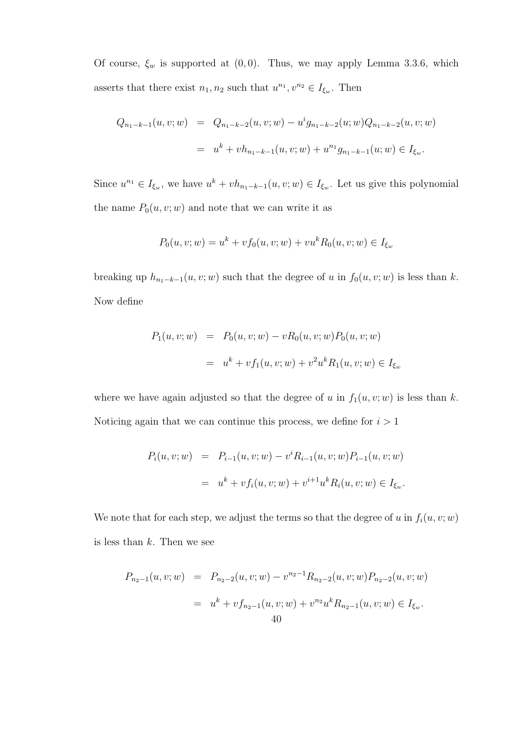Of course, $\xi_w$ is supported at $(0,0)$. Thus, we may apply Lemma 3.3.6, which asserts that there exist $n_1, n_2$ such that $u^{n_1}, v^{n_2} \in I_{\xi_w}$. Then

$$
\begin{aligned}
Q_{n_1-k-1}(u,v;w) &= Q_{n_1-k-2}(u,v;w) - u^i g_{n_1-k-2}(u;w) Q_{n_1-k-2}(u,v;w) \\
&= u^k + v h_{n_1-k-1}(u,v;w) + u^{n_1} g_{n_1-k-1}(u;w) \in I_{\xi_w}.
\end{aligned}
$$

Since $u^{n_1} \in I_{\xi_w}$, we have $u^k + v h_{n_1-k-1}(u,v;w) \in I_{\xi_w}$. Let us give this polynomial the name $P_0(u,v;w)$ and note that we can write it as

$$
P_0(u,v;w) = u^k + v f_0(u,v;w) + v u^k R_0(u,v;w) \in I_{\xi_w}
$$

breaking up $h_{n_1-k-1}(u,v;w)$ such that the degree of $u$ in $f_0(u,v;w)$ is less than $k$. Now define

$$
\begin{aligned}
P_1(u,v;w) &= P_0(u,v;w) - v R_0(u,v;w) P_0(u,v;w) \\
&= u^k + v f_1(u,v;w) + v^2 u^k R_1(u,v;w) \in I_{\xi_w}
\end{aligned}
$$

where we have again adjusted so that the degree of $u$ in $f_1(u,v;w)$ is less than $k$. Noticing again that we can continue this process, we define for $i > 1$

$$
\begin{aligned}
P_i(u,v;w) &= P_{i-1}(u,v;w) - v^i R_{i-1}(u,v;w) P_{i-1}(u,v;w) \\
&= u^k + v f_i(u,v;w) + v^{i+1} u^k R_i(u,v;w) \in I_{\xi_w}.
\end{aligned}
$$

We note that for each step, we adjust the terms so that the degree of $u$ in $f_i(u,v;w)$ is less than $k$. Then we see

$$
\begin{aligned}
P_{n_2-1}(u,v;w) &= P_{n_2-2}(u,v;w) - v^{n_2-1} R_{n_2-2}(u,v;w) P_{n_2-2}(u,v;w) \\
&= u^k + v f_{n_2-1}(u,v;w) + v^{n_2} u^k R_{n_2-1}(u,v;w) \in I_{\xi_w}.
\end{aligned}
$$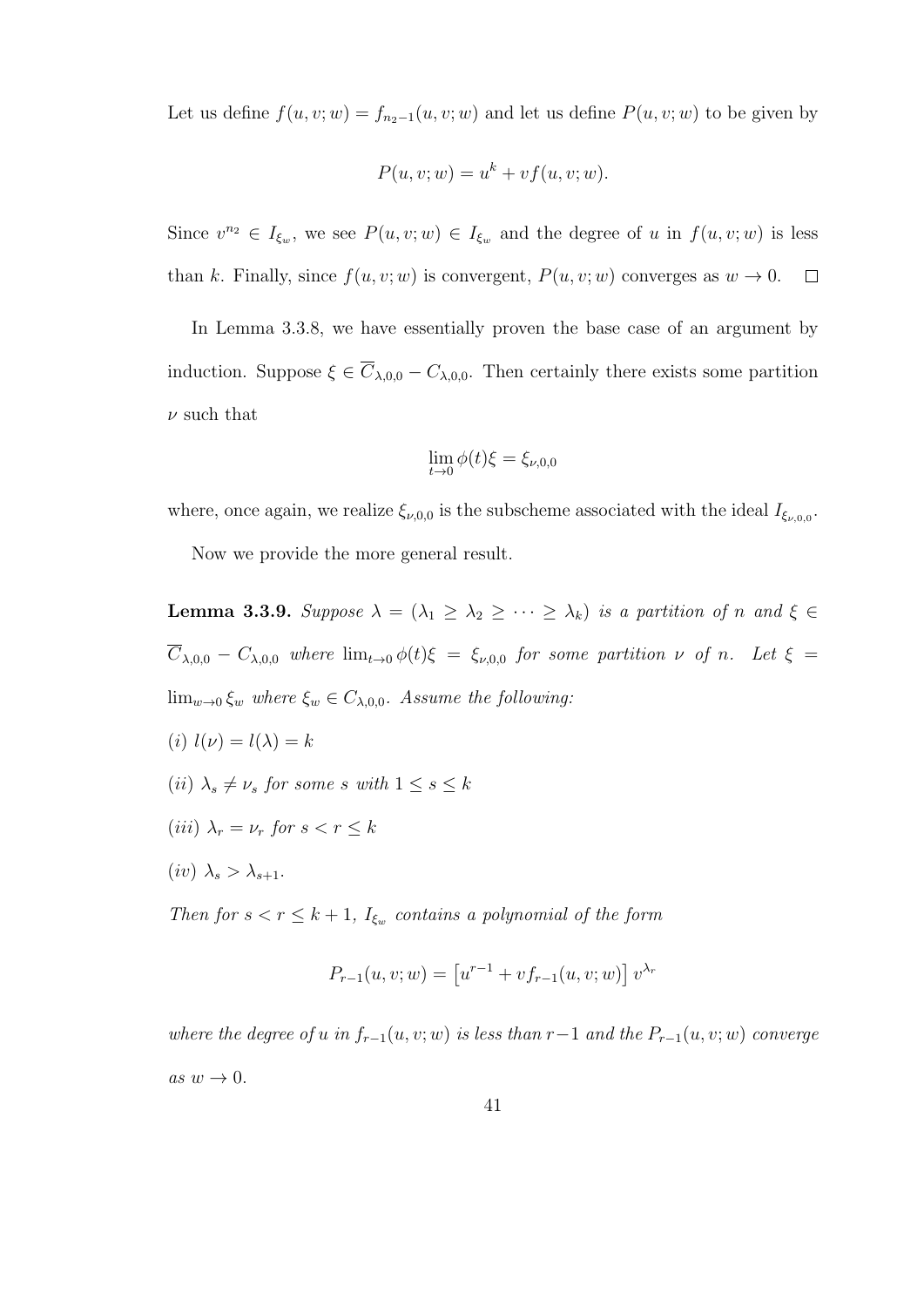Let us define $f(u, v; w) = f_{n_2-1}(u, v; w)$ and let us define $P(u, v; w)$ to be given by

$$P(u, v; w) = u^k + vf(u, v; w).$$

Since $v^{n_2} \in I_{\xi_w}$, we see $P(u, v; w) \in I_{\xi_w}$ and the degree of $u$ in $f(u, v; w)$ is less than $k$. Finally, since $f(u, v; w)$ is convergent, $P(u, v; w)$ converges as $w \to 0$. $\square$

In Lemma 3.3.8, we have essentially proven the base case of an argument by induction. Suppose $\xi \in \overline{C}_{\lambda,0,0} - C_{\lambda,0,0}$. Then certainly there exists some partition $\nu$ such that

$$\lim_{t \to 0} \phi(t)\xi = \xi_{\nu,0,0}$$

where, once again, we realize $\xi_{\nu,0,0}$ is the subscheme associated with the ideal $I_{\xi_{\nu,0,0}}$.

Now we provide the more general result.

**Lemma 3.3.9.** *Suppose $\lambda = (\lambda_1 \geq \lambda_2 \geq \cdots \geq \lambda_k)$ is a partition of $n$ and $\xi \in \overline{C}_{\lambda,0,0} - C_{\lambda,0,0}$ where $\lim_{t \to 0} \phi(t)\xi = \xi_{\nu,0,0}$ for some partition $\nu$ of $n$. Let $\xi = \lim_{w \to 0} \xi_w$ where $\xi_w \in C_{\lambda,0,0}$. Assume the following:*

*(i) $l(\nu) = l(\lambda) = k$*

*(ii) $\lambda_s \neq \nu_s$ for some $s$ with $1 \leq s \leq k$*

*(iii) $\lambda_r = \nu_r$ for $s < r \leq k$*

*(iv) $\lambda_s > \lambda_{s+1}$.*

*Then for $s < r \leq k+1$, $I_{\xi_w}$ contains a polynomial of the form*

$$P_{r-1}(u, v; w) = \left[u^{r-1} + vf_{r-1}(u, v; w)\right] v^{\lambda_r}$$

*where the degree of $u$ in $f_{r-1}(u, v; w)$ is less than $r-1$ and the $P_{r-1}(u, v; w)$ converge as $w \to 0$.*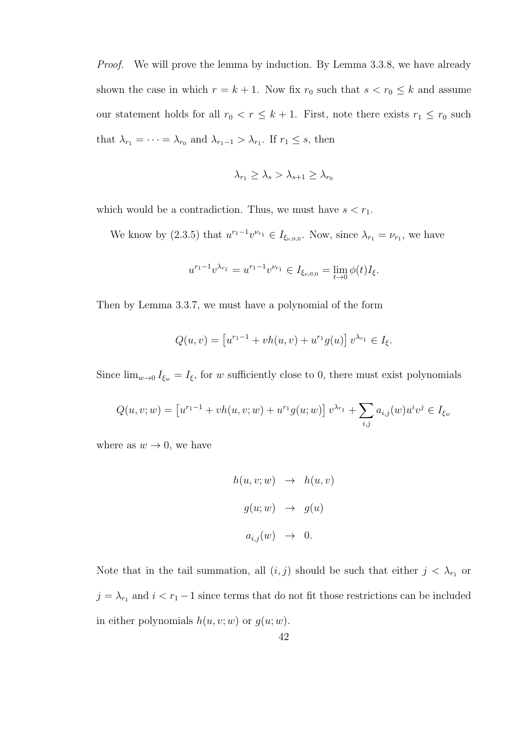*Proof.* We will prove the lemma by induction. By Lemma 3.3.8, we have already shown the case in which $r = k+1$. Now fix $r_0$ such that $s < r_0 \leq k$ and assume our statement holds for all $r_0 < r \leq k+1$. First, note there exists $r_1 \leq r_0$ such that $\lambda_{r_1} = \cdots = \lambda_{r_0}$ and $\lambda_{r_1 - 1} > \lambda_{r_1}$. If $r_1 \leq s$, then

$$\lambda_{r_1} \geq \lambda_s > \lambda_{s+1} \geq \lambda_{r_0}$$

which would be a contradiction. Thus, we must have $s < r_1$.

We know by (2.3.5) that $u^{r_1-1}v^{\nu_{r_1}} \in I_{\xi_{\nu,0,0}}$. Now, since $\lambda_{r_1} = \nu_{r_1}$, we have

$$u^{r_1-1}v^{\lambda_{r_1}} = u^{r_1-1}v^{\nu_{r_1}} \in I_{\xi_{\nu,0,0}} = \lim_{t \to 0} \phi(t) I_\xi.$$

Then by Lemma 3.3.7, we must have a polynomial of the form

$$Q(u,v) = \left[u^{r_1-1} + vh(u,v) + u^{r_1}g(u)\right] v^{\lambda_{r_1}} \in I_\xi.$$

Since $\lim_{w \to 0} I_{\xi_w} = I_\xi$, for $w$ sufficiently close to 0, there must exist polynomials

$$Q(u,v;w) = \left[u^{r_1-1} + vh(u,v;w) + u^{r_1}g(u;w)\right] v^{\lambda_{r_1}} + \sum_{i,j} a_{i,j}(w) u^i v^j \in I_{\xi_w}$$

where as $w \to 0$, we have

$$\begin{aligned} h(u,v;w) &\to h(u,v) \\ g(u;w) &\to g(u) \\ a_{i,j}(w) &\to 0. \end{aligned}$$

Note that in the tail summation, all $(i,j)$ should be such that either $j < \lambda_{r_1}$ or $j = \lambda_{r_1}$ and $i < r_1 - 1$ since terms that do not fit those restrictions can be included in either polynomials $h(u,v;w)$ or $g(u;w)$.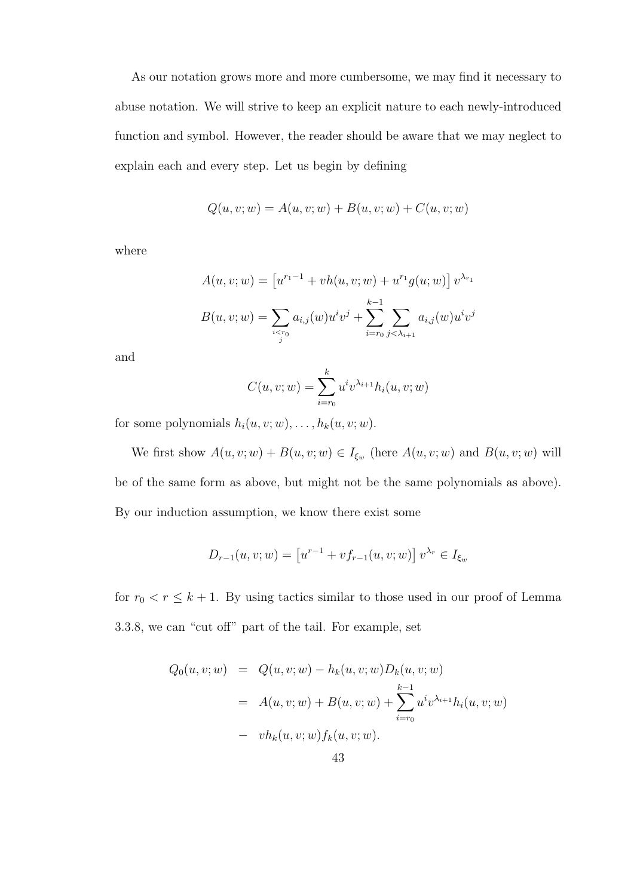As our notation grows more and more cumbersome, we may find it necessary to abuse notation. We will strive to keep an explicit nature to each newly-introduced function and symbol. However, the reader should be aware that we may neglect to explain each and every step. Let us begin by defining

$$Q(u, v; w) = A(u, v; w) + B(u, v; w) + C(u, v; w)$$

where

$$A(u, v; w) = \left[u^{r_1 - 1} + vh(u, v; w) + u^{r_1} g(u; w)\right] v^{\lambda_{r_1}}$$

$$B(u, v; w) = \sum_{\substack{i < r_0 \\ j}} a_{i,j}(w) u^i v^j + \sum_{i=r_0}^{k-1} \sum_{j < \lambda_{i+1}} a_{i,j}(w) u^i v^j$$

and

$$C(u, v; w) = \sum_{i=r_0}^{k} u^i v^{\lambda_{i+1}} h_i(u, v; w)$$

for some polynomials $h_i(u, v; w), \ldots, h_k(u, v; w)$.

We first show $A(u, v; w) + B(u, v; w) \in I_{\xi_w}$ (here $A(u, v; w)$ and $B(u, v; w)$ will be of the same form as above, but might not be the same polynomials as above). By our induction assumption, we know there exist some

$$D_{r-1}(u, v; w) = \left[u^{r-1} + vf_{r-1}(u, v; w)\right] v^{\lambda_r} \in I_{\xi_w}$$

for $r_0 < r \leq k + 1$. By using tactics similar to those used in our proof of Lemma 3.3.8, we can "cut off" part of the tail. For example, set

$$\begin{aligned}
Q_0(u, v; w) &= Q(u, v; w) - h_k(u, v; w) D_k(u, v; w) \\
&= A(u, v; w) + B(u, v; w) + \sum_{i=r_0}^{k-1} u^i v^{\lambda_{i+1}} h_i(u, v; w) \\
&\quad - vh_k(u, v; w) f_k(u, v; w).
\end{aligned}$$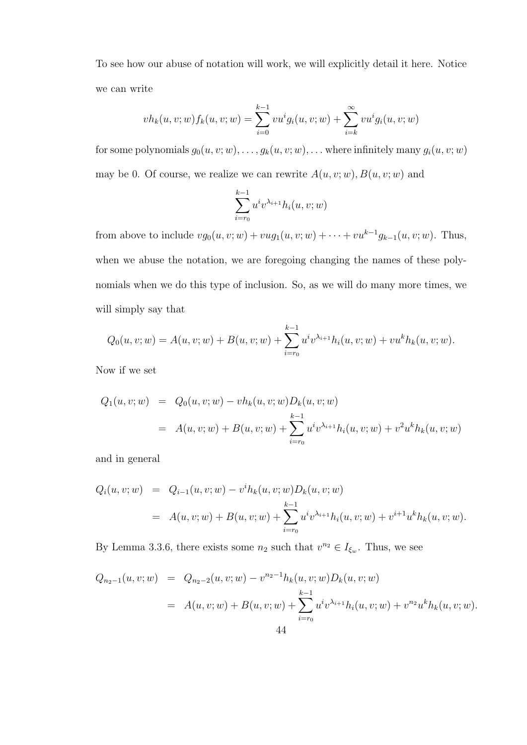To see how our abuse of notation will work, we will explicitly detail it here. Notice we can write

$$vh_k(u, v; w)f_k(u, v; w) = \sum_{i=0}^{k-1} vu^i g_i(u, v; w) + \sum_{i=k}^{\infty} vu^i g_i(u, v; w)$$

for some polynomials $g_0(u, v; w), \ldots, g_k(u, v; w), \ldots$ where infinitely many $g_i(u, v; w)$ may be 0. Of course, we realize we can rewrite $A(u, v; w), B(u, v; w)$ and

$$\sum_{i=r_0}^{k-1} u^i v^{\lambda_{i+1}} h_i(u, v; w)$$

from above to include $vg_0(u, v; w) + vug_1(u, v; w) + \cdots + vu^{k-1}g_{k-1}(u, v; w)$. Thus, when we abuse the notation, we are foregoing changing the names of these polynomials when we do this type of inclusion. So, as we will do many more times, we will simply say that

$$Q_0(u, v; w) = A(u, v; w) + B(u, v; w) + \sum_{i=r_0}^{k-1} u^i v^{\lambda_{i+1}} h_i(u, v; w) + vu^k h_k(u, v; w).$$

Now if we set

$$\begin{aligned} Q_1(u, v; w) &= Q_0(u, v; w) - vh_k(u, v; w)D_k(u, v; w) \\ &= A(u, v; w) + B(u, v; w) + \sum_{i=r_0}^{k-1} u^i v^{\lambda_{i+1}} h_i(u, v; w) + v^2 u^k h_k(u, v; w) \end{aligned}$$

and in general

$$\begin{aligned} Q_i(u, v; w) &= Q_{i-1}(u, v; w) - v^i h_k(u, v; w)D_k(u, v; w) \\ &= A(u, v; w) + B(u, v; w) + \sum_{i=r_0}^{k-1} u^i v^{\lambda_{i+1}} h_i(u, v; w) + v^{i+1} u^k h_k(u, v; w). \end{aligned}$$

By Lemma 3.3.6, there exists some $n_2$ such that $v^{n_2} \in I_{\xi_w}$. Thus, we see

$$\begin{aligned} Q_{n_2-1}(u, v; w) &= Q_{n_2-2}(u, v; w) - v^{n_2-1} h_k(u, v; w)D_k(u, v; w) \\ &= A(u, v; w) + B(u, v; w) + \sum_{i=r_0}^{k-1} u^i v^{\lambda_{i+1}} h_i(u, v; w) + v^{n_2} u^k h_k(u, v; w). \end{aligned}$$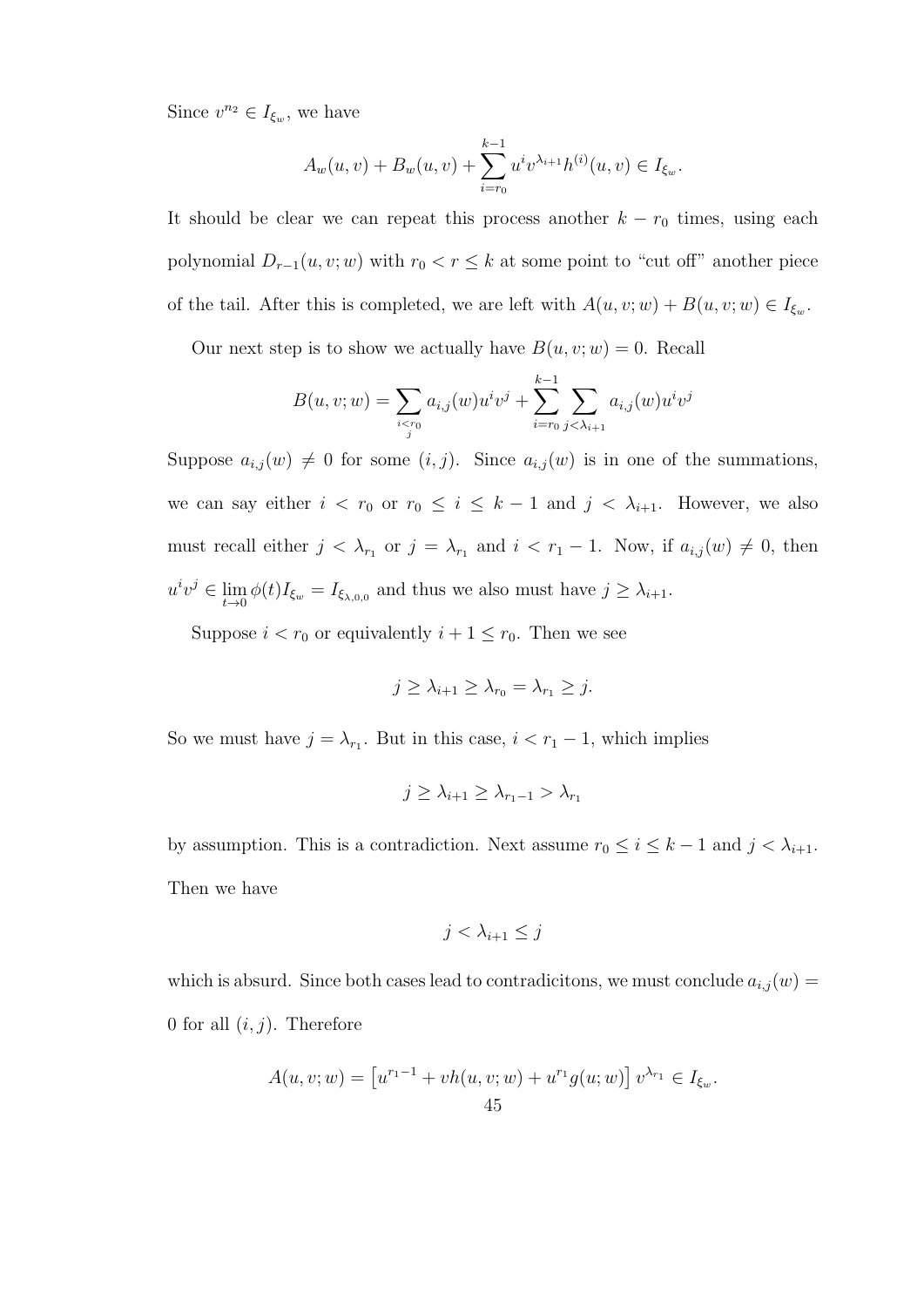Since $v^{n_2} \in I_{\xi_w}$, we have

$$A_w(u,v) + B_w(u,v) + \sum_{i=r_0}^{k-1} u^i v^{\lambda_{i+1}} h^{(i)}(u,v) \in I_{\xi_w}.$$

It should be clear we can repeat this process another $k - r_0$ times, using each polynomial $D_{r-1}(u,v;w)$ with $r_0 < r \leq k$ at some point to "cut off" another piece of the tail. After this is completed, we are left with $A(u,v;w) + B(u,v;w) \in I_{\xi_w}$.

Our next step is to show we actually have $B(u,v;w) = 0$. Recall

$$B(u,v;w) = \sum_{\substack{i<r_0 \\ j}} a_{i,j}(w) u^i v^j + \sum_{i=r_0}^{k-1} \sum_{j<\lambda_{i+1}} a_{i,j}(w) u^i v^j$$

Suppose $a_{i,j}(w) \neq 0$ for some $(i,j)$. Since $a_{i,j}(w)$ is in one of the summations, we can say either $i < r_0$ or $r_0 \leq i \leq k-1$ and $j < \lambda_{i+1}$. However, we also must recall either $j < \lambda_{r_1}$ or $j = \lambda_{r_1}$ and $i < r_1 - 1$. Now, if $a_{i,j}(w) \neq 0$, then $u^i v^j \in \lim_{t \to 0} \phi(t) I_{\xi_w} = I_{\xi_{\lambda,0,0}}$ and thus we also must have $j \geq \lambda_{i+1}$.

Suppose $i < r_0$ or equivalently $i + 1 \leq r_0$. Then we see

$$j \geq \lambda_{i+1} \geq \lambda_{r_0} = \lambda_{r_1} \geq j.$$

So we must have $j = \lambda_{r_1}$. But in this case, $i < r_1 - 1$, which implies

$$j \geq \lambda_{i+1} \geq \lambda_{r_1 - 1} > \lambda_{r_1}$$

by assumption. This is a contradiction. Next assume $r_0 \leq i \leq k-1$ and $j < \lambda_{i+1}$. Then we have

$$j < \lambda_{i+1} \leq j$$

which is absurd. Since both cases lead to contradicitons, we must conclude $a_{i,j}(w) = 0$ for all $(i,j)$. Therefore

$$A(u,v;w) = \left[u^{r_1-1} + vh(u,v;w) + u^{r_1} g(u;w)\right] v^{\lambda_{r_1}} \in I_{\xi_w}.$$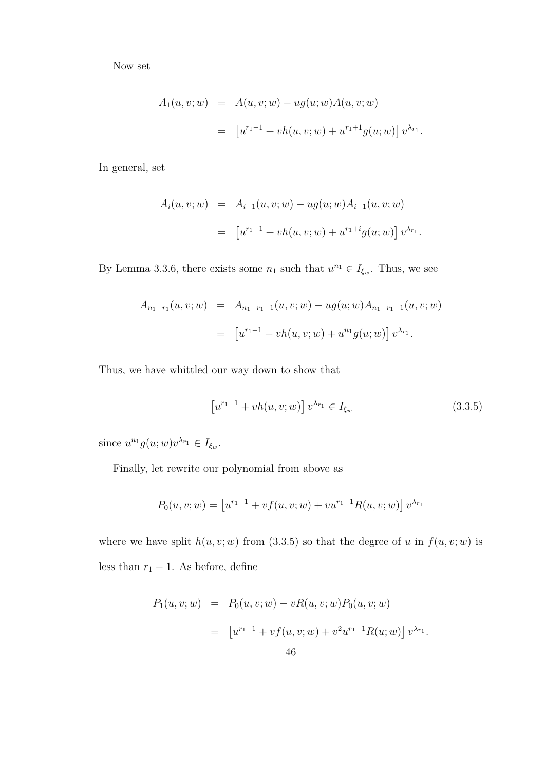Now set

$$
\begin{aligned}
A_1(u,v;w) &= A(u,v;w) - ug(u;w)A(u,v;w) \\
&= \left[u^{r_1-1} + vh(u,v;w) + u^{r_1+1}g(u;w)\right]v^{\lambda_{r_1}}.
\end{aligned}
$$

In general, set

$$
\begin{aligned}
A_i(u,v;w) &= A_{i-1}(u,v;w) - ug(u;w)A_{i-1}(u,v;w) \\
&= \left[u^{r_1-1} + vh(u,v;w) + u^{r_1+i}g(u;w)\right]v^{\lambda_{r_1}}.
\end{aligned}
$$

By Lemma 3.3.6, there exists some $n_1$ such that $u^{n_1} \in I_{\xi_w}$. Thus, we see

$$
\begin{aligned}
A_{n_1-r_1}(u,v;w) &= A_{n_1-r_1-1}(u,v;w) - ug(u;w)A_{n_1-r_1-1}(u,v;w) \\
&= \left[u^{r_1-1} + vh(u,v;w) + u^{n_1}g(u;w)\right]v^{\lambda_{r_1}}.
\end{aligned}
$$

Thus, we have whittled our way down to show that

$$
\left[u^{r_1-1} + vh(u,v;w)\right]v^{\lambda_{r_1}} \in I_{\xi_w} \tag{3.3.5}
$$

since $u^{n_1}g(u;w)v^{\lambda_{r_1}} \in I_{\xi_w}$.

Finally, let rewrite our polynomial from above as

$$
P_0(u,v;w) = \left[u^{r_1-1} + vf(u,v;w) + vu^{r_1-1}R(u,v;w)\right]v^{\lambda_{r_1}}
$$

where we have split $h(u,v;w)$ from (3.3.5) so that the degree of $u$ in $f(u,v;w)$ is less than $r_1 - 1$. As before, define

$$
\begin{aligned}
P_1(u,v;w) &= P_0(u,v;w) - vR(u,v;w)P_0(u,v;w) \\
&= \left[u^{r_1-1} + vf(u,v;w) + v^2u^{r_1-1}R(u;w)\right]v^{\lambda_{r_1}}.
\end{aligned}
$$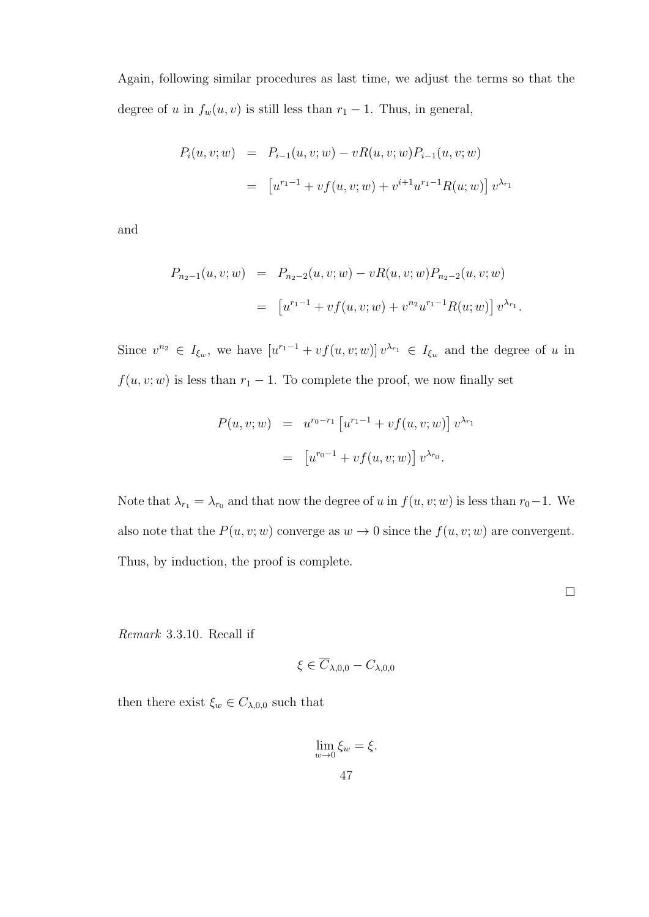Again, following similar procedures as last time, we adjust the terms so that the degree of $u$ in $f_w(u, v)$ is still less than $r_1 - 1$. Thus, in general,

$$
\begin{aligned}
P_i(u, v; w) &= P_{i-1}(u, v; w) - vR(u, v; w)P_{i-1}(u, v; w) \\
&= \left[u^{r_1-1} + vf(u, v; w) + v^{i+1}u^{r_1-1}R(u; w)\right] v^{\lambda_{r_1}}
\end{aligned}
$$

and

$$
\begin{aligned}
P_{n_2-1}(u, v; w) &= P_{n_2-2}(u, v; w) - vR(u, v; w)P_{n_2-2}(u, v; w) \\
&= \left[u^{r_1-1} + vf(u, v; w) + v^{n_2}u^{r_1-1}R(u; w)\right] v^{\lambda_{r_1}}.
\end{aligned}
$$

Since $v^{n_2} \in I_{\xi_w}$, we have $\left[u^{r_1-1} + vf(u, v; w)\right] v^{\lambda_{r_1}} \in I_{\xi_w}$ and the degree of $u$ in $f(u, v; w)$ is less than $r_1 - 1$. To complete the proof, we now finally set

$$
\begin{aligned}
P(u, v; w) &= u^{r_0-r_1}\left[u^{r_1-1} + vf(u, v; w)\right] v^{\lambda_{r_1}} \\
&= \left[u^{r_0-1} + vf(u, v; w)\right] v^{\lambda_{r_0}}.
\end{aligned}
$$

Note that $\lambda_{r_1} = \lambda_{r_0}$ and that now the degree of $u$ in $f(u, v; w)$ is less than $r_0 - 1$. We also note that the $P(u, v; w)$ converge as $w \to 0$ since the $f(u, v; w)$ are convergent. Thus, by induction, the proof is complete.

□

*Remark* 3.3.10. Recall if

$$\xi \in \overline{C}_{\lambda,0,0} - C_{\lambda,0,0}$$

then there exist $\xi_w \in C_{\lambda,0,0}$ such that

$$\lim_{w\to 0} \xi_w = \xi.$$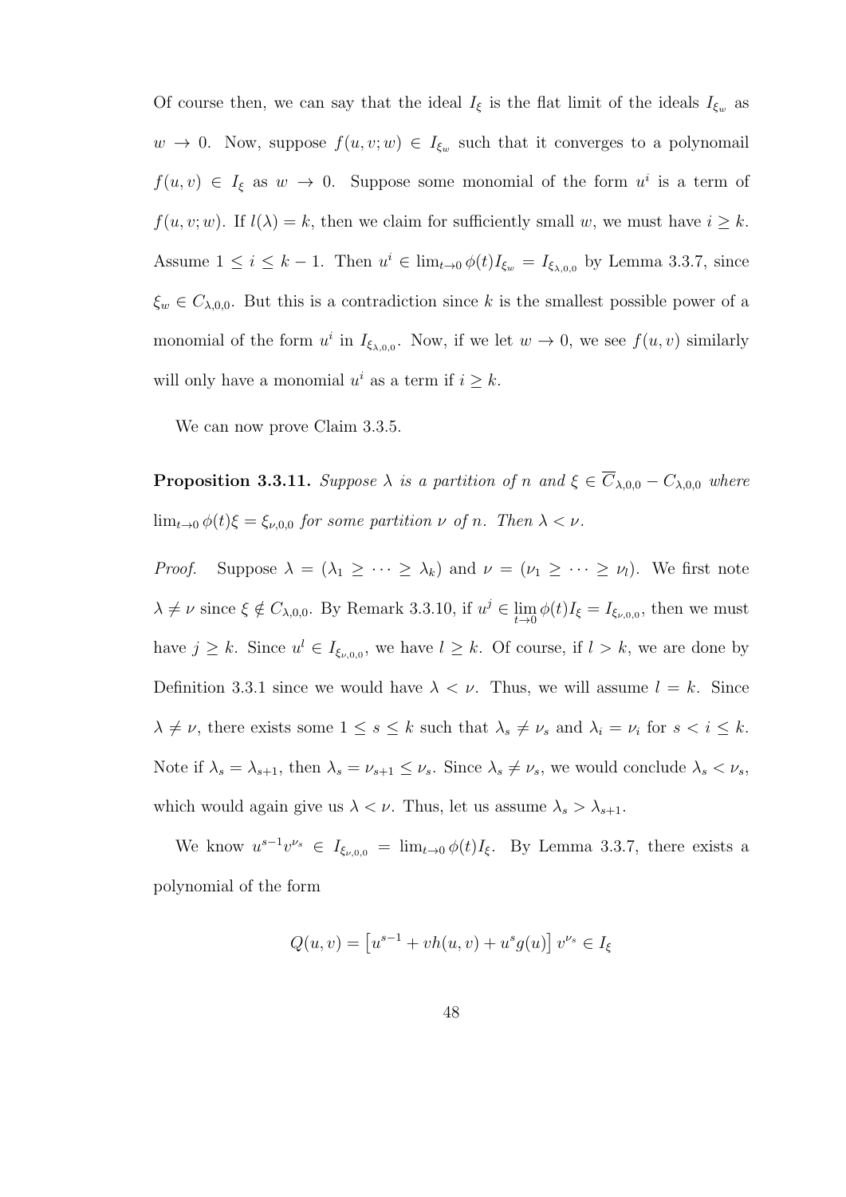Of course then, we can say that the ideal $I_\xi$ is the flat limit of the ideals $I_{\xi_w}$ as $w \to 0$. Now, suppose $f(u, v; w) \in I_{\xi_w}$ such that it converges to a polynomail $f(u, v) \in I_\xi$ as $w \to 0$. Suppose some monomial of the form $u^i$ is a term of $f(u, v; w)$. If $l(\lambda) = k$, then we claim for sufficiently small $w$, we must have $i \geq k$. Assume $1 \leq i \leq k-1$. Then $u^i \in \lim_{t\to 0} \phi(t) I_{\xi_w} = I_{\xi_{\lambda,0,0}}$ by Lemma 3.3.7, since $\xi_w \in C_{\lambda,0,0}$. But this is a contradiction since $k$ is the smallest possible power of a monomial of the form $u^i$ in $I_{\xi_{\lambda,0,0}}$. Now, if we let $w \to 0$, we see $f(u, v)$ similarly will only have a monomial $u^i$ as a term if $i \geq k$.

We can now prove Claim 3.3.5.

**Proposition 3.3.11.** *Suppose $\lambda$ is a partition of $n$ and $\xi \in \overline{C}_{\lambda,0,0} - C_{\lambda,0,0}$ where $\lim_{t\to 0} \phi(t)\xi = \xi_{\nu,0,0}$ for some partition $\nu$ of $n$. Then $\lambda < \nu$.*

*Proof.* Suppose $\lambda = (\lambda_1 \geq \cdots \geq \lambda_k)$ and $\nu = (\nu_1 \geq \cdots \geq \nu_l)$. We first note $\lambda \neq \nu$ since $\xi \notin C_{\lambda,0,0}$. By Remark 3.3.10, if $u^j \in \lim\limits_{t\to 0} \phi(t) I_\xi = I_{\xi_{\nu,0,0}}$, then we must have $j \geq k$. Since $u^l \in I_{\xi_{\nu,0,0}}$, we have $l \geq k$. Of course, if $l > k$, we are done by Definition 3.3.1 since we would have $\lambda < \nu$. Thus, we will assume $l = k$. Since $\lambda \neq \nu$, there exists some $1 \leq s \leq k$ such that $\lambda_s \neq \nu_s$ and $\lambda_i = \nu_i$ for $s < i \leq k$. Note if $\lambda_s = \lambda_{s+1}$, then $\lambda_s = \nu_{s+1} \leq \nu_s$. Since $\lambda_s \neq \nu_s$, we would conclude $\lambda_s < \nu_s$, which would again give us $\lambda < \nu$. Thus, let us assume $\lambda_s > \lambda_{s+1}$.

We know $u^{s-1}v^{\nu_s} \in I_{\xi_{\nu,0,0}} = \lim_{t\to 0} \phi(t) I_\xi$. By Lemma 3.3.7, there exists a polynomial of the form

$$Q(u, v) = \left[u^{s-1} + vh(u, v) + u^s g(u)\right] v^{\nu_s} \in I_\xi$$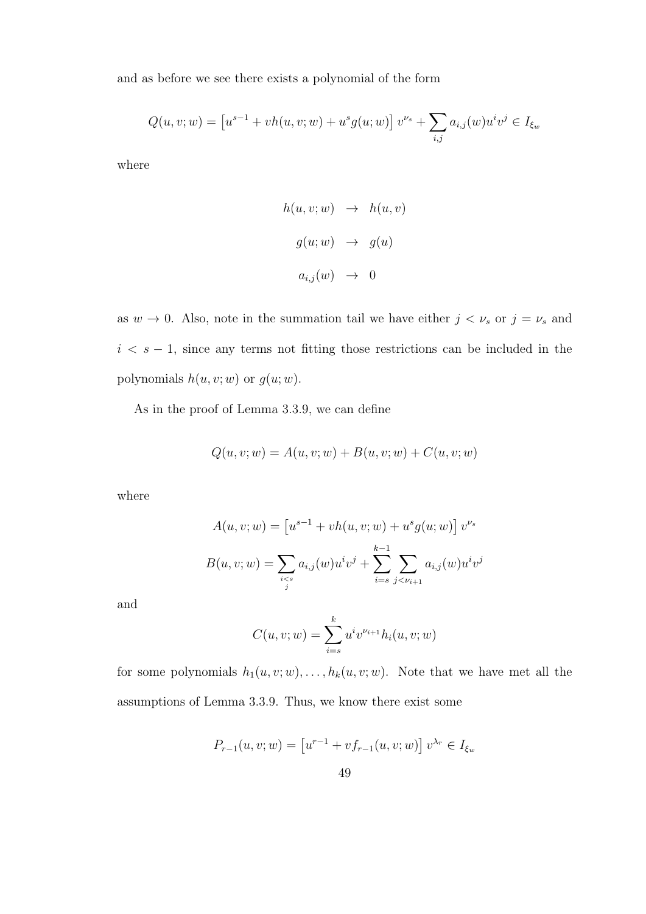and as before we see there exists a polynomial of the form

$$Q(u,v;w) = \left[u^{s-1} + vh(u,v;w) + u^s g(u;w)\right] v^{\nu_s} + \sum_{i,j} a_{i,j}(w) u^i v^j \in I_{\xi_w}$$

where

$$\begin{aligned} h(u,v;w) &\to h(u,v) \\ g(u;w) &\to g(u) \\ a_{i,j}(w) &\to 0 \end{aligned}$$

as $w \to 0$. Also, note in the summation tail we have either $j < \nu_s$ or $j = \nu_s$ and $i < s-1$, since any terms not fitting those restrictions can be included in the polynomials $h(u,v;w)$ or $g(u;w)$.

As in the proof of Lemma 3.3.9, we can define

$$Q(u,v;w) = A(u,v;w) + B(u,v;w) + C(u,v;w)$$

where

$$A(u,v;w) = \left[u^{s-1} + vh(u,v;w) + u^s g(u;w)\right] v^{\nu_s}$$

$$B(u,v;w) = \sum_{\substack{i<s \\ j}} a_{i,j}(w) u^i v^j + \sum_{i=s}^{k-1} \sum_{j<\nu_{i+1}} a_{i,j}(w) u^i v^j$$

and

$$C(u,v;w) = \sum_{i=s}^{k} u^i v^{\nu_{i+1}} h_i(u,v;w)$$

for some polynomials $h_1(u,v;w), \ldots, h_k(u,v;w)$. Note that we have met all the assumptions of Lemma 3.3.9. Thus, we know there exist some

$$P_{r-1}(u,v;w) = \left[u^{r-1} + vf_{r-1}(u,v;w)\right] v^{\lambda_r} \in I_{\xi_w}$$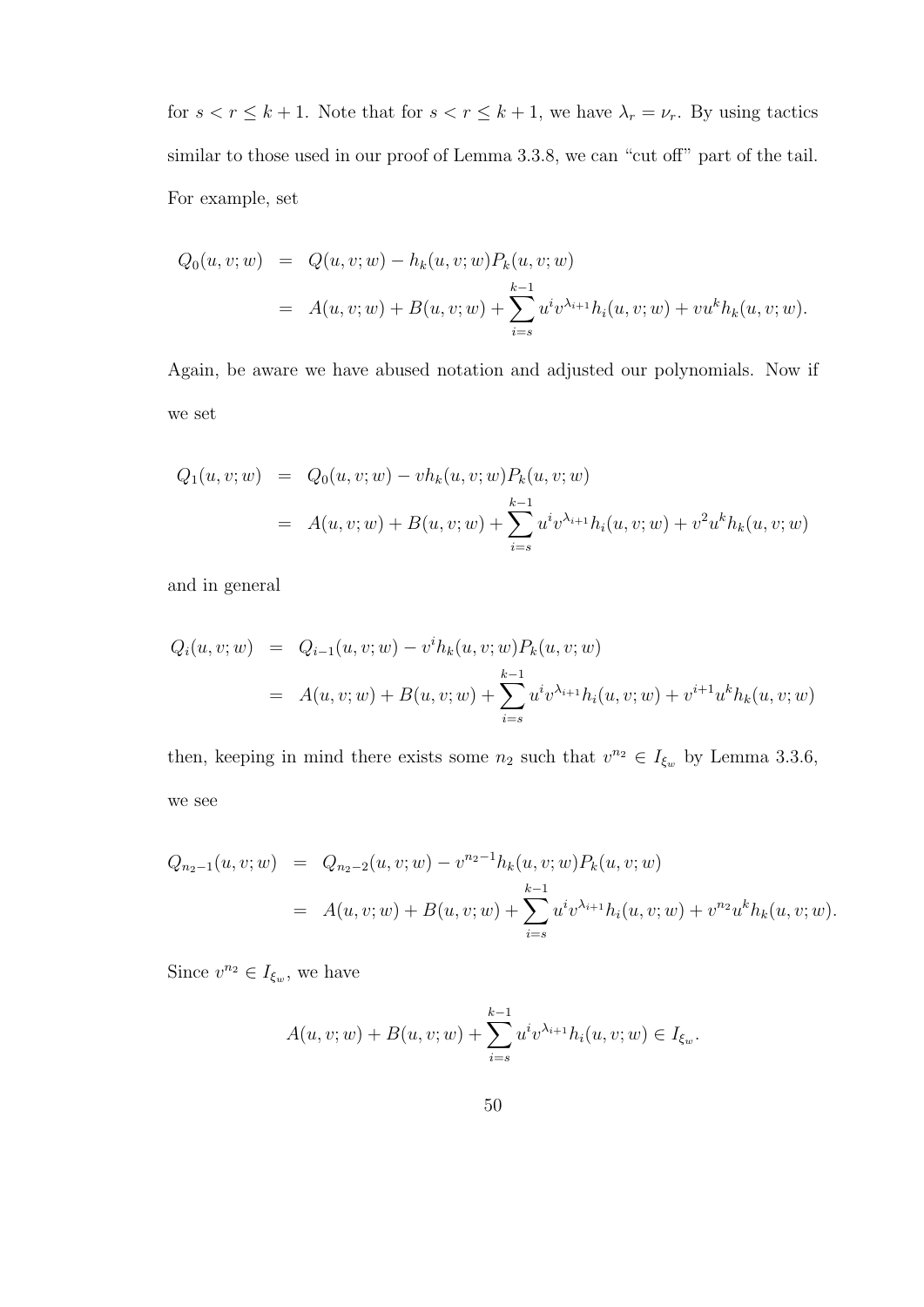for $s < r \leq k+1$. Note that for $s < r \leq k+1$, we have $\lambda_r = \nu_r$. By using tactics similar to those used in our proof of Lemma 3.3.8, we can "cut off" part of the tail. For example, set

$$\begin{aligned} Q_0(u,v;w) &= Q(u,v;w) - h_k(u,v;w)P_k(u,v;w) \\ &= A(u,v;w) + B(u,v;w) + \sum_{i=s}^{k-1} u^i v^{\lambda_{i+1}} h_i(u,v;w) + vu^k h_k(u,v;w). \end{aligned}$$

Again, be aware we have abused notation and adjusted our polynomials. Now if we set

$$\begin{aligned} Q_1(u,v;w) &= Q_0(u,v;w) - vh_k(u,v;w)P_k(u,v;w) \\ &= A(u,v;w) + B(u,v;w) + \sum_{i=s}^{k-1} u^i v^{\lambda_{i+1}} h_i(u,v;w) + v^2 u^k h_k(u,v;w) \end{aligned}$$

and in general

$$\begin{aligned} Q_i(u,v;w) &= Q_{i-1}(u,v;w) - v^i h_k(u,v;w)P_k(u,v;w) \\ &= A(u,v;w) + B(u,v;w) + \sum_{i=s}^{k-1} u^i v^{\lambda_{i+1}} h_i(u,v;w) + v^{i+1} u^k h_k(u,v;w) \end{aligned}$$

then, keeping in mind there exists some $n_2$ such that $v^{n_2} \in I_{\xi_w}$ by Lemma 3.3.6, we see

$$\begin{aligned} Q_{n_2-1}(u,v;w) &= Q_{n_2-2}(u,v;w) - v^{n_2-1} h_k(u,v;w)P_k(u,v;w) \\ &= A(u,v;w) + B(u,v;w) + \sum_{i=s}^{k-1} u^i v^{\lambda_{i+1}} h_i(u,v;w) + v^{n_2} u^k h_k(u,v;w). \end{aligned}$$

Since $v^{n_2} \in I_{\xi_w}$, we have

$$A(u,v;w) + B(u,v;w) + \sum_{i=s}^{k-1} u^i v^{\lambda_{i+1}} h_i(u,v;w) \in I_{\xi_w}.$$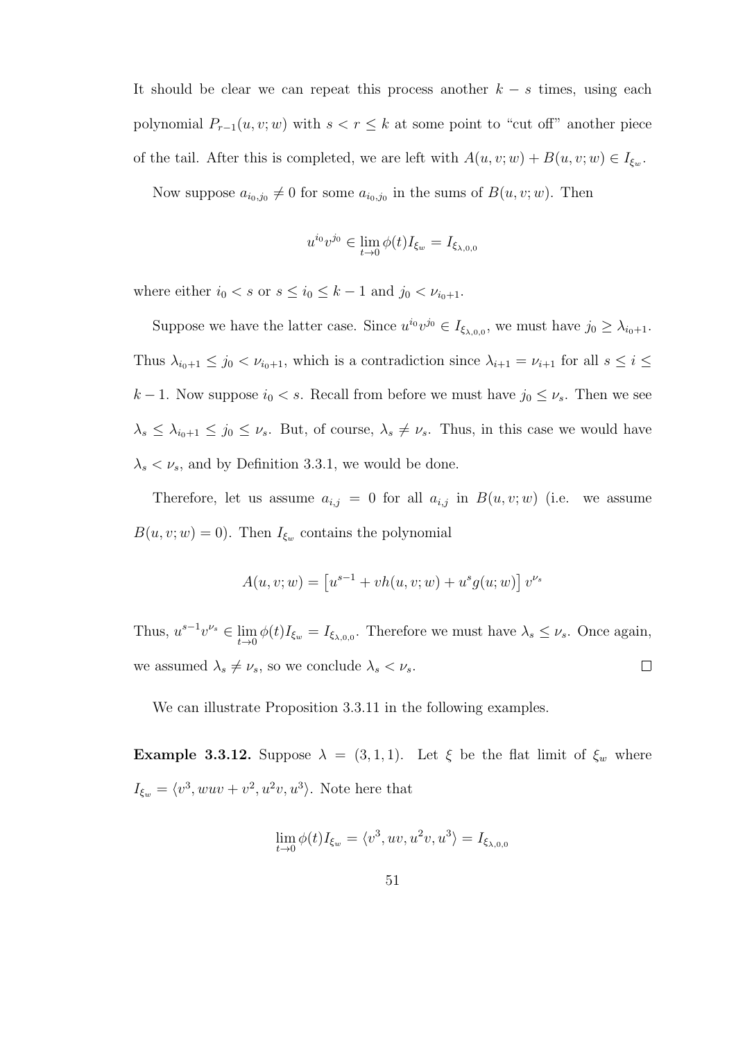It should be clear we can repeat this process another $k - s$ times, using each polynomial $P_{r-1}(u, v; w)$ with $s < r \leq k$ at some point to "cut off" another piece of the tail. After this is completed, we are left with $A(u, v; w) + B(u, v; w) \in I_{\xi_w}$.

Now suppose $a_{i_0,j_0} \neq 0$ for some $a_{i_0,j_0}$ in the sums of $B(u, v; w)$. Then

$$u^{i_0} v^{j_0} \in \lim_{t \to 0} \phi(t) I_{\xi_w} = I_{\xi_{\lambda,0,0}}$$

where either $i_0 < s$ or $s \leq i_0 \leq k - 1$ and $j_0 < \nu_{i_0+1}$.

Suppose we have the latter case. Since $u^{i_0} v^{j_0} \in I_{\xi_{\lambda,0,0}}$, we must have $j_0 \geq \lambda_{i_0+1}$. Thus $\lambda_{i_0+1} \leq j_0 < \nu_{i_0+1}$, which is a contradiction since $\lambda_{i+1} = \nu_{i+1}$ for all $s \leq i \leq k - 1$. Now suppose $i_0 < s$. Recall from before we must have $j_0 \leq \nu_s$. Then we see $\lambda_s \leq \lambda_{i_0+1} \leq j_0 \leq \nu_s$. But, of course, $\lambda_s \neq \nu_s$. Thus, in this case we would have $\lambda_s < \nu_s$, and by Definition 3.3.1, we would be done.

Therefore, let us assume $a_{i,j} = 0$ for all $a_{i,j}$ in $B(u, v; w)$ (i.e. we assume $B(u, v; w) = 0$). Then $I_{\xi_w}$ contains the polynomial

$$A(u, v; w) = \left[u^{s-1} + vh(u, v; w) + u^s g(u; w)\right] v^{\nu_s}$$

Thus, $u^{s-1} v^{\nu_s} \in \lim_{t \to 0} \phi(t) I_{\xi_w} = I_{\xi_{\lambda,0,0}}$. Therefore we must have $\lambda_s \leq \nu_s$. Once again, we assumed $\lambda_s \neq \nu_s$, so we conclude $\lambda_s < \nu_s$. $\square$

We can illustrate Proposition 3.3.11 in the following examples.

**Example 3.3.12.** Suppose $\lambda = (3, 1, 1)$. Let $\xi$ be the flat limit of $\xi_w$ where $I_{\xi_w} = \langle v^3, wuv + v^2, u^2 v, u^3 \rangle$. Note here that

$$\lim_{t \to 0} \phi(t) I_{\xi_w} = \langle v^3, uv, u^2 v, u^3 \rangle = I_{\xi_{\lambda,0,0}}$$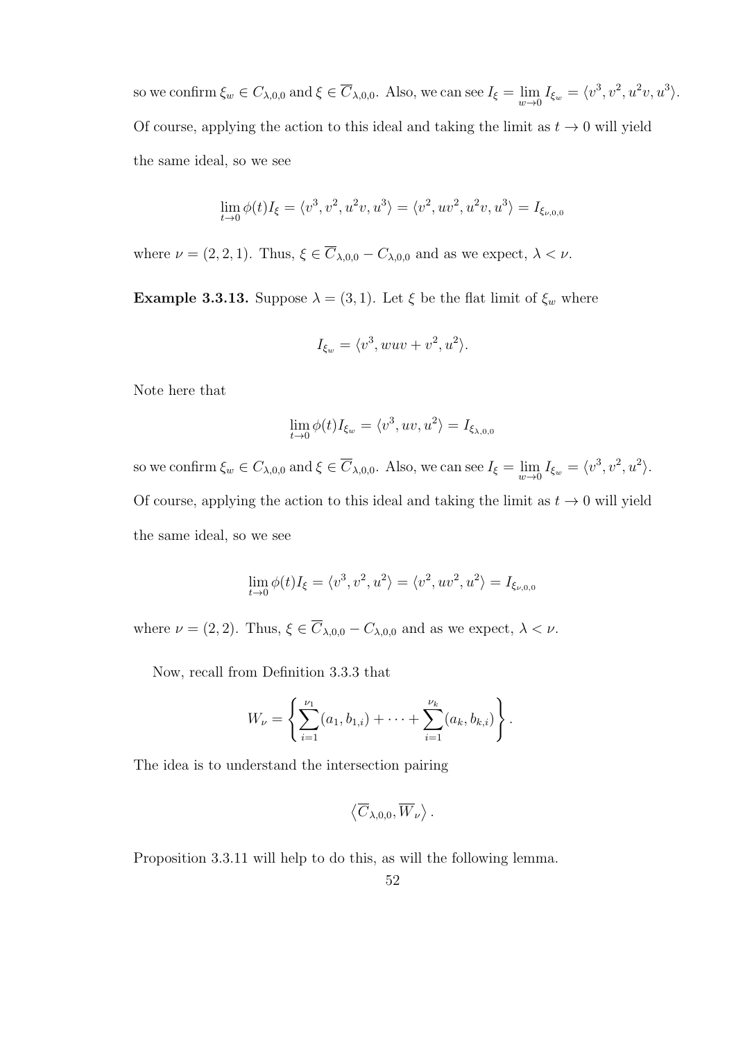so we confirm $\xi_w \in C_{\lambda,0,0}$ and $\xi \in \overline{C}_{\lambda,0,0}$. Also, we can see $I_\xi = \lim_{w\to 0} I_{\xi_w} = \langle v^3, v^2, u^2v, u^3\rangle$. Of course, applying the action to this ideal and taking the limit as $t \to 0$ will yield the same ideal, so we see

$$\lim_{t\to 0} \phi(t) I_\xi = \langle v^3, v^2, u^2v, u^3\rangle = \langle v^2, uv^2, u^2v, u^3\rangle = I_{\xi_{\nu,0,0}}$$

where $\nu = (2, 2, 1)$. Thus, $\xi \in \overline{C}_{\lambda,0,0} - C_{\lambda,0,0}$ and as we expect, $\lambda < \nu$.

**Example 3.3.13.** Suppose $\lambda = (3, 1)$. Let $\xi$ be the flat limit of $\xi_w$ where

$$I_{\xi_w} = \langle v^3, wuv + v^2, u^2\rangle.$$

Note here that

$$\lim_{t\to 0} \phi(t) I_{\xi_w} = \langle v^3, uv, u^2\rangle = I_{\xi_{\lambda,0,0}}$$

so we confirm $\xi_w \in C_{\lambda,0,0}$ and $\xi \in \overline{C}_{\lambda,0,0}$. Also, we can see $I_\xi = \lim_{w\to 0} I_{\xi_w} = \langle v^3, v^2, u^2\rangle$. Of course, applying the action to this ideal and taking the limit as $t \to 0$ will yield the same ideal, so we see

$$\lim_{t\to 0} \phi(t) I_\xi = \langle v^3, v^2, u^2\rangle = \langle v^2, uv^2, u^2\rangle = I_{\xi_{\nu,0,0}}$$

where $\nu = (2, 2)$. Thus, $\xi \in \overline{C}_{\lambda,0,0} - C_{\lambda,0,0}$ and as we expect, $\lambda < \nu$.

Now, recall from Definition 3.3.3 that

$$W_\nu = \left\{ \sum_{i=1}^{\nu_1} (a_1, b_{1,i}) + \cdots + \sum_{i=1}^{\nu_k} (a_k, b_{k,i}) \right\}.$$

The idea is to understand the intersection pairing

$$\left\langle \overline{C}_{\lambda,0,0}, \overline{W}_\nu \right\rangle.$$

Proposition 3.3.11 will help to do this, as will the following lemma.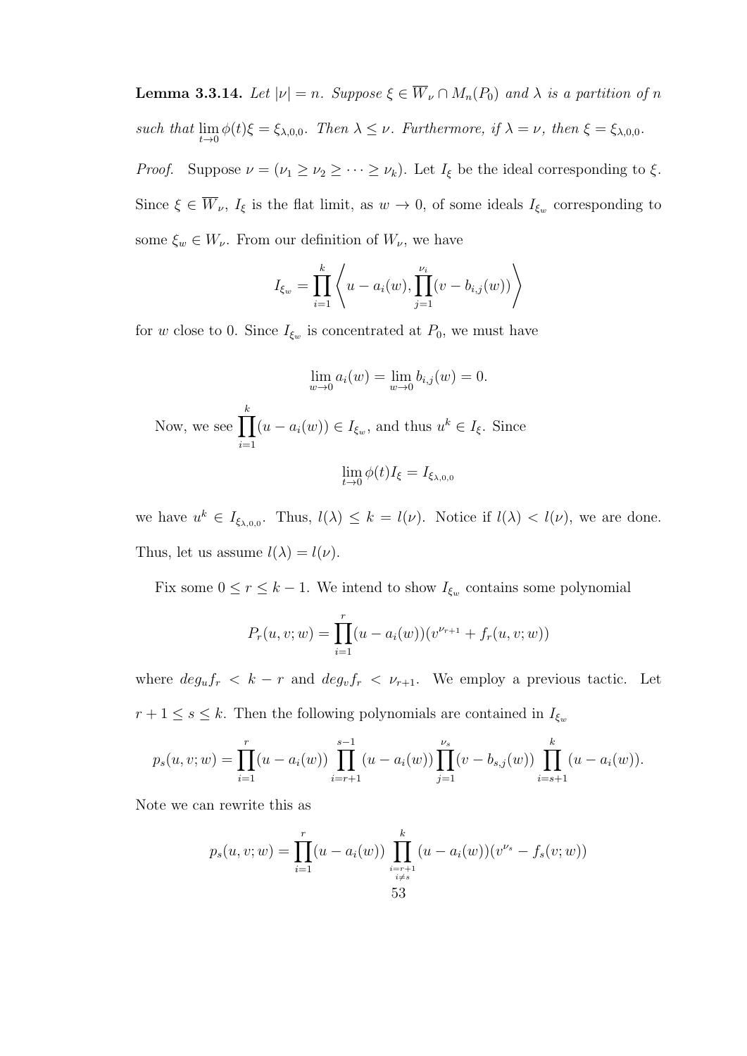**Lemma 3.3.14.** *Let $|\nu| = n$. Suppose $\xi \in \overline{W}_\nu \cap M_n(P_0)$ and $\lambda$ is a partition of $n$ such that $\lim_{t\to 0} \phi(t)\xi = \xi_{\lambda,0,0}$. Then $\lambda \leq \nu$. Furthermore, if $\lambda = \nu$, then $\xi = \xi_{\lambda,0,0}$.*

*Proof.* Suppose $\nu = (\nu_1 \geq \nu_2 \geq \cdots \geq \nu_k)$. Let $I_\xi$ be the ideal corresponding to $\xi$. Since $\xi \in \overline{W}_\nu$, $I_\xi$ is the flat limit, as $w \to 0$, of some ideals $I_{\xi_w}$ corresponding to some $\xi_w \in W_\nu$. From our definition of $W_\nu$, we have

$$I_{\xi_w} = \prod_{i=1}^{k} \left\langle u - a_i(w), \prod_{j=1}^{\nu_i}(v - b_{i,j}(w)) \right\rangle$$

for $w$ close to 0. Since $I_{\xi_w}$ is concentrated at $P_0$, we must have

$$\lim_{w\to 0} a_i(w) = \lim_{w \to 0} b_{i,j}(w) = 0.$$

Now, we see $\prod_{i=1}^{k}(u - a_i(w)) \in I_{\xi_w}$, and thus $u^k \in I_\xi$. Since

$$\lim_{t\to 0} \phi(t) I_\xi = I_{\xi_{\lambda,0,0}}$$

we have $u^k \in I_{\xi_{\lambda,0,0}}$. Thus, $l(\lambda) \leq k = l(\nu)$. Notice if $l(\lambda) < l(\nu)$, we are done. Thus, let us assume $l(\lambda) = l(\nu)$.

Fix some $0 \leq r \leq k-1$. We intend to show $I_{\xi_w}$ contains some polynomial

$$P_r(u, v; w) = \prod_{i=1}^{r}(u - a_i(w))(v^{\nu_{r+1}} + f_r(u, v; w))$$

where $deg_u f_r < k - r$ and $deg_v f_r < \nu_{r+1}$. We employ a previous tactic. Let $r+1 \leq s \leq k$. Then the following polynomials are contained in $I_{\xi_w}$

$$p_s(u, v; w) = \prod_{i=1}^{r}(u - a_i(w)) \prod_{i=r+1}^{s-1}(u - a_i(w)) \prod_{j=1}^{\nu_s}(v - b_{s,j}(w)) \prod_{i=s+1}^{k}(u - a_i(w)).$$

Note we can rewrite this as

$$p_s(u, v; w) = \prod_{i=1}^{r}(u - a_i(w)) \prod_{\substack{i=r+1 \\ i \neq s}}^{k}(u - a_i(w))(v^{\nu_s} - f_s(v; w))$$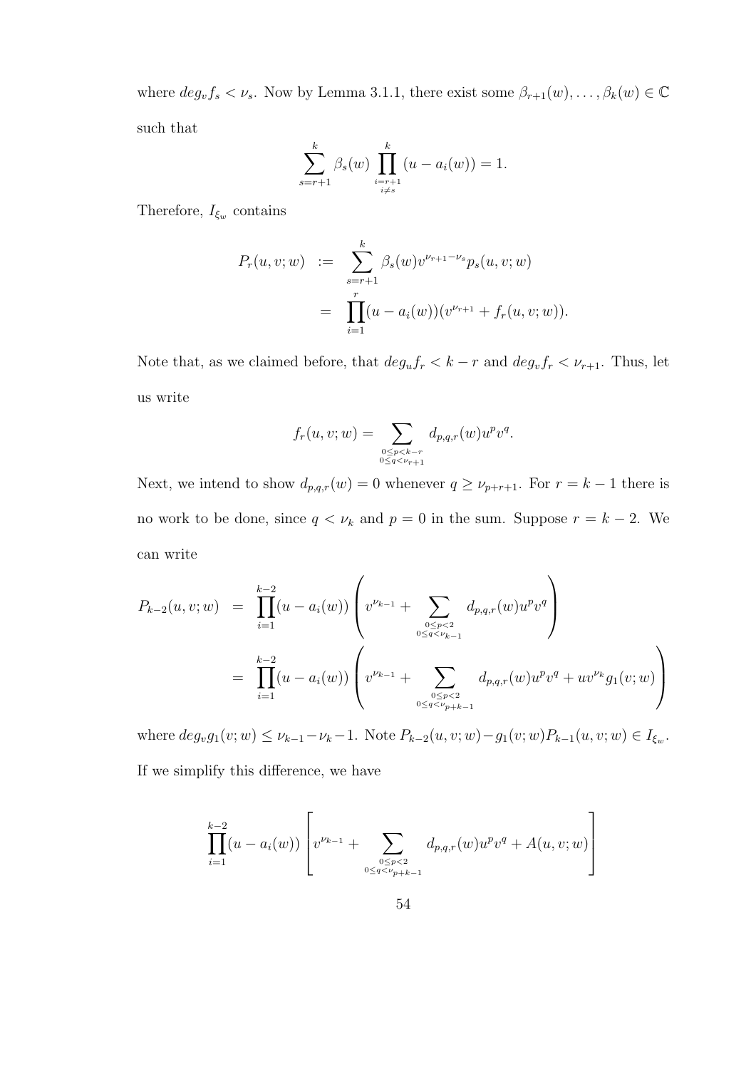where $deg_v f_s < \nu_s$. Now by Lemma 3.1.1, there exist some $\beta_{r+1}(w), \ldots, \beta_k(w) \in \mathbb{C}$ such that

$$\sum_{s=r+1}^{k} \beta_s(w) \prod_{\substack{i=r+1 \\ i \neq s}}^{k} (u - a_i(w)) = 1.$$

Therefore, $I_{\xi_w}$ contains

$$\begin{aligned}
P_r(u, v; w) &:= \sum_{s=r+1}^{k} \beta_s(w) v^{\nu_{r+1} - \nu_s} p_s(u, v; w) \\
&= \prod_{i=1}^{r} (u - a_i(w))(v^{\nu_{r+1}} + f_r(u, v; w)).
\end{aligned}$$

Note that, as we claimed before, that $deg_u f_r < k - r$ and $deg_v f_r < \nu_{r+1}$. Thus, let us write

$$f_r(u, v; w) = \sum_{\substack{0 \leq p < k-r \\ 0 \leq q < \nu_{r+1}}} d_{p,q,r}(w) u^p v^q.$$

Next, we intend to show $d_{p,q,r}(w) = 0$ whenever $q \geq \nu_{p+r+1}$. For $r = k-1$ there is no work to be done, since $q < \nu_k$ and $p = 0$ in the sum. Suppose $r = k-2$. We can write

$$\begin{aligned}
P_{k-2}(u, v; w) &= \prod_{i=1}^{k-2} (u - a_i(w)) \left( v^{\nu_{k-1}} + \sum_{\substack{0 \leq p < 2 \\ 0 \leq q < \nu_{k-1}}} d_{p,q,r}(w) u^p v^q \right) \\
&= \prod_{i=1}^{k-2} (u - a_i(w)) \left( v^{\nu_{k-1}} + \sum_{\substack{0 \leq p < 2 \\ 0 \leq q < \nu_{p+k-1}}} d_{p,q,r}(w) u^p v^q + u v^{\nu_k} g_1(v; w) \right)
\end{aligned}$$

where $deg_v g_1(v; w) \leq \nu_{k-1} - \nu_k - 1$. Note $P_{k-2}(u, v; w) - g_1(v; w) P_{k-1}(u, v; w) \in I_{\xi_w}$. If we simplify this difference, we have

$$\prod_{i=1}^{k-2} (u - a_i(w)) \left[ v^{\nu_{k-1}} + \sum_{\substack{0 \leq p < 2 \\ 0 \leq q < \nu_{p+k-1}}} d_{p,q,r}(w) u^p v^q + A(u, v; w) \right]$$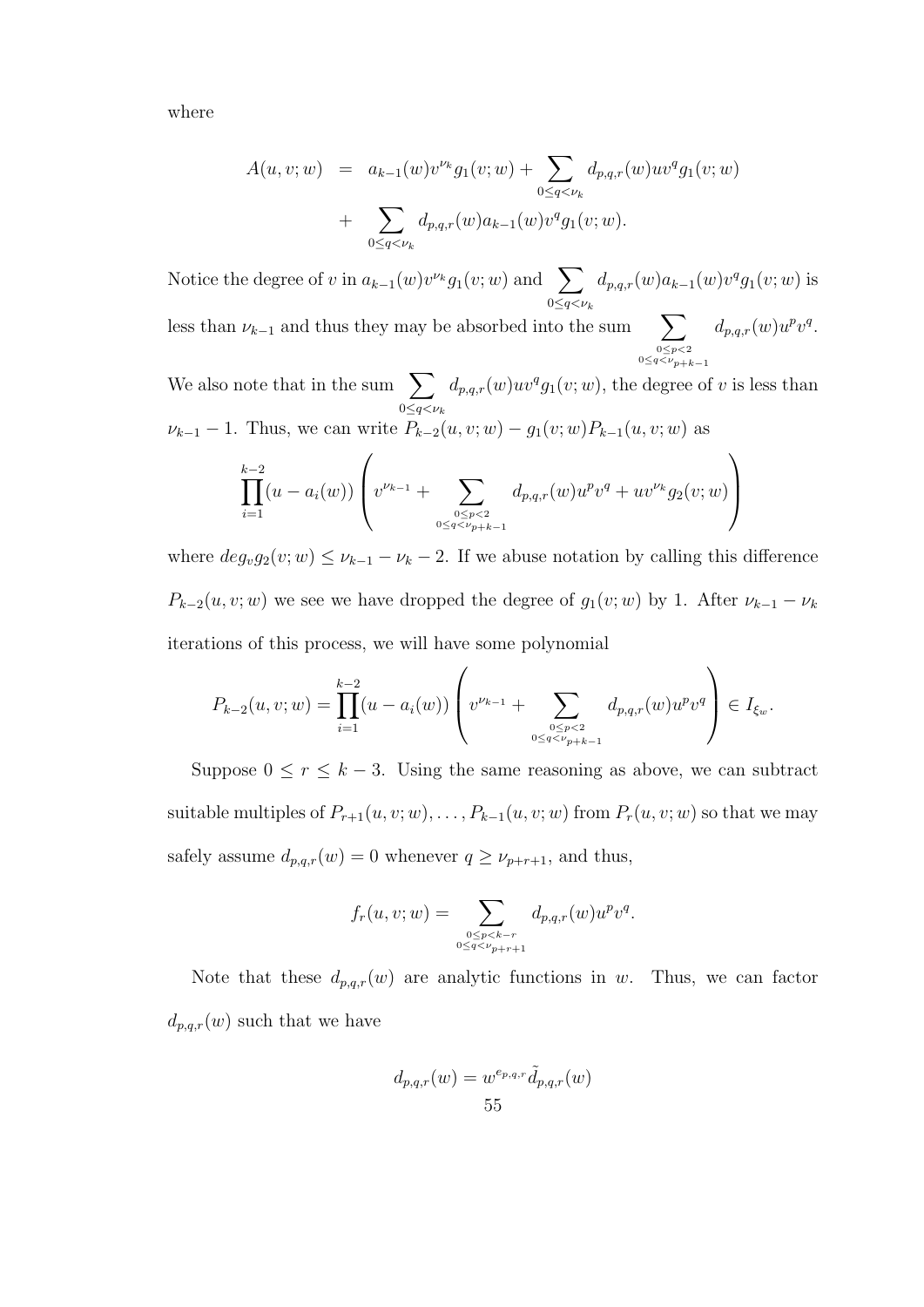where

$$
\begin{aligned}
A(u,v;w) &= a_{k-1}(w)v^{\nu_k}g_1(v;w) + \sum_{0\le q<\nu_k} d_{p,q,r}(w)uv^q g_1(v;w) \\
&+ \sum_{0\le q<\nu_k} d_{p,q,r}(w)a_{k-1}(w)v^q g_1(v;w).
\end{aligned}
$$

Notice the degree of $v$ in $a_{k-1}(w)v^{\nu_k}g_1(v;w)$ and $\sum_{0\le q<\nu_k} d_{p,q,r}(w)a_{k-1}(w)v^q g_1(v;w)$ is less than $\nu_{k-1}$ and thus they may be absorbed into the sum $\sum_{\substack{0\le p<2 \\ 0\le q<\nu_{p+k-1}}} d_{p,q,r}(w)u^p v^q$. We also note that in the sum $\sum_{0\le q<\nu_k} d_{p,q,r}(w)uv^q g_1(v;w)$, the degree of $v$ is less than $\nu_{k-1}-1$. Thus, we can write $P_{k-2}(u,v;w) - g_1(v;w)P_{k-1}(u,v;w)$ as

$$
\prod_{i=1}^{k-2}(u-a_i(w))\left(v^{\nu_{k-1}} + \sum_{\substack{0\le p<2 \\ 0\le q<\nu_{p+k-1}}} d_{p,q,r}(w)u^p v^q + uv^{\nu_k}g_2(v;w)\right)
$$

where $deg_v g_2(v;w) \le \nu_{k-1}-\nu_k-2$. If we abuse notation by calling this difference $P_{k-2}(u,v;w)$ we see we have dropped the degree of $g_1(v;w)$ by 1. After $\nu_{k-1}-\nu_k$ iterations of this process, we will have some polynomial

$$
P_{k-2}(u,v;w) = \prod_{i=1}^{k-2}(u-a_i(w))\left(v^{\nu_{k-1}} + \sum_{\substack{0\le p<2 \\ 0\le q<\nu_{p+k-1}}} d_{p,q,r}(w)u^p v^q\right) \in I_{\xi_w}.
$$

Suppose $0 \le r \le k-3$. Using the same reasoning as above, we can subtract suitable multiples of $P_{r+1}(u,v;w),\dots,P_{k-1}(u,v;w)$ from $P_r(u,v;w)$ so that we may safely assume $d_{p,q,r}(w) = 0$ whenever $q \ge \nu_{p+r+1}$, and thus,

$$
f_r(u,v;w) = \sum_{\substack{0\le p<k-r \\ 0\le q<\nu_{p+r+1}}} d_{p,q,r}(w)u^p v^q.
$$

Note that these $d_{p,q,r}(w)$ are analytic functions in $w$. Thus, we can factor $d_{p,q,r}(w)$ such that we have

$$
d_{p,q,r}(w) = w^{e_{p,q,r}}\tilde{d}_{p,q,r}(w)
$$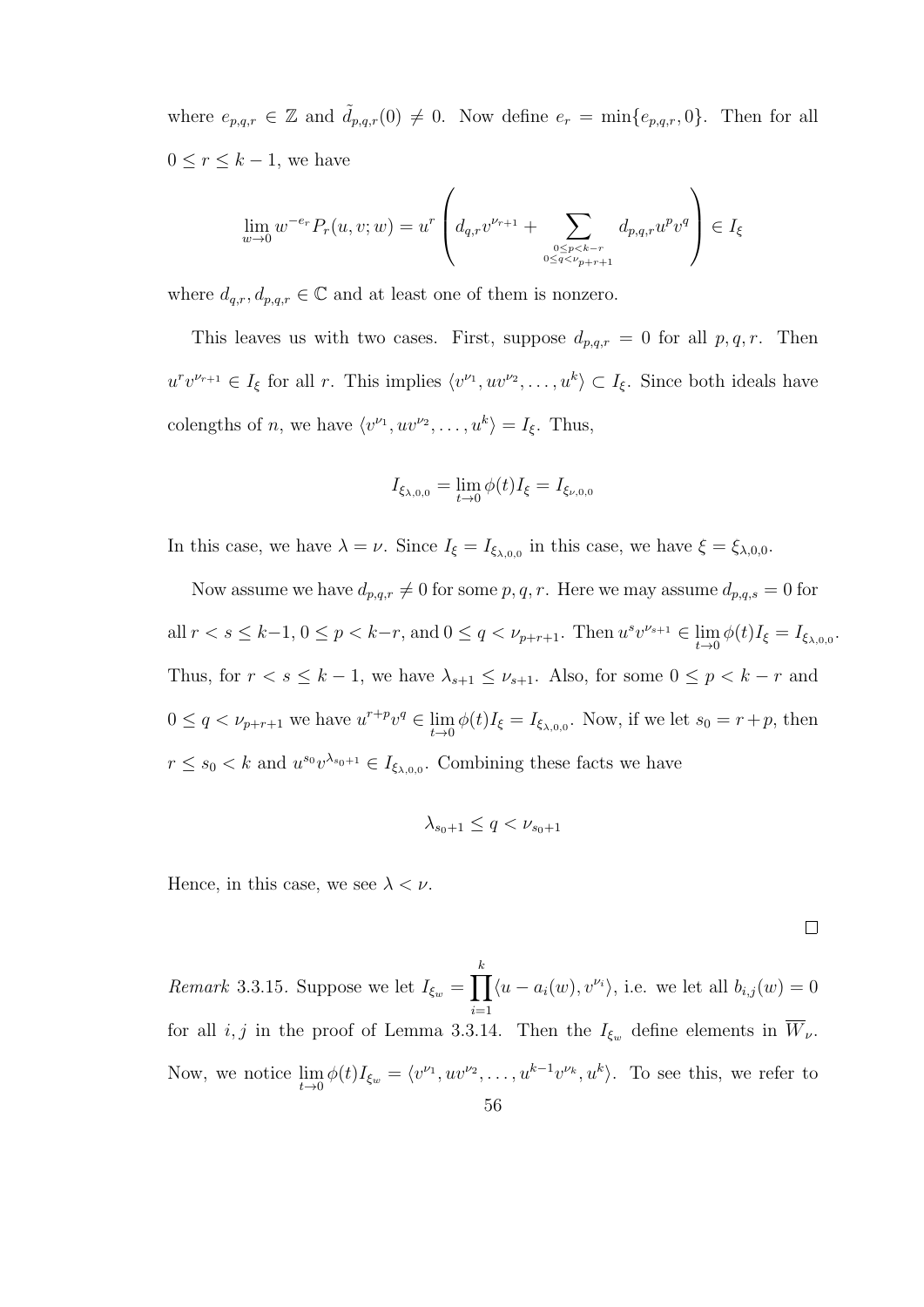where $e_{p,q,r} \in \mathbb{Z}$ and $\tilde{d}_{p,q,r}(0) \neq 0$. Now define $e_r = \min\{e_{p,q,r}, 0\}$. Then for all $0 \leq r \leq k-1$, we have

$$\lim_{w \to 0} w^{-e_r} P_r(u, v; w) = u^r \left( d_{q,r} v^{\nu_{r+1}} + \sum_{\substack{0 \leq p < k-r \\ 0 \leq q < \nu_{p+r+1}}} d_{p,q,r} u^p v^q \right) \in I_\xi$$

where $d_{q,r}, d_{p,q,r} \in \mathbb{C}$ and at least one of them is nonzero.

This leaves us with two cases. First, suppose $d_{p,q,r} = 0$ for all $p, q, r$. Then $u^r v^{\nu_{r+1}} \in I_\xi$ for all $r$. This implies $\langle v^{\nu_1}, uv^{\nu_2}, \ldots, u^k \rangle \subset I_\xi$. Since both ideals have colengths of $n$, we have $\langle v^{\nu_1}, uv^{\nu_2}, \ldots, u^k \rangle = I_\xi$. Thus,

$$I_{\xi_{\lambda,0,0}} = \lim_{t \to 0} \phi(t) I_\xi = I_{\xi_{\nu,0,0}}$$

In this case, we have $\lambda = \nu$. Since $I_\xi = I_{\xi_{\lambda,0,0}}$ in this case, we have $\xi = \xi_{\lambda,0,0}$.

Now assume we have $d_{p,q,r} \neq 0$ for some $p, q, r$. Here we may assume $d_{p,q,s} = 0$ for all $r < s \leq k-1$, $0 \leq p < k-r$, and $0 \leq q < \nu_{p+r+1}$. Then $u^s v^{\nu_{s+1}} \in \lim_{t \to 0} \phi(t) I_\xi = I_{\xi_{\lambda,0,0}}$. Thus, for $r < s \leq k-1$, we have $\lambda_{s+1} \leq \nu_{s+1}$. Also, for some $0 \leq p < k-r$ and $0 \leq q < \nu_{p+r+1}$ we have $u^{r+p} v^q \in \lim_{t \to 0} \phi(t) I_\xi = I_{\xi_{\lambda,0,0}}$. Now, if we let $s_0 = r+p$, then $r \leq s_0 < k$ and $u^{s_0} v^{\lambda_{s_0+1}} \in I_{\xi_{\lambda,0,0}}$. Combining these facts we have

$$\lambda_{s_0+1} \leq q < \nu_{s_0+1}$$

Hence, in this case, we see $\lambda < \nu$.

□

*Remark* 3.3.15. Suppose we let $I_{\xi_w} = \prod_{i=1}^{k} \langle u - a_i(w), v^{\nu_i} \rangle$, i.e. we let all $b_{i,j}(w) = 0$ for all $i, j$ in the proof of Lemma 3.3.14. Then the $I_{\xi_w}$ define elements in $\overline{W}_\nu$. Now, we notice $\lim_{t \to 0} \phi(t) I_{\xi_w} = \langle v^{\nu_1}, uv^{\nu_2}, \ldots, u^{k-1} v^{\nu_k}, u^k \rangle$. To see this, we refer to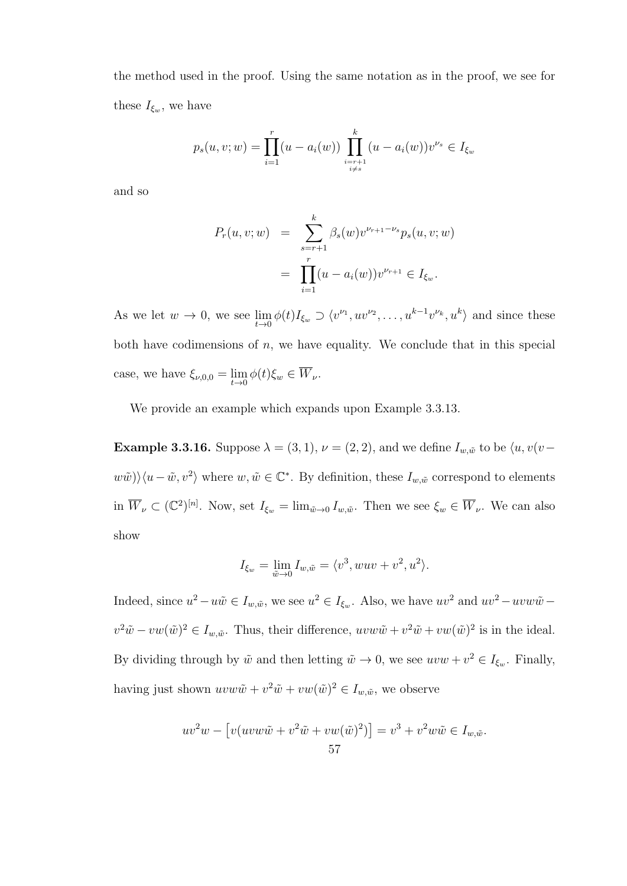the method used in the proof. Using the same notation as in the proof, we see for these $I_{\xi_w}$, we have

$$p_s(u, v; w) = \prod_{i=1}^{r}(u - a_i(w)) \prod_{\substack{i=r+1 \\ i \neq s}}^{k} (u - a_i(w))v^{\nu_s} \in I_{\xi_w}$$

and so

$$\begin{aligned} P_r(u, v; w) &= \sum_{s=r+1}^{k} \beta_s(w) v^{\nu_{r+1} - \nu_s} p_s(u, v; w) \\ &= \prod_{i=1}^{r}(u - a_i(w)) v^{\nu_{r+1}} \in I_{\xi_w}. \end{aligned}$$

As we let $w \to 0$, we see $\lim_{t \to 0} \phi(t) I_{\xi_w} \supset \langle v^{\nu_1}, uv^{\nu_2}, \ldots, u^{k-1}v^{\nu_k}, u^k \rangle$ and since these both have codimensions of $n$, we have equality. We conclude that in this special case, we have $\xi_{\nu,0,0} = \lim_{t \to 0} \phi(t)\xi_w \in \overline{W}_\nu$.

We provide an example which expands upon Example 3.3.13.

**Example 3.3.16.** Suppose $\lambda = (3, 1)$, $\nu = (2, 2)$, and we define $I_{w,\tilde{w}}$ to be $\langle u, v(v - w\tilde{w}) \rangle \langle u - \tilde{w}, v^2 \rangle$ where $w, \tilde{w} \in \mathbb{C}^*$. By definition, these $I_{w,\tilde{w}}$ correspond to elements in $\overline{W}_\nu \subset (\mathbb{C}^2)^{[n]}$. Now, set $I_{\xi_w} = \lim_{\tilde{w} \to 0} I_{w,\tilde{w}}$. Then we see $\xi_w \in \overline{W}_\nu$. We can also show

$$I_{\xi_w} = \lim_{\tilde{w} \to 0} I_{w,\tilde{w}} = \langle v^3, wuv + v^2, u^2 \rangle.$$

Indeed, since $u^2 - u\tilde{w} \in I_{w,\tilde{w}}$, we see $u^2 \in I_{\xi_w}$. Also, we have $uv^2$ and $uv^2 - uvw\tilde{w} - v^2\tilde{w} - vw(\tilde{w})^2 \in I_{w,\tilde{w}}$. Thus, their difference, $uvw\tilde{w} + v^2\tilde{w} + vw(\tilde{w})^2$ is in the ideal. By dividing through by $\tilde{w}$ and then letting $\tilde{w} \to 0$, we see $uvw + v^2 \in I_{\xi_w}$. Finally, having just shown $uvw\tilde{w} + v^2\tilde{w} + vw(\tilde{w})^2 \in I_{w,\tilde{w}}$, we observe

$$uv^2w - \left[v(uvw\tilde{w} + v^2\tilde{w} + vw(\tilde{w})^2)\right] = v^3 + v^2w\tilde{w} \in I_{w,\tilde{w}}.$$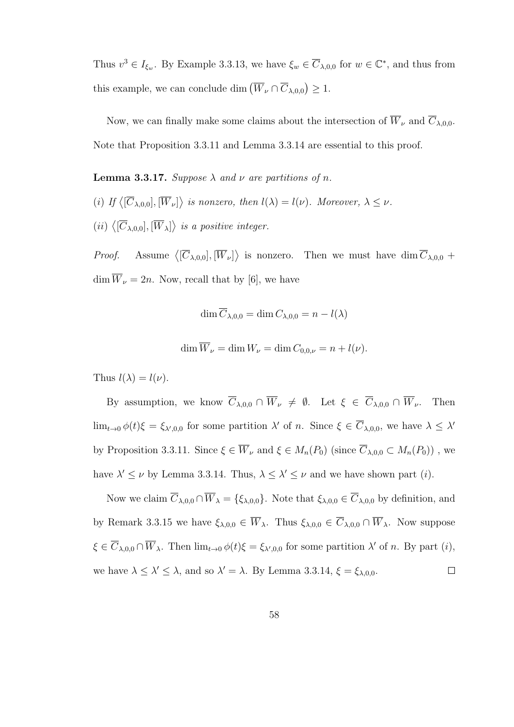Thus $v^3 \in I_{\xi_w}$. By Example 3.3.13, we have $\xi_w \in \overline{C}_{\lambda,0,0}$ for $w \in \mathbb{C}^*$, and thus from this example, we can conclude $\dim\left(\overline{W}_\nu \cap \overline{C}_{\lambda,0,0}\right) \geq 1$.

Now, we can finally make some claims about the intersection of $\overline{W}_\nu$ and $\overline{C}_{\lambda,0,0}$. Note that Proposition 3.3.11 and Lemma 3.3.14 are essential to this proof.

**Lemma 3.3.17.** *Suppose $\lambda$ and $\nu$ are partitions of $n$.*

*(i) If $\left\langle [\overline{C}_{\lambda,0,0}], [\overline{W}_\nu] \right\rangle$ is nonzero, then $l(\lambda) = l(\nu)$. Moreover, $\lambda \leq \nu$.*

*(ii) $\left\langle [\overline{C}_{\lambda,0,0}], [\overline{W}_\lambda] \right\rangle$ is a positive integer.*

*Proof.* Assume $\left\langle [\overline{C}_{\lambda,0,0}], [\overline{W}_\nu] \right\rangle$ is nonzero. Then we must have $\dim \overline{C}_{\lambda,0,0} + \dim \overline{W}_\nu = 2n$. Now, recall that by [6], we have

$$\dim \overline{C}_{\lambda,0,0} = \dim C_{\lambda,0,0} = n - l(\lambda)$$

$$\dim \overline{W}_\nu = \dim W_\nu = \dim C_{0,0,\nu} = n + l(\nu).$$

Thus $l(\lambda) = l(\nu)$.

By assumption, we know $\overline{C}_{\lambda,0,0} \cap \overline{W}_\nu \neq \emptyset$. Let $\xi \in \overline{C}_{\lambda,0,0} \cap \overline{W}_\nu$. Then $\lim_{t \to 0} \phi(t)\xi = \xi_{\lambda',0,0}$ for some partition $\lambda'$ of $n$. Since $\xi \in \overline{C}_{\lambda,0,0}$, we have $\lambda \leq \lambda'$ by Proposition 3.3.11. Since $\xi \in \overline{W}_\nu$ and $\xi \in M_n(P_0)$ (since $\overline{C}_{\lambda,0,0} \subset M_n(P_0)$) , we have $\lambda' \leq \nu$ by Lemma 3.3.14. Thus, $\lambda \leq \lambda' \leq \nu$ and we have shown part $(i)$.

Now we claim $\overline{C}_{\lambda,0,0} \cap \overline{W}_\lambda = \{\xi_{\lambda,0,0}\}$. Note that $\xi_{\lambda,0,0} \in \overline{C}_{\lambda,0,0}$ by definition, and by Remark 3.3.15 we have $\xi_{\lambda,0,0} \in \overline{W}_\lambda$. Thus $\xi_{\lambda,0,0} \in \overline{C}_{\lambda,0,0} \cap \overline{W}_\lambda$. Now suppose $\xi \in \overline{C}_{\lambda,0,0} \cap \overline{W}_\lambda$. Then $\lim_{t \to 0} \phi(t)\xi = \xi_{\lambda',0,0}$ for some partition $\lambda'$ of $n$. By part $(i)$, we have $\lambda \leq \lambda' \leq \lambda$, and so $\lambda' = \lambda$. By Lemma 3.3.14, $\xi = \xi_{\lambda,0,0}$. $\square$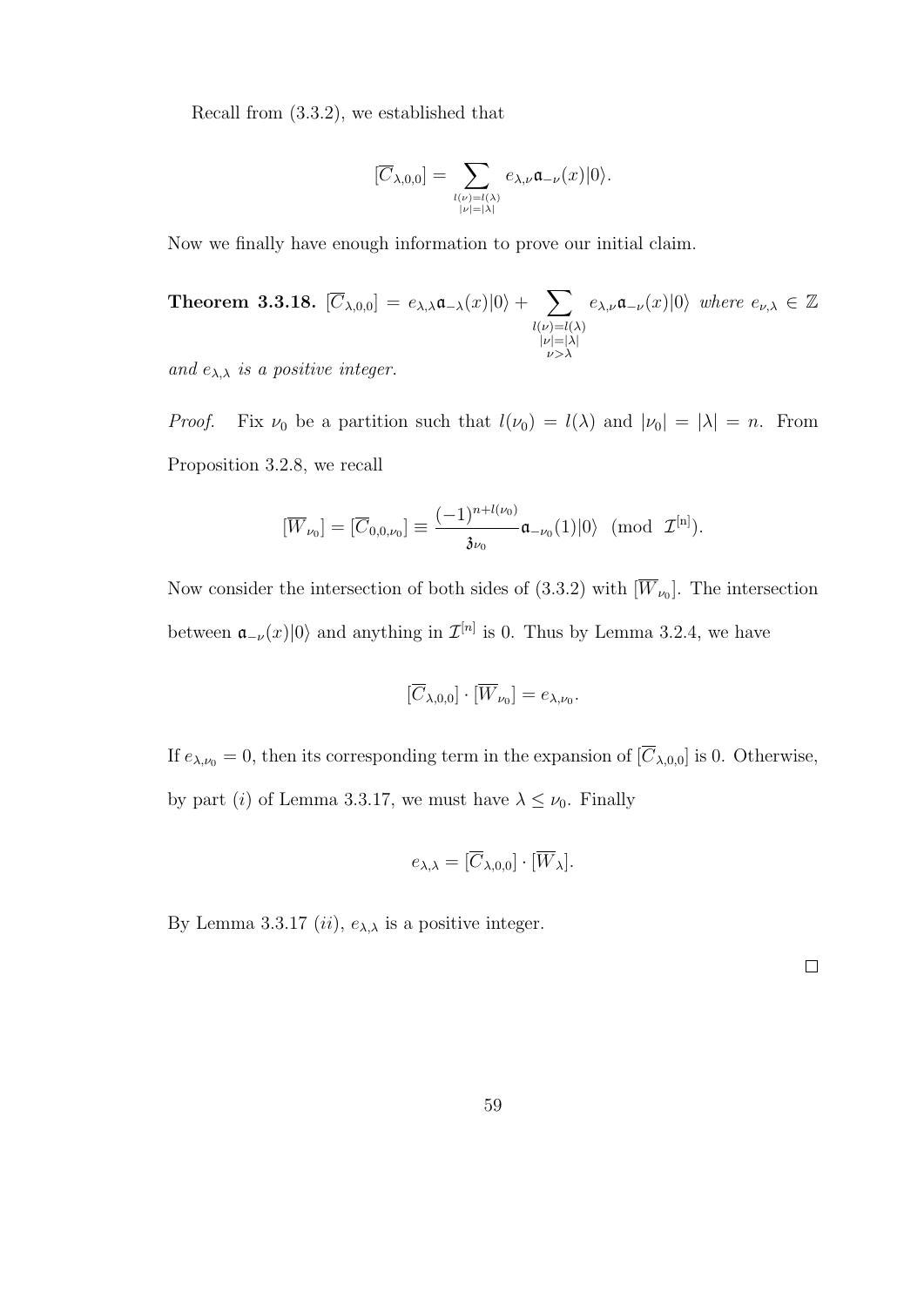Recall from (3.3.2), we established that

$$[\overline{C}_{\lambda,0,0}] = \sum_{\substack{l(\nu)=l(\lambda) \\ |\nu|=|\lambda|}} e_{\lambda,\nu}\mathfrak{a}_{-\nu}(x)|0\rangle.$$

Now we finally have enough information to prove our initial claim.

**Theorem 3.3.18.** $[\overline{C}_{\lambda,0,0}] = e_{\lambda,\lambda}\mathfrak{a}_{-\lambda}(x)|0\rangle + \sum_{\substack{l(\nu)=l(\lambda) \\ |\nu|=|\lambda| \\ \nu>\lambda}} e_{\lambda,\nu}\mathfrak{a}_{-\nu}(x)|0\rangle$ *where* $e_{\nu,\lambda} \in \mathbb{Z}$ *and* $e_{\lambda,\lambda}$ *is a positive integer.*

*Proof.* Fix $\nu_0$ be a partition such that $l(\nu_0) = l(\lambda)$ and $|\nu_0| = |\lambda| = n$. From Proposition 3.2.8, we recall

$$[\overline{W}_{\nu_0}] = [\overline{C}_{0,0,\nu_0}] \equiv \frac{(-1)^{n+l(\nu_0)}}{\mathfrak{z}_{\nu_0}}\mathfrak{a}_{-\nu_0}(1)|0\rangle \pmod{\mathcal{I}^{[n]}}.$$

Now consider the intersection of both sides of (3.3.2) with $[\overline{W}_{\nu_0}]$. The intersection between $\mathfrak{a}_{-\nu}(x)|0\rangle$ and anything in $\mathcal{I}^{[n]}$ is 0. Thus by Lemma 3.2.4, we have

$$[\overline{C}_{\lambda,0,0}] \cdot [\overline{W}_{\nu_0}] = e_{\lambda,\nu_0}.$$

If $e_{\lambda,\nu_0} = 0$, then its corresponding term in the expansion of $[\overline{C}_{\lambda,0,0}]$ is 0. Otherwise, by part $(i)$ of Lemma 3.3.17, we must have $\lambda \leq \nu_0$. Finally

$$e_{\lambda,\lambda} = [\overline{C}_{\lambda,0,0}] \cdot [\overline{W}_{\lambda}].$$

By Lemma 3.3.17 $(ii)$, $e_{\lambda,\lambda}$ is a positive integer.

□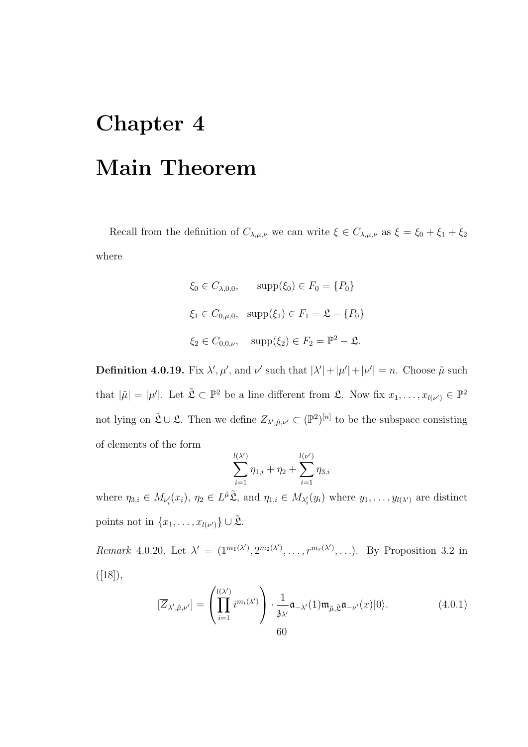# Chapter 4

# Main Theorem

Recall from the definition of $C_{\lambda,\mu,\nu}$ we can write $\xi \in C_{\lambda,\mu,\nu}$ as $\xi = \xi_0 + \xi_1 + \xi_2$ where

$$\xi_0 \in C_{\lambda,0,0}, \qquad \text{supp}(\xi_0) \in F_0 = \{P_0\}$$

$$\xi_1 \in C_{0,\mu,0}, \quad \text{supp}(\xi_1) \in F_1 = \mathfrak{L} - \{P_0\}$$

$$\xi_2 \in C_{0,0,\nu}, \quad \text{supp}(\xi_2) \in F_2 = \mathbb{P}^2 - \mathfrak{L}.$$

**Definition 4.0.19.** Fix $\lambda', \mu'$, and $\nu'$ such that $|\lambda'| + |\mu'| + |\nu'| = n$. Choose $\tilde{\mu}$ such that $|\tilde{\mu}| = |\mu'|$. Let $\tilde{\mathfrak{L}} \subset \mathbb{P}^2$ be a line different from $\mathfrak{L}$. Now fix $x_1, \ldots, x_{l(\nu')} \in \mathbb{P}^2$ not lying on $\tilde{\mathfrak{L}} \cup \mathfrak{L}$. Then we define $Z_{\lambda',\tilde{\mu},\nu'} \subset (\mathbb{P}^2)^{[n]}$ to be the subspace consisting of elements of the form

$$\sum_{i=1}^{l(\lambda')} \eta_{1,i} + \eta_2 + \sum_{i=1}^{l(\nu')} \eta_{3,i}$$

where $\eta_{3,i} \in M_{\nu'_i}(x_i)$, $\eta_2 \in L^{\tilde{\mu}}\tilde{\mathfrak{L}}$, and $\eta_{1,i} \in M_{\lambda'_i}(y_i)$ where $y_1, \ldots, y_{l(\lambda')}$ are distinct points not in $\{x_1, \ldots, x_{l(\nu')}\} \cup \tilde{\mathfrak{L}}$.

*Remark* 4.0.20. Let $\lambda' = (1^{m_1(\lambda')}, 2^{m_2(\lambda')}, \ldots, r^{m_r(\lambda')}, \ldots)$. By Proposition 3.2 in ([18]),

$$[\overline{Z}_{\lambda',\tilde{\mu},\nu'}] = \left( \prod_{i=1}^{l(\lambda')} i^{m_i(\lambda')} \right) \cdot \frac{1}{\mathfrak{z}_{\lambda'}} \mathfrak{a}_{-\lambda'}(1) \mathfrak{m}_{\tilde{\mu},\tilde{\mathfrak{L}}} \mathfrak{a}_{-\nu'}(x) |0\rangle. \tag{4.0.1}$$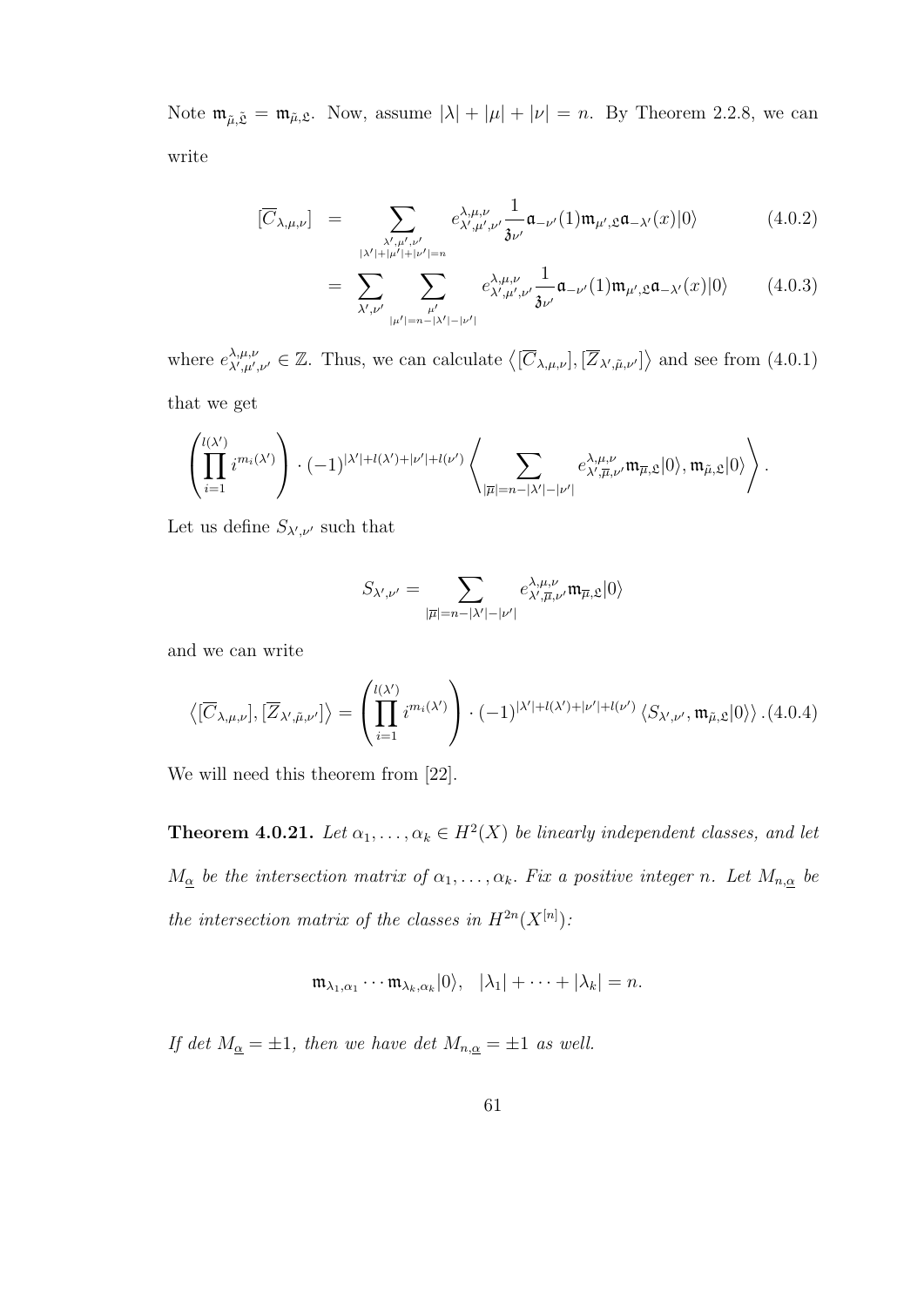Note $\mathfrak{m}_{\tilde{\mu},\tilde{\mathfrak{L}}} = \mathfrak{m}_{\tilde{\mu},\mathfrak{L}}$. Now, assume $|\lambda| + |\mu| + |\nu| = n$. By Theorem 2.2.8, we can write

$$
\begin{aligned}
[\overline{C}_{\lambda,\mu,\nu}] &= \sum_{\substack{\lambda',\mu',\nu' \\ |\lambda'|+|\mu'|+|\nu'|=n}} e^{\lambda,\mu,\nu}_{\lambda',\mu',\nu'} \frac{1}{\mathfrak{z}_{\nu'}} \mathfrak{a}_{-\nu'}(1)\mathfrak{m}_{\mu',\mathfrak{L}}\mathfrak{a}_{-\lambda'}(x)|0\rangle \qquad (4.0.2) \\
&= \sum_{\lambda',\nu'} \sum_{\substack{\mu' \\ |\mu'|=n-|\lambda'|-|\nu'|}} e^{\lambda,\mu,\nu}_{\lambda',\mu',\nu'} \frac{1}{\mathfrak{z}_{\nu'}} \mathfrak{a}_{-\nu'}(1)\mathfrak{m}_{\mu',\mathfrak{L}}\mathfrak{a}_{-\lambda'}(x)|0\rangle \qquad (4.0.3)
\end{aligned}
$$

where $e^{\lambda,\mu,\nu}_{\lambda',\mu',\nu'} \in \mathbb{Z}$. Thus, we can calculate $\left\langle [\overline{C}_{\lambda,\mu,\nu}], [\overline{Z}_{\lambda',\tilde{\mu},\nu'}] \right\rangle$ and see from (4.0.1) that we get

$$
\left( \prod_{i=1}^{l(\lambda')} i^{m_i(\lambda')} \right) \cdot (-1)^{|\lambda'|+l(\lambda')+|\nu'|+l(\nu')} \left\langle \sum_{|\overline{\mu}|=n-|\lambda'|-|\nu'|} e^{\lambda,\mu,\nu}_{\lambda',\overline{\mu},\nu'} \mathfrak{m}_{\overline{\mu},\mathfrak{L}}|0\rangle, \mathfrak{m}_{\tilde{\mu},\mathfrak{L}}|0\rangle \right\rangle .
$$

Let us define $S_{\lambda',\nu'}$ such that

$$
S_{\lambda',\nu'} = \sum_{|\overline{\mu}|=n-|\lambda'|-|\nu'|} e^{\lambda,\mu,\nu}_{\lambda',\overline{\mu},\nu'} \mathfrak{m}_{\overline{\mu},\mathfrak{L}}|0\rangle
$$

and we can write

$$
\left\langle [\overline{C}_{\lambda,\mu,\nu}], [\overline{Z}_{\lambda',\tilde{\mu},\nu'}] \right\rangle = \left( \prod_{i=1}^{l(\lambda')} i^{m_i(\lambda')} \right) \cdot (-1)^{|\lambda'|+l(\lambda')+|\nu'|+l(\nu')} \left\langle S_{\lambda',\nu'}, \mathfrak{m}_{\tilde{\mu},\mathfrak{L}}|0\rangle \right\rangle . (4.0.4)
$$

We will need this theorem from [22].

**Theorem 4.0.21.** *Let $\alpha_1, \ldots, \alpha_k \in H^2(X)$ be linearly independent classes, and let $M_{\underline{\alpha}}$ be the intersection matrix of $\alpha_1, \ldots, \alpha_k$. Fix a positive integer $n$. Let $M_{n,\underline{\alpha}}$ be the intersection matrix of the classes in $H^{2n}(X^{[n]})$:*

$$
\mathfrak{m}_{\lambda_1,\alpha_1} \cdots \mathfrak{m}_{\lambda_k,\alpha_k}|0\rangle, \quad |\lambda_1| + \cdots + |\lambda_k| = n.
$$

*If $\det M_{\underline{\alpha}} = \pm 1$, then we have $\det M_{n,\underline{\alpha}} = \pm 1$ as well.*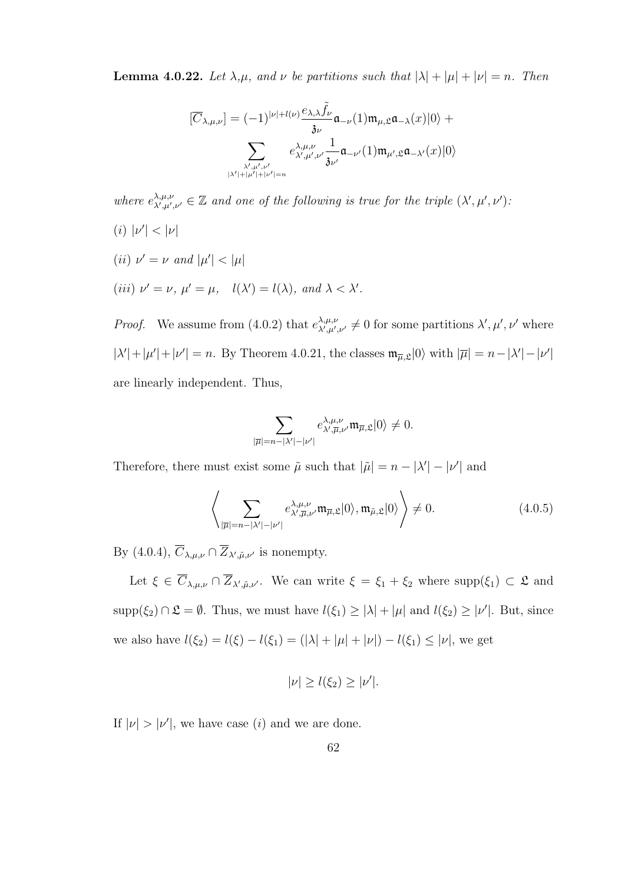**Lemma 4.0.22.** *Let $\lambda$,$\mu$, and $\nu$ be partitions such that $|\lambda|+|\mu|+|\nu|=n$. Then*

$$[\overline{C}_{\lambda,\mu,\nu}] = (-1)^{|\nu|+l(\nu)}\frac{e_{\lambda,\lambda}\tilde{f}_\nu}{\mathfrak{z}_\nu}\mathfrak{a}_{-\nu}(1)\mathfrak{m}_{\mu,\mathfrak{L}}\mathfrak{a}_{-\lambda}(x)|0\rangle + \sum_{\substack{\lambda',\mu',\nu' \\ |\lambda'|+|\mu'|+|\nu'|=n}} e^{\lambda,\mu,\nu}_{\lambda',\mu',\nu'}\frac{1}{\mathfrak{z}_{\nu'}}\mathfrak{a}_{-\nu'}(1)\mathfrak{m}_{\mu',\mathfrak{L}}\mathfrak{a}_{-\lambda'}(x)|0\rangle$$

*where $e^{\lambda,\mu,\nu}_{\lambda',\mu',\nu'} \in \mathbb{Z}$ and one of the following is true for the triple $(\lambda',\mu',\nu')$:*

*(i) $|\nu'|<|\nu|$*

*(ii) $\nu'=\nu$ and $|\mu'|<|\mu|$*

*(iii) $\nu'=\nu$, $\mu'=\mu$, $\quad l(\lambda')=l(\lambda)$, and $\lambda<\lambda'$.*

*Proof.* We assume from (4.0.2) that $e^{\lambda,\mu,\nu}_{\lambda',\mu',\nu'} \neq 0$ for some partitions $\lambda',\mu',\nu'$ where $|\lambda'|+|\mu'|+|\nu'|=n$. By Theorem 4.0.21, the classes $\mathfrak{m}_{\overline{\mu},\mathfrak{L}}|0\rangle$ with $|\overline{\mu}|=n-|\lambda'|-|\nu'|$ are linearly independent. Thus,

$$\sum_{|\overline{\mu}|=n-|\lambda'|-|\nu'|} e^{\lambda,\mu,\nu}_{\lambda',\overline{\mu},\nu'}\mathfrak{m}_{\overline{\mu},\mathfrak{L}}|0\rangle \neq 0.$$

Therefore, there must exist some $\tilde{\mu}$ such that $|\tilde{\mu}|=n-|\lambda'|-|\nu'|$ and

$$\left\langle \sum_{|\overline{\mu}|=n-|\lambda'|-|\nu'|} e^{\lambda,\mu,\nu}_{\lambda',\overline{\mu},\nu'}\mathfrak{m}_{\overline{\mu},\mathfrak{L}}|0\rangle, \mathfrak{m}_{\tilde{\mu},\mathfrak{L}}|0\rangle \right\rangle \neq 0. \tag{4.0.5}$$

By (4.0.4), $\overline{C}_{\lambda,\mu,\nu}\cap\overline{Z}_{\lambda',\tilde{\mu},\nu'}$ is nonempty.

Let $\xi \in \overline{C}_{\lambda,\mu,\nu}\cap\overline{Z}_{\lambda',\tilde{\mu},\nu'}$. We can write $\xi=\xi_1+\xi_2$ where $\mathrm{supp}(\xi_1)\subset\mathfrak{L}$ and $\mathrm{supp}(\xi_2)\cap\mathfrak{L}=\emptyset$. Thus, we must have $l(\xi_1)\geq|\lambda|+|\mu|$ and $l(\xi_2)\geq|\nu'|$. But, since we also have $l(\xi_2)=l(\xi)-l(\xi_1)=(|\lambda|+|\mu|+|\nu|)-l(\xi_1)\leq|\nu|$, we get

$$|\nu|\geq l(\xi_2)\geq|\nu'|.$$

If $|\nu|>|\nu'|$, we have case $(i)$ and we are done.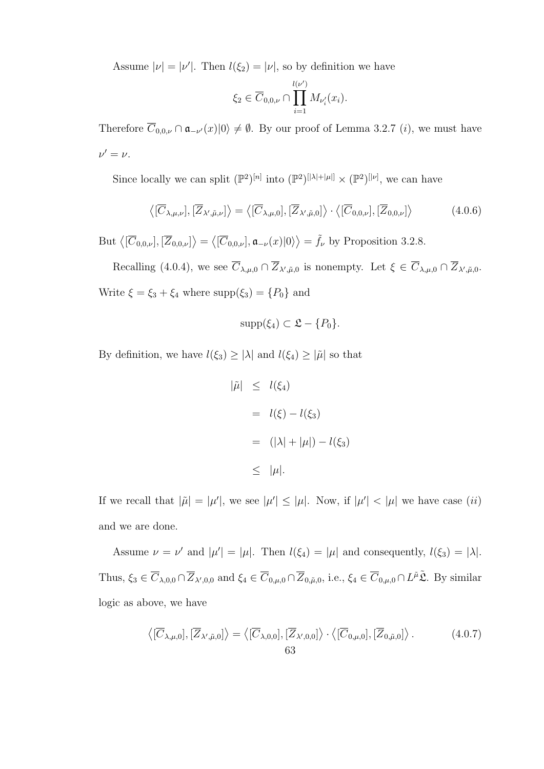Assume $|\nu| = |\nu'|$. Then $l(\xi_2) = |\nu|$, so by definition we have

$$\xi_2 \in \overline{C}_{0,0,\nu} \cap \prod_{i=1}^{l(\nu')} M_{\nu'_i}(x_i).$$

Therefore $\overline{C}_{0,0,\nu} \cap \mathfrak{a}_{-\nu'}(x)|0\rangle \neq \emptyset$. By our proof of Lemma 3.2.7 $(i)$, we must have $\nu' = \nu$.

Since locally we can split $(\mathbb{P}^2)^{[n]}$ into $(\mathbb{P}^2)^{[|\lambda|+|\mu|]} \times (\mathbb{P}^2)^{[|\nu|]}$, we can have

$$\left\langle [\overline{C}_{\lambda,\mu,\nu}], [\overline{Z}_{\lambda',\tilde{\mu},\nu}] \right\rangle = \left\langle [\overline{C}_{\lambda,\mu,0}], [\overline{Z}_{\lambda',\tilde{\mu},0}] \right\rangle \cdot \left\langle [\overline{C}_{0,0,\nu}], [\overline{Z}_{0,0,\nu}] \right\rangle \tag{4.0.6}$$

But $\left\langle [\overline{C}_{0,0,\nu}], [\overline{Z}_{0,0,\nu}] \right\rangle = \left\langle [\overline{C}_{0,0,\nu}], \mathfrak{a}_{-\nu}(x)|0\rangle \right\rangle = \tilde{f}_\nu$ by Proposition 3.2.8.

Recalling (4.0.4), we see $\overline{C}_{\lambda,\mu,0} \cap \overline{Z}_{\lambda',\tilde{\mu},0}$ is nonempty. Let $\xi \in \overline{C}_{\lambda,\mu,0} \cap \overline{Z}_{\lambda',\tilde{\mu},0}$. Write $\xi = \xi_3 + \xi_4$ where $\mathrm{supp}(\xi_3) = \{P_0\}$ and

$$\mathrm{supp}(\xi_4) \subset \mathfrak{L} - \{P_0\}.$$

By definition, we have $l(\xi_3) \geq |\lambda|$ and $l(\xi_4) \geq |\tilde{\mu}|$ so that

$$\begin{aligned} |\tilde{\mu}| &\leq l(\xi_4) \\ &= l(\xi) - l(\xi_3) \\ &= (|\lambda| + |\mu|) - l(\xi_3) \\ &\leq |\mu|. \end{aligned}$$

If we recall that $|\tilde{\mu}| = |\mu'|$, we see $|\mu'| \leq |\mu|$. Now, if $|\mu'| < |\mu|$ we have case $(ii)$ and we are done.

Assume $\nu = \nu'$ and $|\mu'| = |\mu|$. Then $l(\xi_4) = |\mu|$ and consequently, $l(\xi_3) = |\lambda|$. Thus, $\xi_3 \in \overline{C}_{\lambda,0,0} \cap \overline{Z}_{\lambda',0,0}$ and $\xi_4 \in \overline{C}_{0,\mu,0} \cap \overline{Z}_{0,\tilde{\mu},0}$, i.e., $\xi_4 \in \overline{C}_{0,\mu,0} \cap L^{\tilde{\mu}}\tilde{\mathfrak{L}}$. By similar logic as above, we have

$$\left\langle [\overline{C}_{\lambda,\mu,0}], [\overline{Z}_{\lambda',\tilde{\mu},0}] \right\rangle = \left\langle [\overline{C}_{\lambda,0,0}], [\overline{Z}_{\lambda',0,0}] \right\rangle \cdot \left\langle [\overline{C}_{0,\mu,0}], [\overline{Z}_{0,\tilde{\mu},0}] \right\rangle. \tag{4.0.7}$$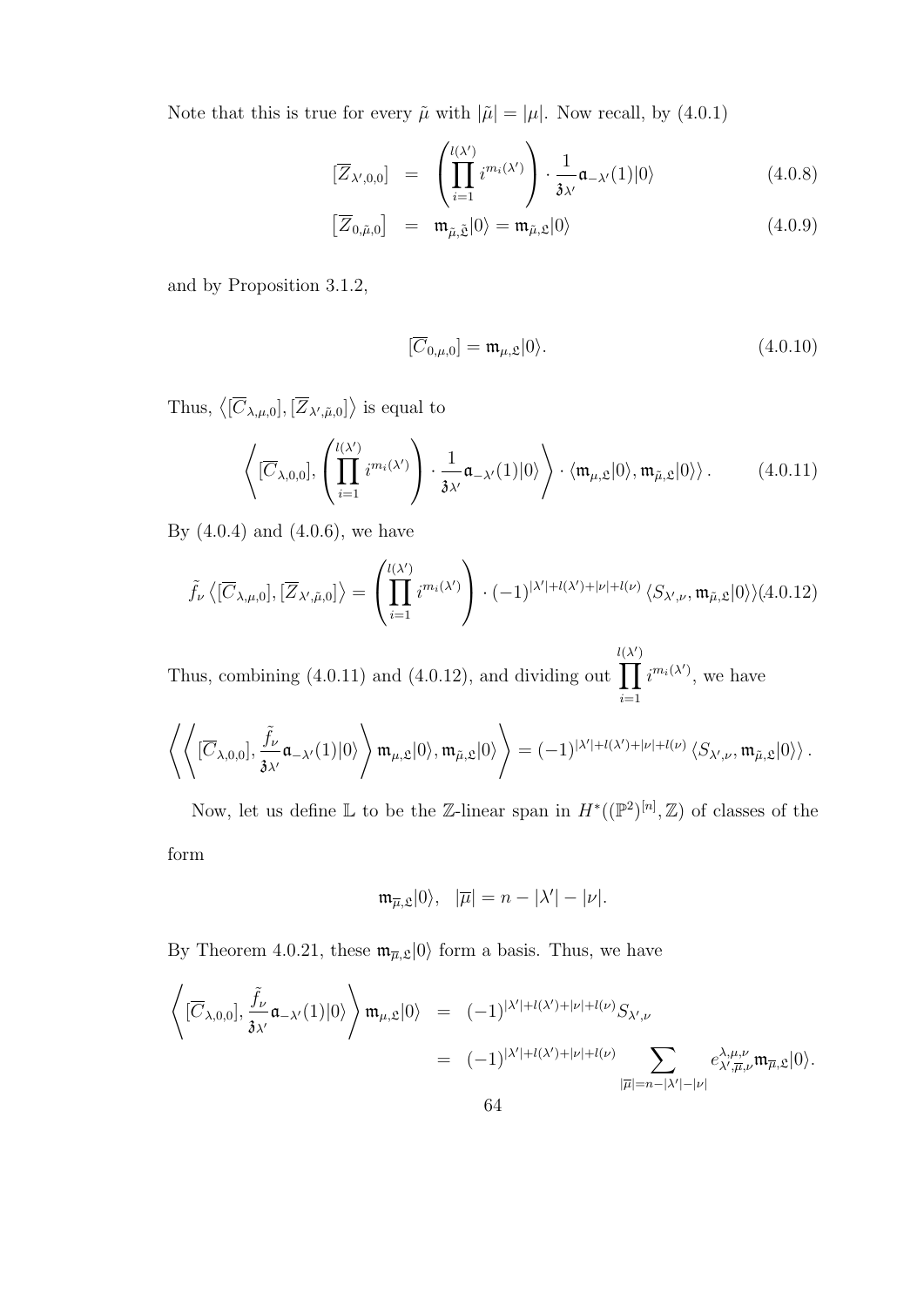Note that this is true for every $\tilde{\mu}$ with $|\tilde{\mu}| = |\mu|$. Now recall, by (4.0.1)

$$
\begin{aligned}
[\overline{Z}_{\lambda',0,0}] &= \left(\prod_{i=1}^{l(\lambda')} i^{m_i(\lambda')}\right) \cdot \frac{1}{\mathfrak{z}_{\lambda'}} \mathfrak{a}_{-\lambda'}(1)|0\rangle & (4.0.8)\\
\left[\overline{Z}_{0,\tilde{\mu},0}\right] &= \mathfrak{m}_{\tilde{\mu},\tilde{\mathfrak{L}}}|0\rangle = \mathfrak{m}_{\tilde{\mu},\mathfrak{L}}|0\rangle & (4.0.9)
\end{aligned}
$$

and by Proposition 3.1.2,

$$
[\overline{C}_{0,\mu,0}] = \mathfrak{m}_{\mu,\mathfrak{L}}|0\rangle. \tag{4.0.10}
$$

Thus, $\left\langle [\overline{C}_{\lambda,\mu,0}], [\overline{Z}_{\lambda',\tilde{\mu},0}] \right\rangle$ is equal to

$$
\left\langle [\overline{C}_{\lambda,0,0}], \left(\prod_{i=1}^{l(\lambda')} i^{m_i(\lambda')}\right) \cdot \frac{1}{\mathfrak{z}_{\lambda'}} \mathfrak{a}_{-\lambda'}(1)|0\rangle \right\rangle \cdot \langle \mathfrak{m}_{\mu,\mathfrak{L}}|0\rangle, \mathfrak{m}_{\tilde{\mu},\mathfrak{L}}|0\rangle\rangle. \tag{4.0.11}
$$

By (4.0.4) and (4.0.6), we have

$$
\tilde{f}_\nu \left\langle [\overline{C}_{\lambda,\mu,0}], [\overline{Z}_{\lambda',\tilde{\mu},0}] \right\rangle = \left(\prod_{i=1}^{l(\lambda')} i^{m_i(\lambda')}\right) \cdot (-1)^{|\lambda'|+l(\lambda')+|\nu|+l(\nu)} \langle S_{\lambda',\nu}, \mathfrak{m}_{\tilde{\mu},\mathfrak{L}}|0\rangle\rangle \tag{4.0.12}
$$

Thus, combining (4.0.11) and (4.0.12), and dividing out $\displaystyle\prod_{i=1}^{l(\lambda')} i^{m_i(\lambda')}$, we have

$$
\left\langle \left\langle [\overline{C}_{\lambda,0,0}], \frac{\tilde{f}_\nu}{\mathfrak{z}_{\lambda'}} \mathfrak{a}_{-\lambda'}(1)|0\rangle \right\rangle \mathfrak{m}_{\mu,\mathfrak{L}}|0\rangle, \mathfrak{m}_{\tilde{\mu},\mathfrak{L}}|0\rangle \right\rangle = (-1)^{|\lambda'|+l(\lambda')+|\nu|+l(\nu)} \langle S_{\lambda',\nu}, \mathfrak{m}_{\tilde{\mu},\mathfrak{L}}|0\rangle\rangle.
$$

Now, let us define $\mathbb{L}$ to be the $\mathbb{Z}$-linear span in $H^*((\mathbb{P}^2)^{[n]}, \mathbb{Z})$ of classes of the form

$$
\mathfrak{m}_{\overline{\mu},\mathfrak{L}}|0\rangle, \quad |\overline{\mu}| = n - |\lambda'| - |\nu|.
$$

By Theorem 4.0.21, these $\mathfrak{m}_{\overline{\mu},\mathfrak{L}}|0\rangle$ form a basis. Thus, we have

$$
\begin{aligned}
\left\langle [\overline{C}_{\lambda,0,0}], \frac{\tilde{f}_\nu}{\mathfrak{z}_{\lambda'}} \mathfrak{a}_{-\lambda'}(1)|0\rangle \right\rangle \mathfrak{m}_{\mu,\mathfrak{L}}|0\rangle &= (-1)^{|\lambda'|+l(\lambda')+|\nu|+l(\nu)} S_{\lambda',\nu}\\
&= (-1)^{|\lambda'|+l(\lambda')+|\nu|+l(\nu)} \sum_{|\overline{\mu}|=n-|\lambda'|-|\nu|} e^{\lambda,\mu,\nu}_{\lambda',\overline{\mu},\nu} \mathfrak{m}_{\overline{\mu},\mathfrak{L}}|0\rangle.
\end{aligned}
$$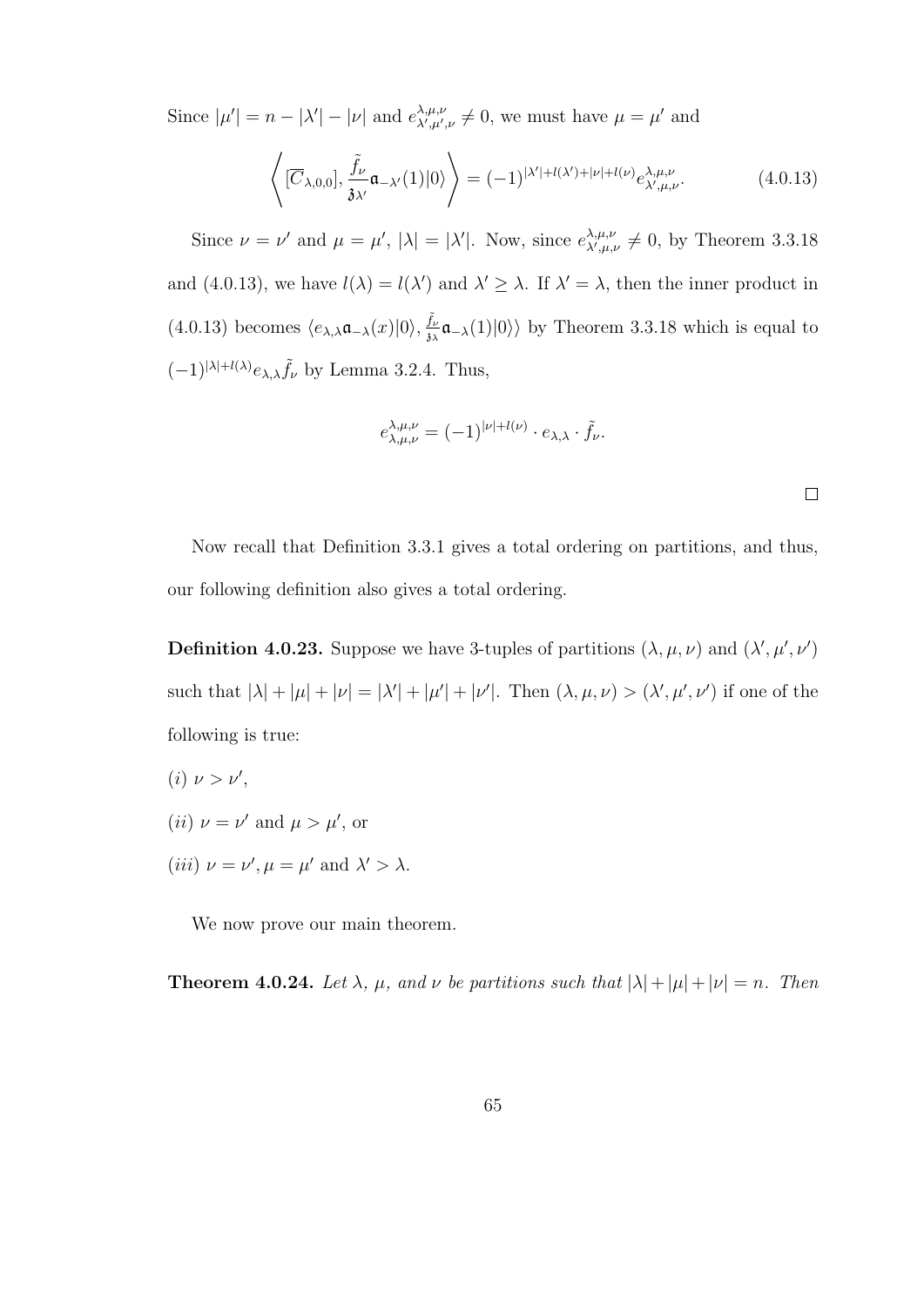Since $|\mu'| = n - |\lambda'| - |\nu|$ and $e^{\lambda,\mu,\nu}_{\lambda',\mu',\nu} \neq 0$, we must have $\mu = \mu'$ and

$$\left\langle [\overline{C}_{\lambda,0,0}], \frac{\tilde{f}_\nu}{\mathfrak{z}_{\lambda'}} \mathfrak{a}_{-\lambda'}(1)|0\rangle \right\rangle = (-1)^{|\lambda'|+l(\lambda')+|\nu|+l(\nu)} e^{\lambda,\mu,\nu}_{\lambda',\mu,\nu}. \tag{4.0.13}$$

Since $\nu = \nu'$ and $\mu = \mu'$, $|\lambda| = |\lambda'|$. Now, since $e^{\lambda,\mu,\nu}_{\lambda',\mu,\nu} \neq 0$, by Theorem 3.3.18 and (4.0.13), we have $l(\lambda) = l(\lambda')$ and $\lambda' \geq \lambda$. If $\lambda' = \lambda$, then the inner product in (4.0.13) becomes $\langle e_{\lambda,\lambda}\mathfrak{a}_{-\lambda}(x)|0\rangle, \frac{\tilde{f}_\nu}{\mathfrak{z}_\lambda}\mathfrak{a}_{-\lambda}(1)|0\rangle\rangle$ by Theorem 3.3.18 which is equal to $(-1)^{|\lambda|+l(\lambda)} e_{\lambda,\lambda}\tilde{f}_\nu$ by Lemma 3.2.4. Thus,

$$e^{\lambda,\mu,\nu}_{\lambda,\mu,\nu} = (-1)^{|\nu|+l(\nu)} \cdot e_{\lambda,\lambda} \cdot \tilde{f}_\nu.$$

□

Now recall that Definition 3.3.1 gives a total ordering on partitions, and thus, our following definition also gives a total ordering.

**Definition 4.0.23.** Suppose we have 3-tuples of partitions $(\lambda, \mu, \nu)$ and $(\lambda', \mu', \nu')$ such that $|\lambda| + |\mu| + |\nu| = |\lambda'| + |\mu'| + |\nu'|$. Then $(\lambda, \mu, \nu) > (\lambda', \mu', \nu')$ if one of the following is true:

(i) $\nu > \nu'$,

(ii) $\nu = \nu'$ and $\mu > \mu'$, or

(iii) $\nu = \nu', \mu = \mu'$ and $\lambda' > \lambda$.

We now prove our main theorem.

**Theorem 4.0.24.** *Let $\lambda$, $\mu$, and $\nu$ be partitions such that $|\lambda| + |\mu| + |\nu| = n$. Then*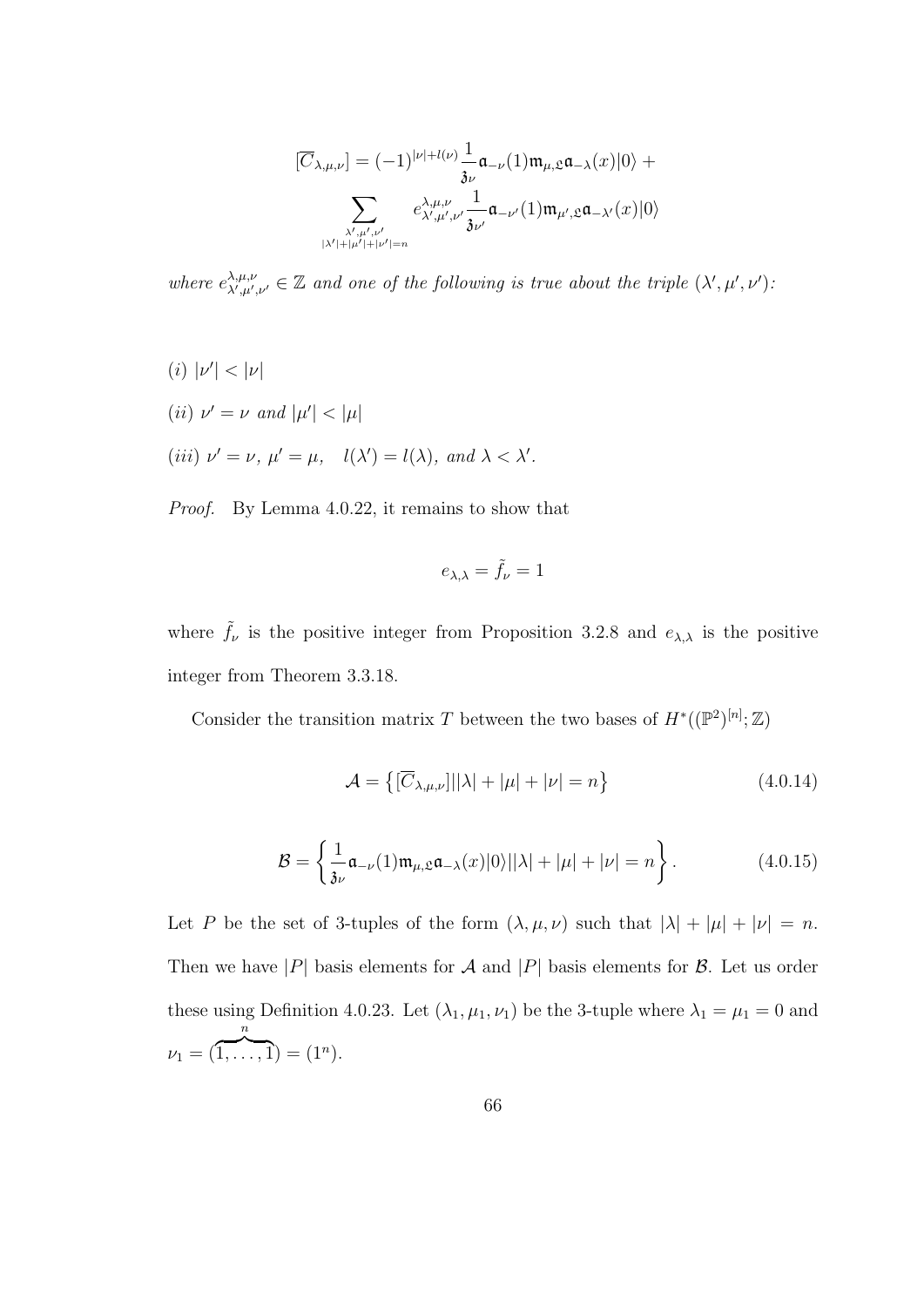$$[\overline{C}_{\lambda,\mu,\nu}] = (-1)^{|\nu|+l(\nu)} \frac{1}{\mathfrak{z}_\nu} \mathfrak{a}_{-\nu}(1)\mathfrak{m}_{\mu,\mathfrak{L}}\mathfrak{a}_{-\lambda}(x)|0\rangle + \sum_{\substack{\lambda',\mu',\nu' \\ |\lambda'|+|\mu'|+|\nu'|=n}} e^{\lambda,\mu,\nu}_{\lambda',\mu',\nu'} \frac{1}{\mathfrak{z}_{\nu'}} \mathfrak{a}_{-\nu'}(1)\mathfrak{m}_{\mu',\mathfrak{L}}\mathfrak{a}_{-\lambda'}(x)|0\rangle$$

*where* $e^{\lambda,\mu,\nu}_{\lambda',\mu',\nu'} \in \mathbb{Z}$ *and one of the following is true about the triple* $(\lambda', \mu', \nu')$*:*

*(i)* $|\nu'| < |\nu|$

*(ii)* $\nu' = \nu$ *and* $|\mu'| < |\mu|$

*(iii)* $\nu' = \nu$*,* $\mu' = \mu$*,* $\quad l(\lambda') = l(\lambda)$*, and* $\lambda < \lambda'$*.*

*Proof.* By Lemma 4.0.22, it remains to show that

$$e_{\lambda,\lambda} = \tilde{f}_\nu = 1$$

where $\tilde{f}_\nu$ is the positive integer from Proposition 3.2.8 and $e_{\lambda,\lambda}$ is the positive integer from Theorem 3.3.18.

Consider the transition matrix $T$ between the two bases of $H^*((\mathbb{P}^2)^{[n]}; \mathbb{Z})$

$$\mathcal{A} = \left\{ [\overline{C}_{\lambda,\mu,\nu}] \middle| |\lambda| + |\mu| + |\nu| = n \right\} \tag{4.0.14}$$

$$\mathcal{B} = \left\{ \frac{1}{\mathfrak{z}_\nu} \mathfrak{a}_{-\nu}(1)\mathfrak{m}_{\mu,\mathfrak{L}}\mathfrak{a}_{-\lambda}(x)|0\rangle \middle| |\lambda| + |\mu| + |\nu| = n \right\}. \tag{4.0.15}$$

Let $P$ be the set of 3-tuples of the form $(\lambda, \mu, \nu)$ such that $|\lambda| + |\mu| + |\nu| = n$. Then we have $|P|$ basis elements for $\mathcal{A}$ and $|P|$ basis elements for $\mathcal{B}$. Let us order these using Definition 4.0.23. Let $(\lambda_1, \mu_1, \nu_1)$ be the 3-tuple where $\lambda_1 = \mu_1 = 0$ and $\nu_1 = (\overbrace{1, \ldots, 1}^{n}) = (1^n)$.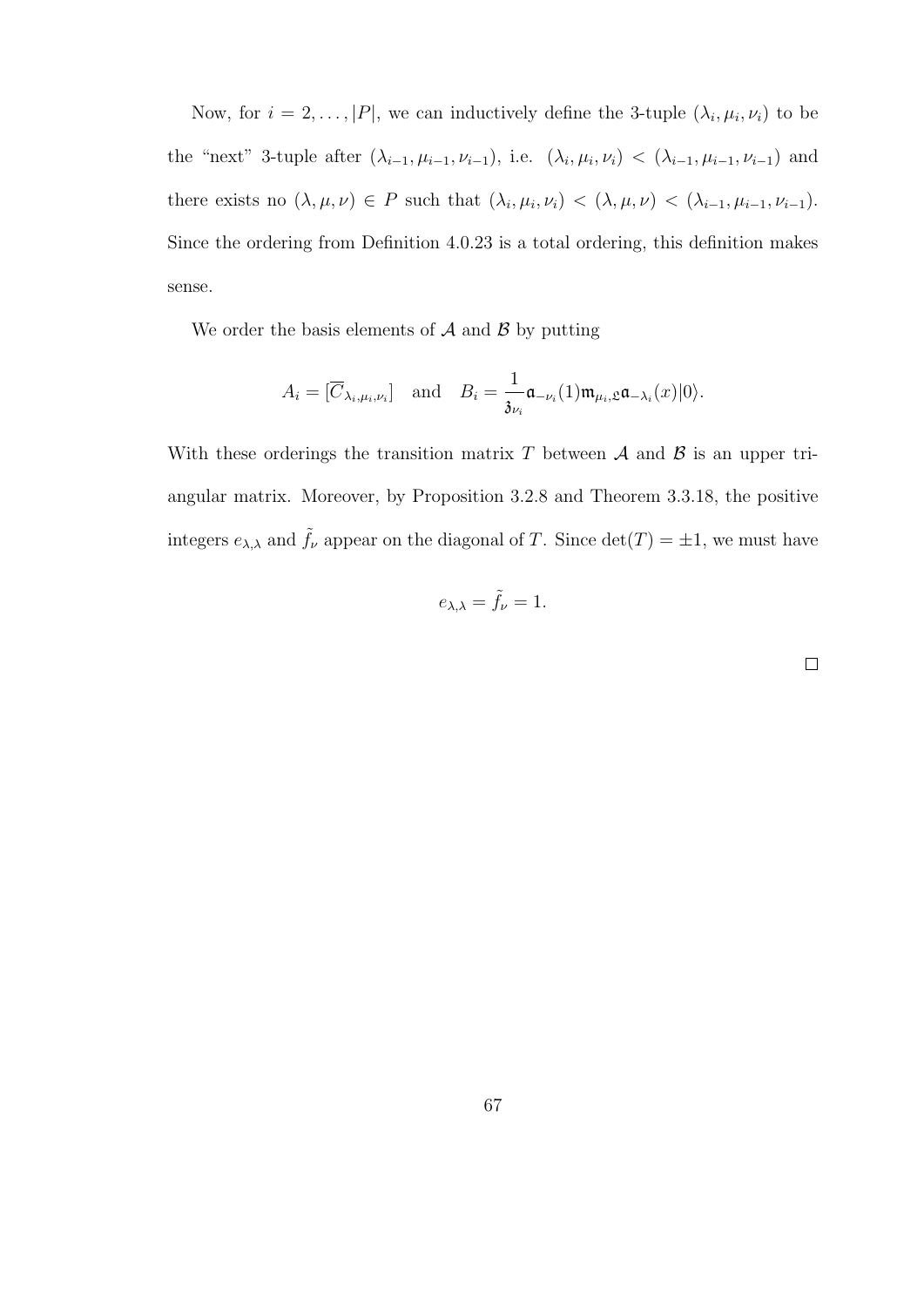Now, for $i = 2, \ldots, |P|$, we can inductively define the 3-tuple $(\lambda_i, \mu_i, \nu_i)$ to be the "next" 3-tuple after $(\lambda_{i-1}, \mu_{i-1}, \nu_{i-1})$, i.e. $(\lambda_i, \mu_i, \nu_i) < (\lambda_{i-1}, \mu_{i-1}, \nu_{i-1})$ and there exists no $(\lambda, \mu, \nu) \in P$ such that $(\lambda_i, \mu_i, \nu_i) < (\lambda, \mu, \nu) < (\lambda_{i-1}, \mu_{i-1}, \nu_{i-1})$. Since the ordering from Definition 4.0.23 is a total ordering, this definition makes sense.

We order the basis elements of $\mathcal{A}$ and $\mathcal{B}$ by putting

$$A_i = [\overline{C}_{\lambda_i,\mu_i,\nu_i}] \quad \text{and} \quad B_i = \frac{1}{\mathfrak{z}_{\nu_i}} \mathfrak{a}_{-\nu_i}(1) \mathfrak{m}_{\mu_i,\mathfrak{L}} \mathfrak{a}_{-\lambda_i}(x)|0\rangle.$$

With these orderings the transition matrix $T$ between $\mathcal{A}$ and $\mathcal{B}$ is an upper triangular matrix. Moreover, by Proposition 3.2.8 and Theorem 3.3.18, the positive integers $e_{\lambda,\lambda}$ and $\tilde{f}_\nu$ appear on the diagonal of $T$. Since $\det(T) = \pm 1$, we must have

$$e_{\lambda,\lambda} = \tilde{f}_\nu = 1.$$

□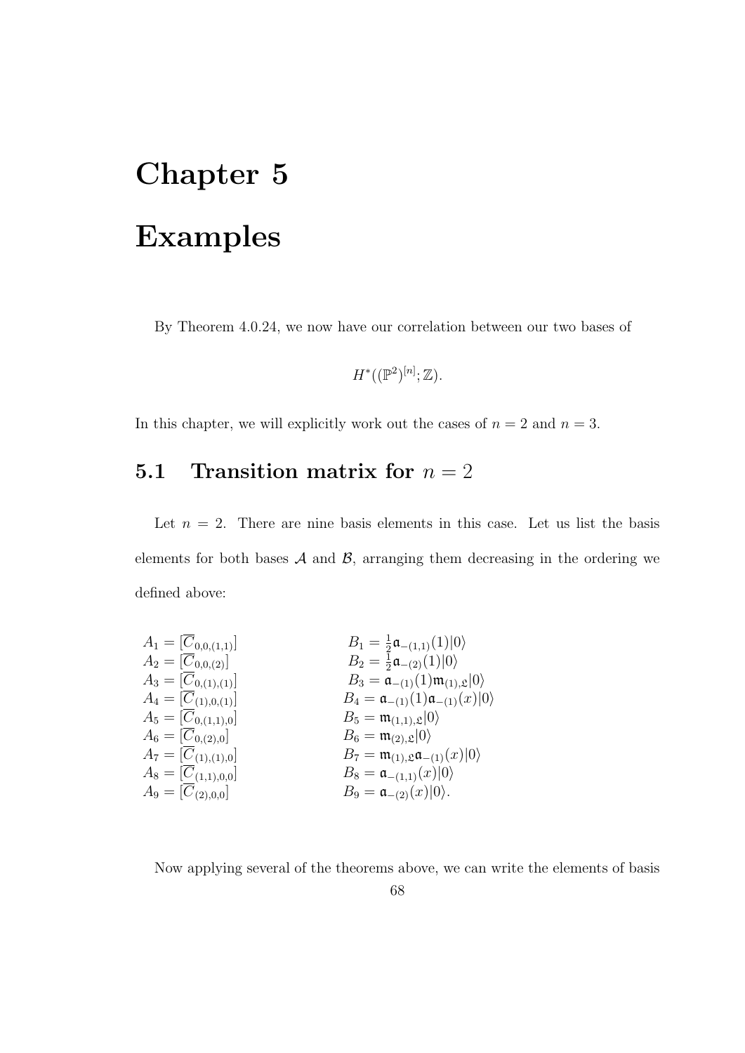# Chapter 5

# Examples

By Theorem 4.0.24, we now have our correlation between our two bases of

$$H^*((\mathbb{P}^2)^{[n]}; \mathbb{Z}).$$

In this chapter, we will explicitly work out the cases of $n = 2$ and $n = 3$.

## 5.1 Transition matrix for $n = 2$

Let $n = 2$. There are nine basis elements in this case. Let us list the basis elements for both bases $\mathcal{A}$ and $\mathcal{B}$, arranging them decreasing in the ordering we defined above:

$$
\begin{array}{ll}
A_1 = [\overline{C}_{0,0,(1,1)}] & B_1 = \frac{1}{2}\mathfrak{a}_{-(1,1)}(1)|0\rangle \\
A_2 = [\overline{C}_{0,0,(2)}] & B_2 = \frac{1}{2}\mathfrak{a}_{-(2)}(1)|0\rangle \\
A_3 = [\overline{C}_{0,(1),(1)}] & B_3 = \mathfrak{a}_{-(1)}(1)\mathfrak{m}_{(1),\mathfrak{L}}|0\rangle \\
A_4 = [\overline{C}_{(1),0,(1)}] & B_4 = \mathfrak{a}_{-(1)}(1)\mathfrak{a}_{-(1)}(x)|0\rangle \\
A_5 = [\overline{C}_{0,(1,1),0}] & B_5 = \mathfrak{m}_{(1,1),\mathfrak{L}}|0\rangle \\
A_6 = [\overline{C}_{0,(2),0}] & B_6 = \mathfrak{m}_{(2),\mathfrak{L}}|0\rangle \\
A_7 = [\overline{C}_{(1),(1),0}] & B_7 = \mathfrak{m}_{(1),\mathfrak{L}}\mathfrak{a}_{-(1)}(x)|0\rangle \\
A_8 = [\overline{C}_{(1,1),0,0}] & B_8 = \mathfrak{a}_{-(1,1)}(x)|0\rangle \\
A_9 = [\overline{C}_{(2),0,0}] & B_9 = \mathfrak{a}_{-(2)}(x)|0\rangle.
\end{array}
$$

Now applying several of the theorems above, we can write the elements of basis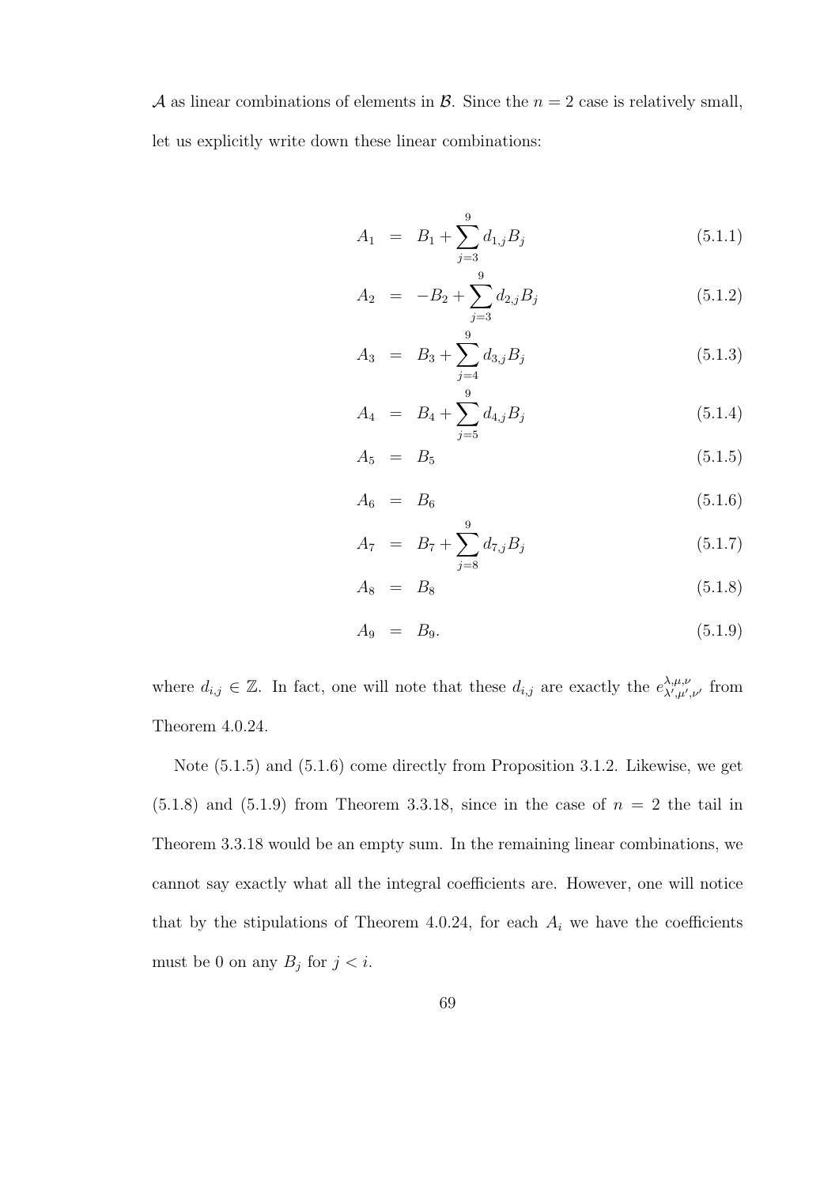$\mathcal{A}$ as linear combinations of elements in $\mathcal{B}$. Since the $n = 2$ case is relatively small, let us explicitly write down these linear combinations:

$$A_1 = B_1 + \sum_{j=3}^{9} d_{1,j} B_j \tag{5.1.1}$$

$$A_2 = -B_2 + \sum_{j=3}^{9} d_{2,j} B_j \tag{5.1.2}$$

$$A_3 = B_3 + \sum_{j=4}^{9} d_{3,j} B_j \tag{5.1.3}$$

$$A_4 = B_4 + \sum_{j=5}^{9} d_{4,j} B_j \tag{5.1.4}$$

$$A_5 = B_5 \tag{5.1.5}$$

$$A_6 = B_6 \tag{5.1.6}$$

$$A_7 = B_7 + \sum_{j=8}^{9} d_{7,j} B_j \tag{5.1.7}$$

$$A_8 = B_8 \tag{5.1.8}$$

$$A_9 = B_9. \tag{5.1.9}$$

where $d_{i,j} \in \mathbb{Z}$. In fact, one will note that these $d_{i,j}$ are exactly the $e^{\lambda,\mu,\nu}_{\lambda',\mu',\nu'}$ from Theorem 4.0.24.

Note (5.1.5) and (5.1.6) come directly from Proposition 3.1.2. Likewise, we get (5.1.8) and (5.1.9) from Theorem 3.3.18, since in the case of $n = 2$ the tail in Theorem 3.3.18 would be an empty sum. In the remaining linear combinations, we cannot say exactly what all the integral coefficients are. However, one will notice that by the stipulations of Theorem 4.0.24, for each $A_i$ we have the coefficients must be 0 on any $B_j$ for $j < i$.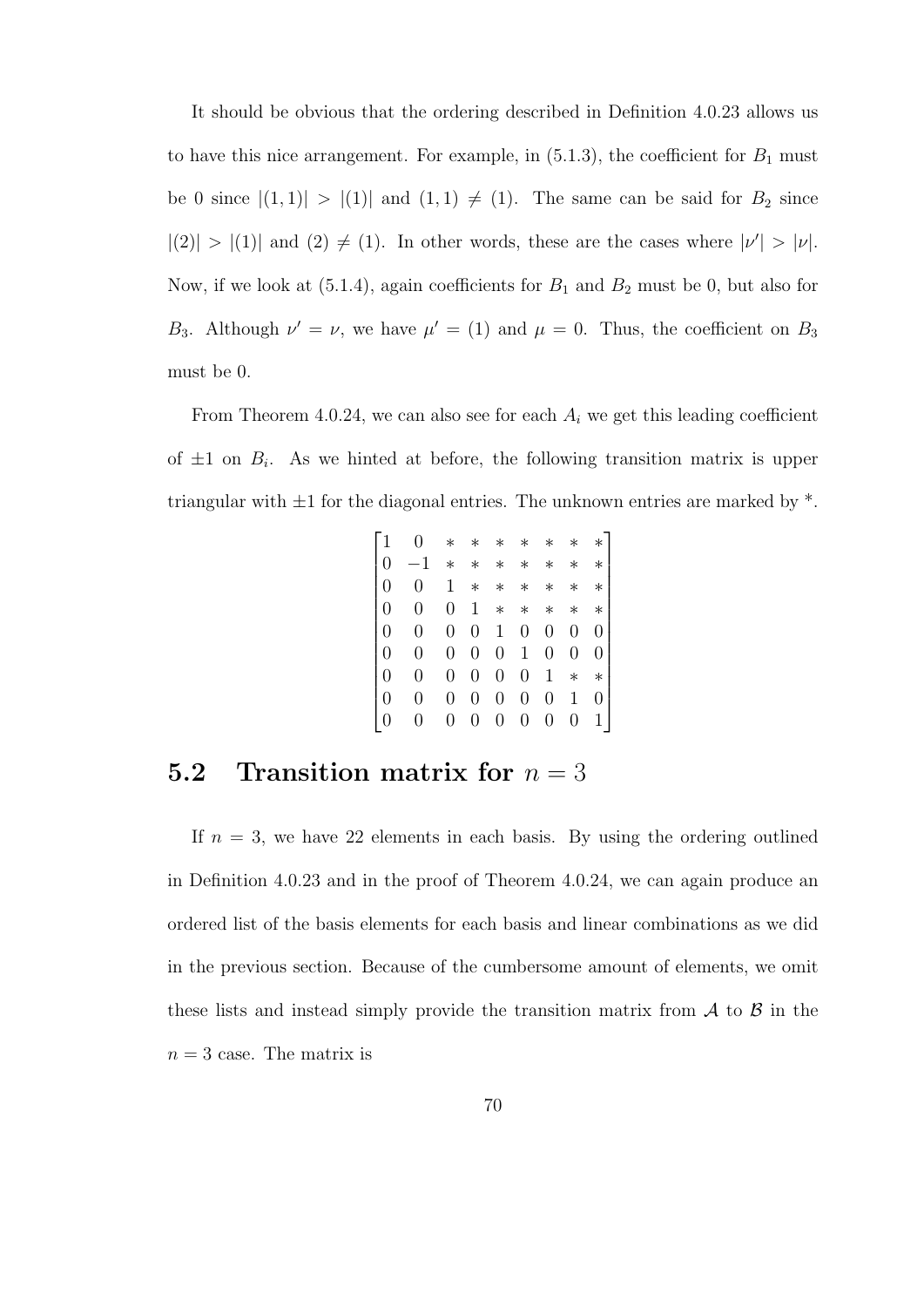It should be obvious that the ordering described in Definition 4.0.23 allows us to have this nice arrangement. For example, in (5.1.3), the coefficient for $B_1$ must be 0 since $|(1,1)| > |(1)|$ and $(1,1) \neq (1)$. The same can be said for $B_2$ since $|(2)| > |(1)|$ and $(2) \neq (1)$. In other words, these are the cases where $|\nu'| > |\nu|$. Now, if we look at (5.1.4), again coefficients for $B_1$ and $B_2$ must be 0, but also for $B_3$. Although $\nu' = \nu$, we have $\mu' = (1)$ and $\mu = 0$. Thus, the coefficient on $B_3$ must be 0.

From Theorem 4.0.24, we can also see for each $A_i$ we get this leading coefficient of $\pm 1$ on $B_i$. As we hinted at before, the following transition matrix is upper triangular with $\pm 1$ for the diagonal entries. The unknown entries are marked by *.

$$\begin{bmatrix}
1 & 0 & * & * & * & * & * & * & * \\
0 & -1 & * & * & * & * & * & * & * \\
0 & 0 & 1 & * & * & * & * & * & * \\
0 & 0 & 0 & 1 & * & * & * & * & * \\
0 & 0 & 0 & 0 & 1 & 0 & 0 & 0 & 0 \\
0 & 0 & 0 & 0 & 0 & 1 & 0 & 0 & 0 \\
0 & 0 & 0 & 0 & 0 & 0 & 1 & * & * \\
0 & 0 & 0 & 0 & 0 & 0 & 0 & 1 & 0 \\
0 & 0 & 0 & 0 & 0 & 0 & 0 & 0 & 1
\end{bmatrix}$$

## 5.2 Transition matrix for $n = 3$

If $n = 3$, we have 22 elements in each basis. By using the ordering outlined in Definition 4.0.23 and in the proof of Theorem 4.0.24, we can again produce an ordered list of the basis elements for each basis and linear combinations as we did in the previous section. Because of the cumbersome amount of elements, we omit these lists and instead simply provide the transition matrix from $\mathcal{A}$ to $\mathcal{B}$ in the $n = 3$ case. The matrix is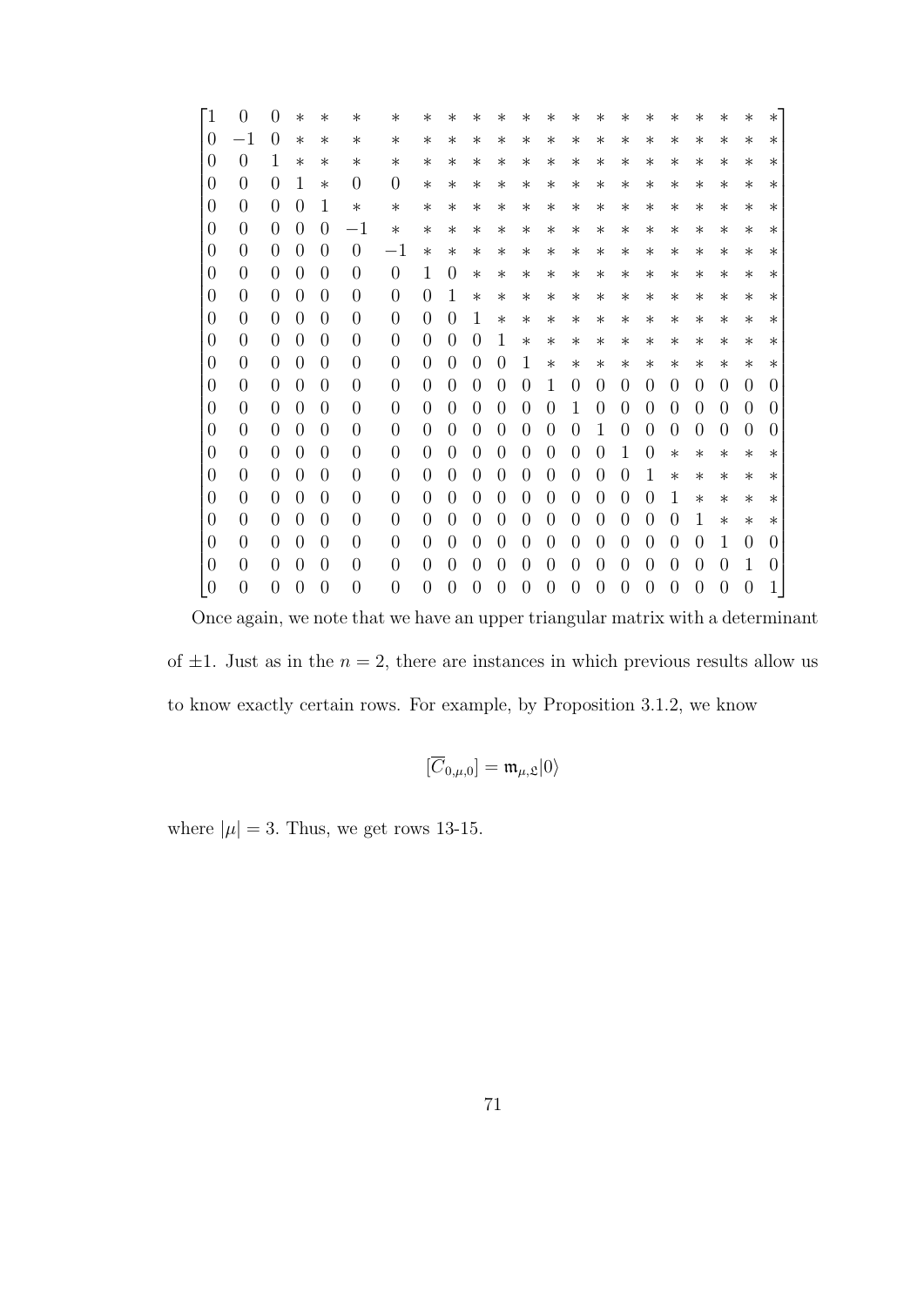$$
\begin{bmatrix}
1 & 0 & 0 & * & * & * & * & * & * & * & * & * & * & * & * & * & * & * & * & * & * & * \\
0 & -1 & 0 & * & * & * & * & * & * & * & * & * & * & * & * & * & * & * & * & * & * & * \\
0 & 0 & 1 & * & * & * & * & * & * & * & * & * & * & * & * & * & * & * & * & * & * & * \\
0 & 0 & 0 & 1 & * & 0 & 0 & * & * & * & * & * & * & * & * & * & * & * & * & * & * & * \\
0 & 0 & 0 & 0 & 1 & * & * & * & * & * & * & * & * & * & * & * & * & * & * & * & * & * \\
0 & 0 & 0 & 0 & 0 & -1 & * & * & * & * & * & * & * & * & * & * & * & * & * & * & * & * \\
0 & 0 & 0 & 0 & 0 & 0 & -1 & * & * & * & * & * & * & * & * & * & * & * & * & * & * & * \\
0 & 0 & 0 & 0 & 0 & 0 & 0 & 1 & 0 & * & * & * & * & * & * & * & * & * & * & * & * & * \\
0 & 0 & 0 & 0 & 0 & 0 & 0 & 0 & 1 & * & * & * & * & * & * & * & * & * & * & * & * & * \\
0 & 0 & 0 & 0 & 0 & 0 & 0 & 0 & 0 & 1 & * & * & * & * & * & * & * & * & * & * & * & * \\
0 & 0 & 0 & 0 & 0 & 0 & 0 & 0 & 0 & 0 & 1 & * & * & * & * & * & * & * & * & * & * & * \\
0 & 0 & 0 & 0 & 0 & 0 & 0 & 0 & 0 & 0 & 0 & 1 & * & * & * & * & * & * & * & * & * & * \\
0 & 0 & 0 & 0 & 0 & 0 & 0 & 0 & 0 & 0 & 0 & 0 & 1 & 0 & 0 & 0 & 0 & 0 & 0 & 0 & 0 & 0 \\
0 & 0 & 0 & 0 & 0 & 0 & 0 & 0 & 0 & 0 & 0 & 0 & 0 & 1 & 0 & 0 & 0 & 0 & 0 & 0 & 0 & 0 \\
0 & 0 & 0 & 0 & 0 & 0 & 0 & 0 & 0 & 0 & 0 & 0 & 0 & 0 & 1 & 0 & 0 & 0 & 0 & 0 & 0 & 0 \\
0 & 0 & 0 & 0 & 0 & 0 & 0 & 0 & 0 & 0 & 0 & 0 & 0 & 0 & 0 & 1 & 0 & * & * & * & * & * \\
0 & 0 & 0 & 0 & 0 & 0 & 0 & 0 & 0 & 0 & 0 & 0 & 0 & 0 & 0 & 0 & 1 & * & * & * & * & * \\
0 & 0 & 0 & 0 & 0 & 0 & 0 & 0 & 0 & 0 & 0 & 0 & 0 & 0 & 0 & 0 & 0 & 1 & * & * & * & * \\
0 & 0 & 0 & 0 & 0 & 0 & 0 & 0 & 0 & 0 & 0 & 0 & 0 & 0 & 0 & 0 & 0 & 0 & 1 & * & * & * \\
0 & 0 & 0 & 0 & 0 & 0 & 0 & 0 & 0 & 0 & 0 & 0 & 0 & 0 & 0 & 0 & 0 & 0 & 0 & 1 & 0 & 0 \\
0 & 0 & 0 & 0 & 0 & 0 & 0 & 0 & 0 & 0 & 0 & 0 & 0 & 0 & 0 & 0 & 0 & 0 & 0 & 0 & 1 & 0 \\
0 & 0 & 0 & 0 & 0 & 0 & 0 & 0 & 0 & 0 & 0 & 0 & 0 & 0 & 0 & 0 & 0 & 0 & 0 & 0 & 0 & 1
\end{bmatrix}
$$

Once again, we note that we have an upper triangular matrix with a determinant of $\pm 1$. Just as in the $n = 2$, there are instances in which previous results allow us to know exactly certain rows. For example, by Proposition 3.1.2, we know

$$[\overline{C}_{0,\mu,0}] = \mathfrak{m}_{\mu,\mathfrak{L}}|0\rangle$$

where $|\mu| = 3$. Thus, we get rows 13-15.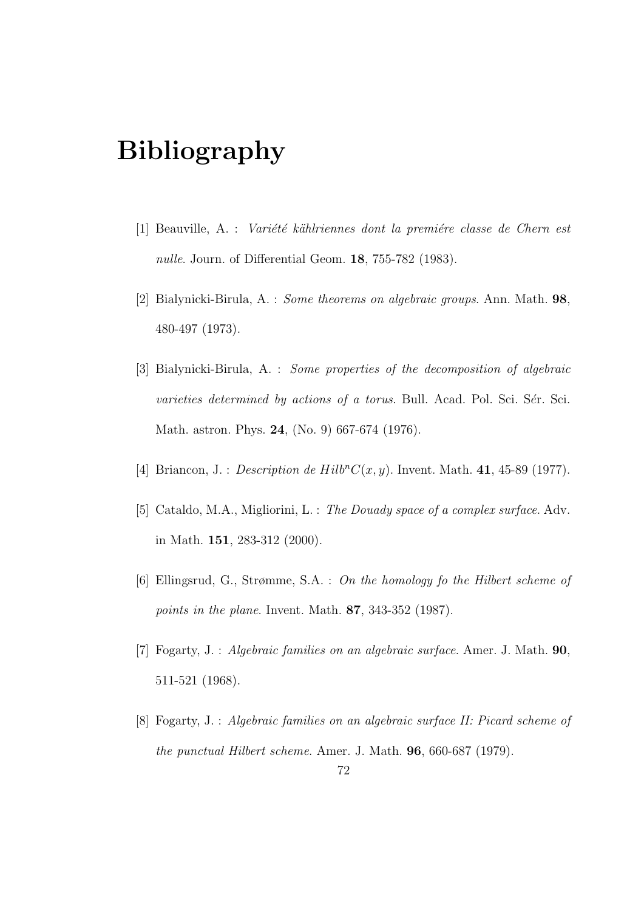# Bibliography

[1] Beauville, A. : *Variété kählriennes dont la premiére classe de Chern est nulle*. Journ. of Differential Geom. **18**, 755-782 (1983).

[2] Bialynicki-Birula, A. : *Some theorems on algebraic groups*. Ann. Math. **98**, 480-497 (1973).

[3] Bialynicki-Birula, A. : *Some properties of the decomposition of algebraic varieties determined by actions of a torus*. Bull. Acad. Pol. Sci. Sér. Sci. Math. astron. Phys. **24**, (No. 9) 667-674 (1976).

[4] Briancon, J. : *Description de $Hilb^n C(x, y)$*. Invent. Math. **41**, 45-89 (1977).

[5] Cataldo, M.A., Migliorini, L. : *The Douady space of a complex surface*. Adv. in Math. **151**, 283-312 (2000).

[6] Ellingsrud, G., Strømme, S.A. : *On the homology fo the Hilbert scheme of points in the plane*. Invent. Math. **87**, 343-352 (1987).

[7] Fogarty, J. : *Algebraic families on an algebraic surface*. Amer. J. Math. **90**, 511-521 (1968).

[8] Fogarty, J. : *Algebraic families on an algebraic surface II: Picard scheme of the punctual Hilbert scheme*. Amer. J. Math. **96**, 660-687 (1979).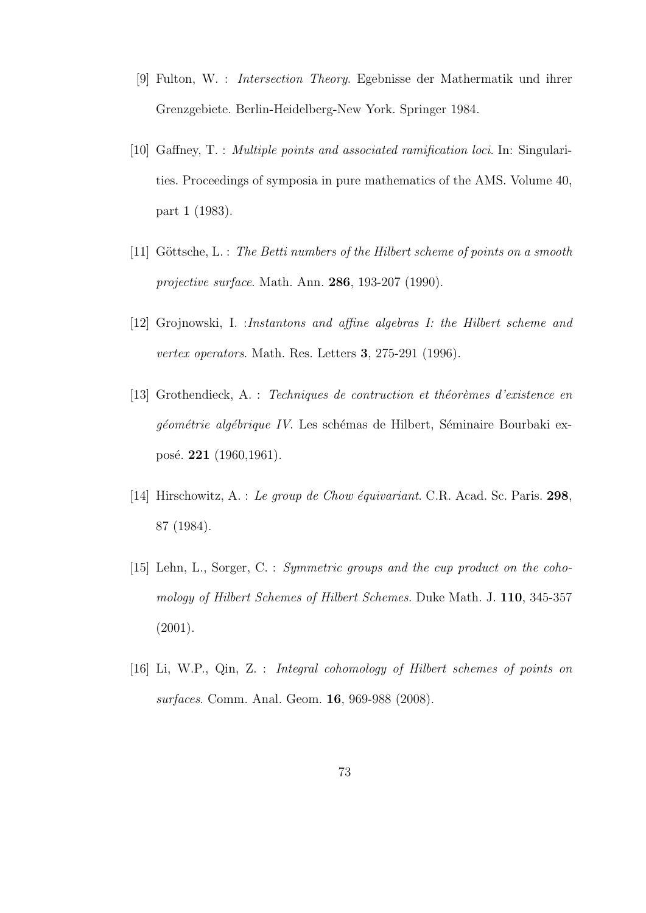[9] Fulton, W. : *Intersection Theory*. Egebnisse der Mathermatik und ihrer Grenzgebiete. Berlin-Heidelberg-New York. Springer 1984.

[10] Gaffney, T. : *Multiple points and associated ramification loci*. In: Singularities. Proceedings of symposia in pure mathematics of the AMS. Volume 40, part 1 (1983).

[11] Göttsche, L. : *The Betti numbers of the Hilbert scheme of points on a smooth projective surface*. Math. Ann. **286**, 193-207 (1990).

[12] Grojnowski, I. :*Instantons and affine algebras I: the Hilbert scheme and vertex operators*. Math. Res. Letters **3**, 275-291 (1996).

[13] Grothendieck, A. : *Techniques de contruction et théorèmes d'existence en géométrie algébrique IV*. Les schémas de Hilbert, Séminaire Bourbaki exposé. **221** (1960,1961).

[14] Hirschowitz, A. : *Le group de Chow équivariant*. C.R. Acad. Sc. Paris. **298**, 87 (1984).

[15] Lehn, L., Sorger, C. : *Symmetric groups and the cup product on the cohomology of Hilbert Schemes of Hilbert Schemes*. Duke Math. J. **110**, 345-357 (2001).

[16] Li, W.P., Qin, Z. : *Integral cohomology of Hilbert schemes of points on surfaces*. Comm. Anal. Geom. **16**, 969-988 (2008).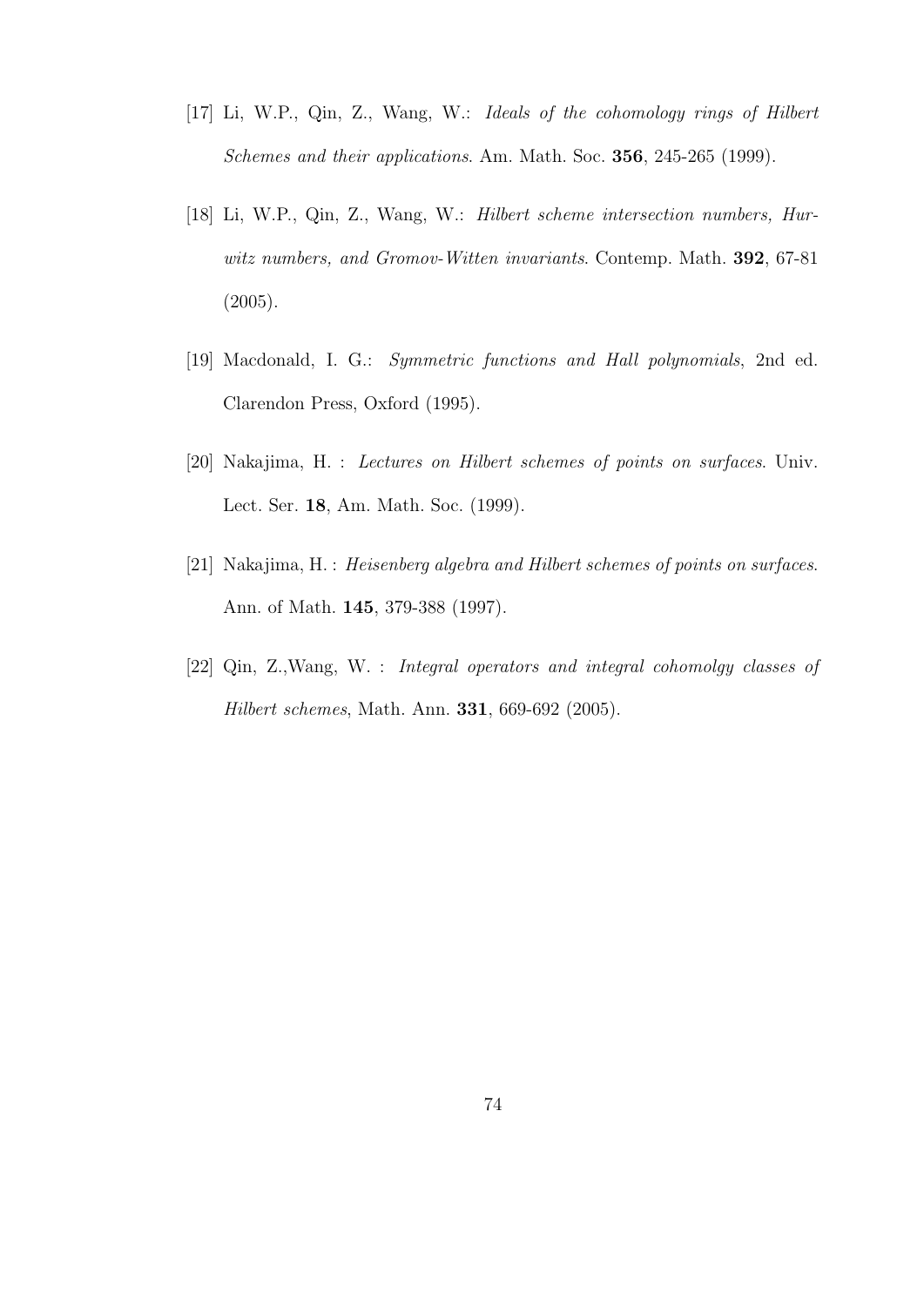[17] Li, W.P., Qin, Z., Wang, W.: *Ideals of the cohomology rings of Hilbert Schemes and their applications*. Am. Math. Soc. **356**, 245-265 (1999).

[18] Li, W.P., Qin, Z., Wang, W.: *Hilbert scheme intersection numbers, Hurwitz numbers, and Gromov-Witten invariants*. Contemp. Math. **392**, 67-81 (2005).

[19] Macdonald, I. G.: *Symmetric functions and Hall polynomials*, 2nd ed. Clarendon Press, Oxford (1995).

[20] Nakajima, H. : *Lectures on Hilbert schemes of points on surfaces*. Univ. Lect. Ser. **18**, Am. Math. Soc. (1999).

[21] Nakajima, H. : *Heisenberg algebra and Hilbert schemes of points on surfaces*. Ann. of Math. **145**, 379-388 (1997).

[22] Qin, Z.,Wang, W. : *Integral operators and integral cohomolgy classes of Hilbert schemes*, Math. Ann. **331**, 669-692 (2005).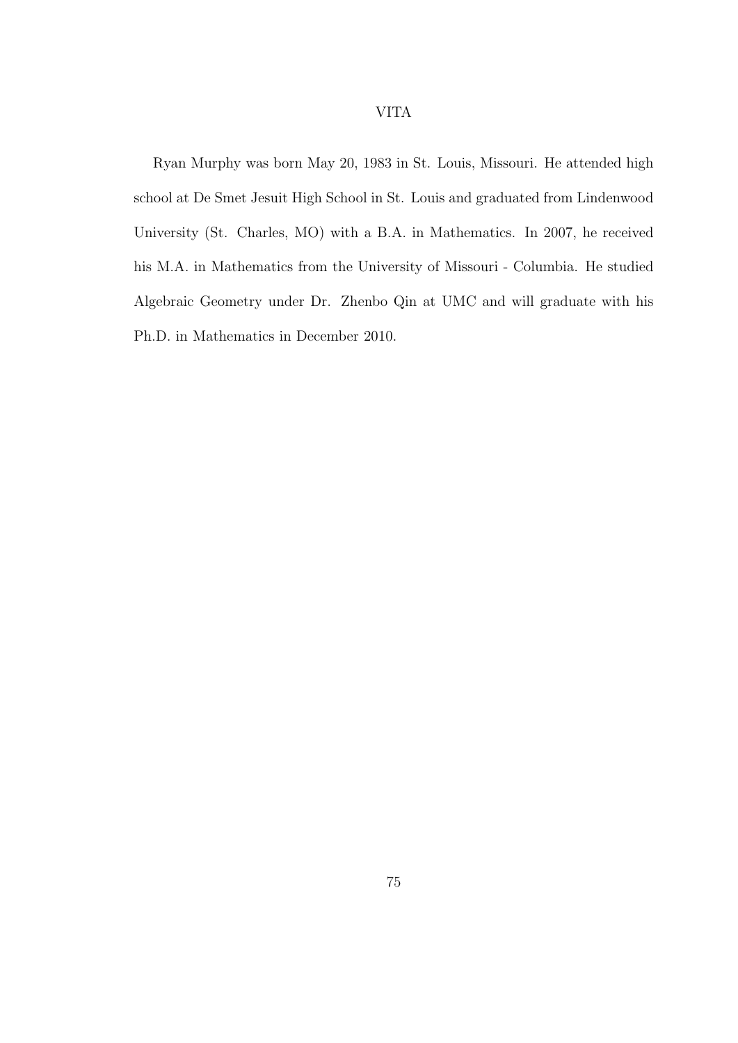# VITA

Ryan Murphy was born May 20, 1983 in St. Louis, Missouri. He attended high school at De Smet Jesuit High School in St. Louis and graduated from Lindenwood University (St. Charles, MO) with a B.A. in Mathematics. In 2007, he received his M.A. in Mathematics from the University of Missouri - Columbia. He studied Algebraic Geometry under Dr. Zhenbo Qin at UMC and will graduate with his Ph.D. in Mathematics in December 2010.